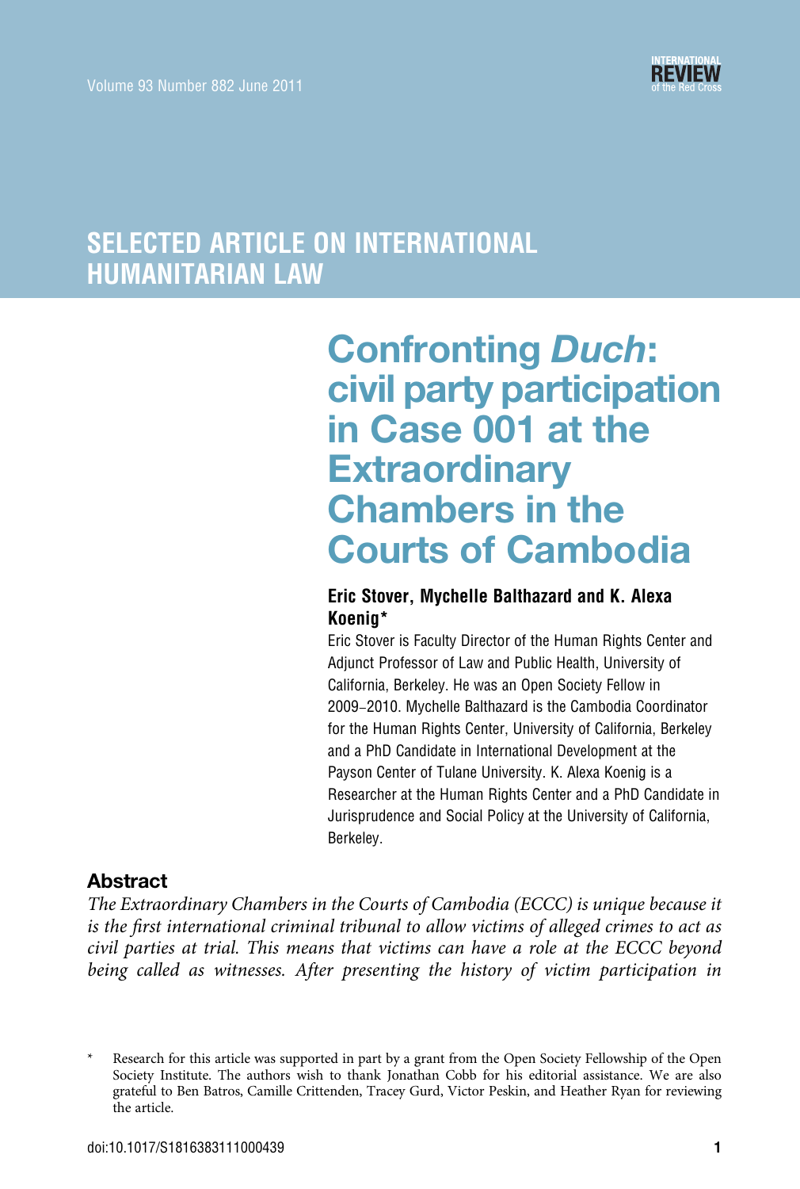## SELECTED ARTICLE ON INTERNATIONAL HUMANITARIAN LAW

# Confronting *Duch*: civil party participation in Case 001 at the Extraordinary Chambers in the Courts of Cambodia

**Eric Stover, Mychelle Balthazard and K. Alexa Koenig***

Eric Stover is Faculty Director of the Human Rights Center and Adjunct Professor of Law and Public Health, University of California, Berkeley. He was an Open Society Fellow in 2009–2010. Mychelle Balthazard is the Cambodia Coordinator for the Human Rights Center, University of California, Berkeley and a PhD Candidate in International Development at the Payson Center of Tulane University. K. Alexa Koenig is a Researcher at the Human Rights Center and a PhD Candidate in Jurisprudence and Social Policy at the University of California, Berkeley.

### Abstract

*The Extraordinary Chambers in the Courts of Cambodia (ECCC) is unique because it is the first international criminal tribunal to allow victims of alleged crimes to act as civil parties at trial. This means that victims can have a role at the ECCC beyond being called as witnesses. After presenting the history of victim participation in*

\* Research for this article was supported in part by a grant from the Open Society Fellowship of the Open Society Institute. The authors wish to thank Jonathan Cobb for his editorial assistance. We are also grateful to Ben Batros, Camille Crittenden, Tracey Gurd, Victor Peskin, and Heather Ryan for reviewing the article.

doi:10.1017/S1816383111000439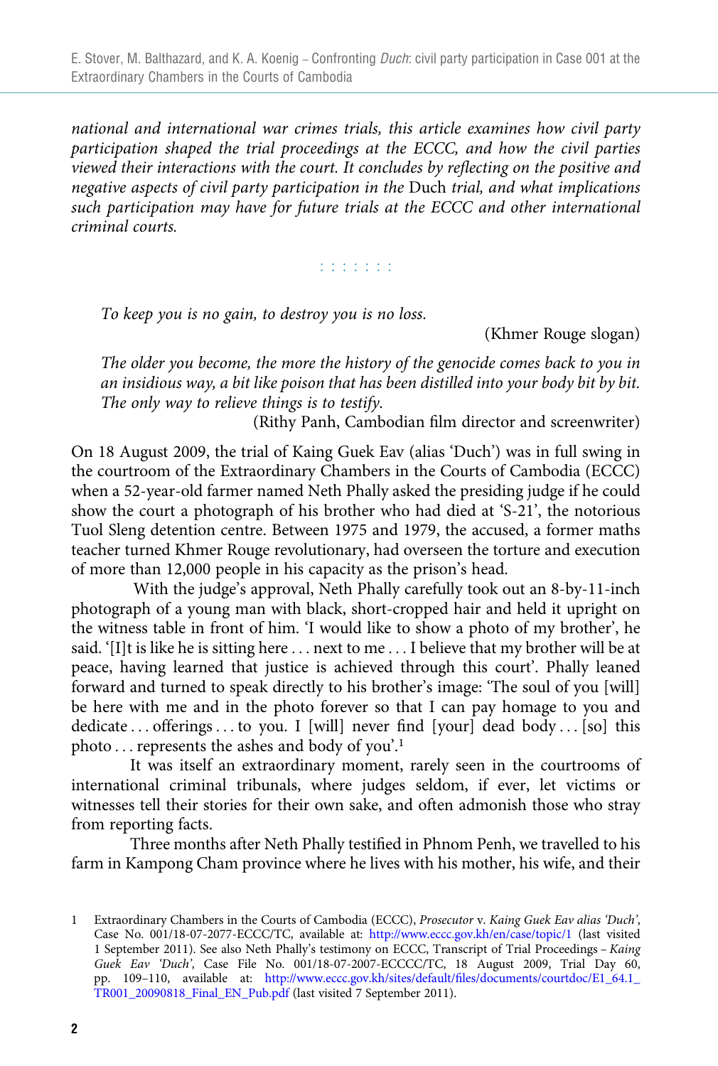*national and international war crimes trials, this article examines how civil party participation shaped the trial proceedings at the ECCC, and how the civil parties viewed their interactions with the court. It concludes by reflecting on the positive and negative aspects of civil party participation in the* Duch *trial, and what implications such participation may have for future trials at the ECCC and other international criminal courts.*

: : : : : : :

*To keep you is no gain, to destroy you is no loss.*

(Khmer Rouge slogan)

*The older you become, the more the history of the genocide comes back to you in an insidious way, a bit like poison that has been distilled into your body bit by bit. The only way to relieve things is to testify.*

(Rithy Panh, Cambodian film director and screenwriter)

On 18 August 2009, the trial of Kaing Guek Eav (alias 'Duch') was in full swing in the courtroom of the Extraordinary Chambers in the Courts of Cambodia (ECCC) when a 52-year-old farmer named Neth Phally asked the presiding judge if he could show the court a photograph of his brother who had died at 'S-21', the notorious Tuol Sleng detention centre. Between 1975 and 1979, the accused, a former maths teacher turned Khmer Rouge revolutionary, had overseen the torture and execution of more than 12,000 people in his capacity as the prison's head.

With the judge's approval, Neth Phally carefully took out an 8-by-11-inch photograph of a young man with black, short-cropped hair and held it upright on the witness table in front of him. 'I would like to show a photo of my brother', he said. '[I]t is like he is sitting here . . . next to me . . . I believe that my brother will be at peace, having learned that justice is achieved through this court'. Phally leaned forward and turned to speak directly to his brother's image: 'The soul of you [will] be here with me and in the photo forever so that I can pay homage to you and dedicate . . . offerings . . . to you. I [will] never find [your] dead body . . . [so] this photo . . . represents the ashes and body of you'.[1]

It was itself an extraordinary moment, rarely seen in the courtrooms of international criminal tribunals, where judges seldom, if ever, let victims or witnesses tell their stories for their own sake, and often admonish those who stray from reporting facts.

Three months after Neth Phally testified in Phnom Penh, we travelled to his farm in Kampong Cham province where he lives with his mother, his wife, and their

---

1 Extraordinary Chambers in the Courts of Cambodia (ECCC), *Prosecutor* v. *Kaing Guek Eav alias 'Duch'*, Case No. 001/18-07-2077-ECCC/TC, available at: http://www.eccc.gov.kh/en/case/topic/1 (last visited 1 September 2011). See also Neth Phally's testimony on ECCC, Transcript of Trial Proceedings – *Kaing Guek Eav 'Duch'*, Case File No. 001/18-07-2007-ECCCC/TC, 18 August 2009, Trial Day 60, pp. 109–110, available at: http://www.eccc.gov.kh/sites/default/files/documents/courtdoc/E1_64.1_TR001_20090818_Final_EN_Pub.pdf (last visited 7 September 2011).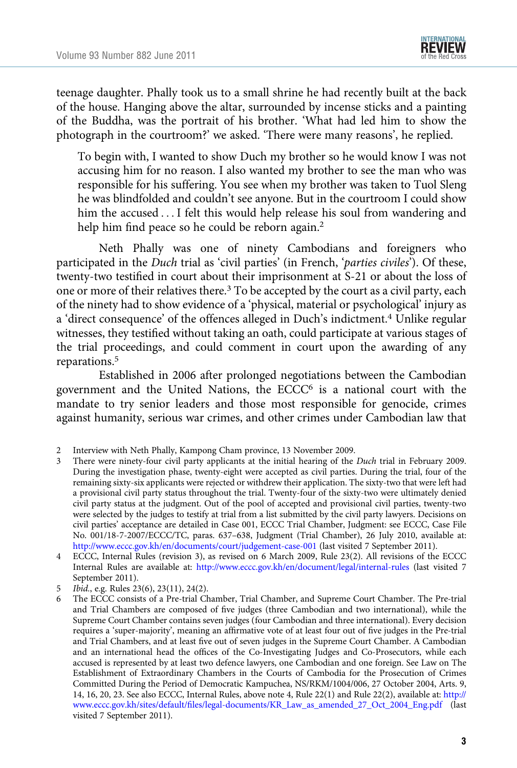teenage daughter. Phally took us to a small shrine he had recently built at the back of the house. Hanging above the altar, surrounded by incense sticks and a painting of the Buddha, was the portrait of his brother. 'What had led him to show the photograph in the courtroom?' we asked. 'There were many reasons', he replied.

> To begin with, I wanted to show Duch my brother so he would know I was not accusing him for no reason. I also wanted my brother to see the man who was responsible for his suffering. You see when my brother was taken to Tuol Sleng he was blindfolded and couldn't see anyone. But in the courtroom I could show him the accused . . . I felt this would help release his soul from wandering and help him find peace so he could be reborn again.[2]

Neth Phally was one of ninety Cambodians and foreigners who participated in the *Duch* trial as 'civil parties' (in French, '*parties civiles*'). Of these, twenty-two testified in court about their imprisonment at S-21 or about the loss of one or more of their relatives there.[3] To be accepted by the court as a civil party, each of the ninety had to show evidence of a 'physical, material or psychological' injury as a 'direct consequence' of the offences alleged in Duch's indictment.[4] Unlike regular witnesses, they testified without taking an oath, could participate at various stages of the trial proceedings, and could comment in court upon the awarding of any reparations.[5]

Established in 2006 after prolonged negotiations between the Cambodian government and the United Nations, the ECCC[6] is a national court with the mandate to try senior leaders and those most responsible for genocide, crimes against humanity, serious war crimes, and other crimes under Cambodian law that

---

2 Interview with Neth Phally, Kampong Cham province, 13 November 2009.

3 There were ninety-four civil party applicants at the initial hearing of the *Duch* trial in February 2009. During the investigation phase, twenty-eight were accepted as civil parties. During the trial, four of the remaining sixty-six applicants were rejected or withdrew their application. The sixty-two that were left had a provisional civil party status throughout the trial. Twenty-four of the sixty-two were ultimately denied civil party status at the judgment. Out of the pool of accepted and provisional civil parties, twenty-two were selected by the judges to testify at trial from a list submitted by the civil party lawyers. Decisions on civil parties' acceptance are detailed in Case 001, ECCC Trial Chamber, Judgment: see ECCC, Case File No. 001/18-7-2007/ECCC/TC, paras. 637–638, Judgment (Trial Chamber), 26 July 2010, available at: http://www.eccc.gov.kh/en/documents/court/judgement-case-001 (last visited 7 September 2011).

4 ECCC, Internal Rules (revision 3), as revised on 6 March 2009, Rule 23(2). All revisions of the ECCC Internal Rules are available at: http://www.eccc.gov.kh/en/document/legal/internal-rules (last visited 7 September 2011).

5 *Ibid.*, e.g. Rules 23(6), 23(11), 24(2).

6 The ECCC consists of a Pre-trial Chamber, Trial Chamber, and Supreme Court Chamber. The Pre-trial and Trial Chambers are composed of five judges (three Cambodian and two international), while the Supreme Court Chamber contains seven judges (four Cambodian and three international). Every decision requires a 'super-majority', meaning an affirmative vote of at least four out of five judges in the Pre-trial and Trial Chambers, and at least five out of seven judges in the Supreme Court Chamber. A Cambodian and an international head the offices of the Co-Investigating Judges and Co-Prosecutors, while each accused is represented by at least two defence lawyers, one Cambodian and one foreign. See Law on The Establishment of Extraordinary Chambers in the Courts of Cambodia for the Prosecution of Crimes Committed During the Period of Democratic Kampuchea, NS/RKM/1004/006, 27 October 2004, Arts. 9, 14, 16, 20, 23. See also ECCC, Internal Rules, above note 4, Rule 22(1) and Rule 22(2), available at: http://www.eccc.gov.kh/sites/default/files/legal-documents/KR_Law_as_amended_27_Oct_2004_Eng.pdf (last visited 7 September 2011).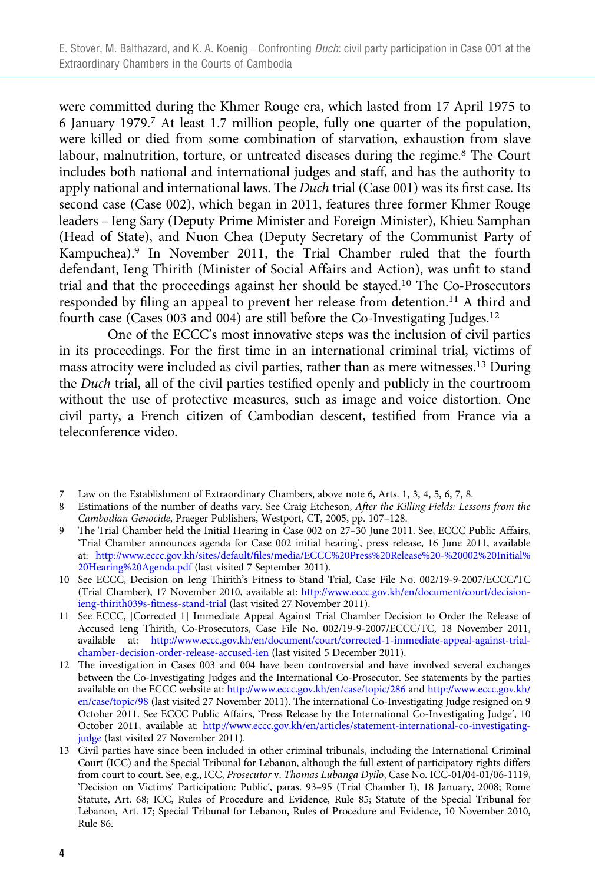were committed during the Khmer Rouge era, which lasted from 17 April 1975 to 6 January 1979.[7] At least 1.7 million people, fully one quarter of the population, were killed or died from some combination of starvation, exhaustion from slave labour, malnutrition, torture, or untreated diseases during the regime.[8] The Court includes both national and international judges and staff, and has the authority to apply national and international laws. The *Duch* trial (Case 001) was its first case. Its second case (Case 002), which began in 2011, features three former Khmer Rouge leaders – Ieng Sary (Deputy Prime Minister and Foreign Minister), Khieu Samphan (Head of State), and Nuon Chea (Deputy Secretary of the Communist Party of Kampuchea).[9] In November 2011, the Trial Chamber ruled that the fourth defendant, Ieng Thirith (Minister of Social Affairs and Action), was unfit to stand trial and that the proceedings against her should be stayed.[10] The Co-Prosecutors responded by filing an appeal to prevent her release from detention.[11] A third and fourth case (Cases 003 and 004) are still before the Co-Investigating Judges.[12]

One of the ECCC's most innovative steps was the inclusion of civil parties in its proceedings. For the first time in an international criminal trial, victims of mass atrocity were included as civil parties, rather than as mere witnesses.[13] During the *Duch* trial, all of the civil parties testified openly and publicly in the courtroom without the use of protective measures, such as image and voice distortion. One civil party, a French citizen of Cambodian descent, testified from France via a teleconference video.

7 Law on the Establishment of Extraordinary Chambers, above note 6, Arts. 1, 3, 4, 5, 6, 7, 8.

8 Estimations of the number of deaths vary. See Craig Etcheson, *After the Killing Fields: Lessons from the Cambodian Genocide*, Praeger Publishers, Westport, CT, 2005, pp. 107–128.

9 The Trial Chamber held the Initial Hearing in Case 002 on 27–30 June 2011. See, ECCC Public Affairs, 'Trial Chamber announces agenda for Case 002 initial hearing', press release, 16 June 2011, available at: http://www.eccc.gov.kh/sites/default/files/media/ECCC%20Press%20Release%20-%20002%20Initial%20Hearing%20Agenda.pdf (last visited 7 September 2011).

10 See ECCC, Decision on Ieng Thirith's Fitness to Stand Trial, Case File No. 002/19-9-2007/ECCC/TC (Trial Chamber), 17 November 2010, available at: http://www.eccc.gov.kh/en/document/court/decision-ieng-thirith039s-fitness-stand-trial (last visited 27 November 2011).

11 See ECCC, [Corrected 1] Immediate Appeal Against Trial Chamber Decision to Order the Release of Accused Ieng Thirith, Co-Prosecutors, Case File No. 002/19-9-2007/ECCC/TC, 18 November 2011, available at: http://www.eccc.gov.kh/en/document/court/corrected-1-immediate-appeal-against-trial-chamber-decision-order-release-accused-ien (last visited 5 December 2011).

12 The investigation in Cases 003 and 004 have been controversial and have involved several exchanges between the Co-Investigating Judges and the International Co-Prosecutor. See statements by the parties available on the ECCC website at: http://www.eccc.gov.kh/en/case/topic/286 and http://www.eccc.gov.kh/en/case/topic/98 (last visited 27 November 2011). The international Co-Investigating Judge resigned on 9 October 2011. See ECCC Public Affairs, 'Press Release by the International Co-Investigating Judge', 10 October 2011, available at: http://www.eccc.gov.kh/en/articles/statement-international-co-investigating-judge (last visited 27 November 2011).

13 Civil parties have since been included in other criminal tribunals, including the International Criminal Court (ICC) and the Special Tribunal for Lebanon, although the full extent of participatory rights differs from court to court. See, e.g., ICC, *Prosecutor* v. *Thomas Lubanga Dyilo*, Case No. ICC-01/04-01/06-1119, 'Decision on Victims' Participation: Public', paras. 93–95 (Trial Chamber I), 18 January, 2008; Rome Statute, Art. 68; ICC, Rules of Procedure and Evidence, Rule 85; Statute of the Special Tribunal for Lebanon, Art. 17; Special Tribunal for Lebanon, Rules of Procedure and Evidence, 10 November 2010, Rule 86.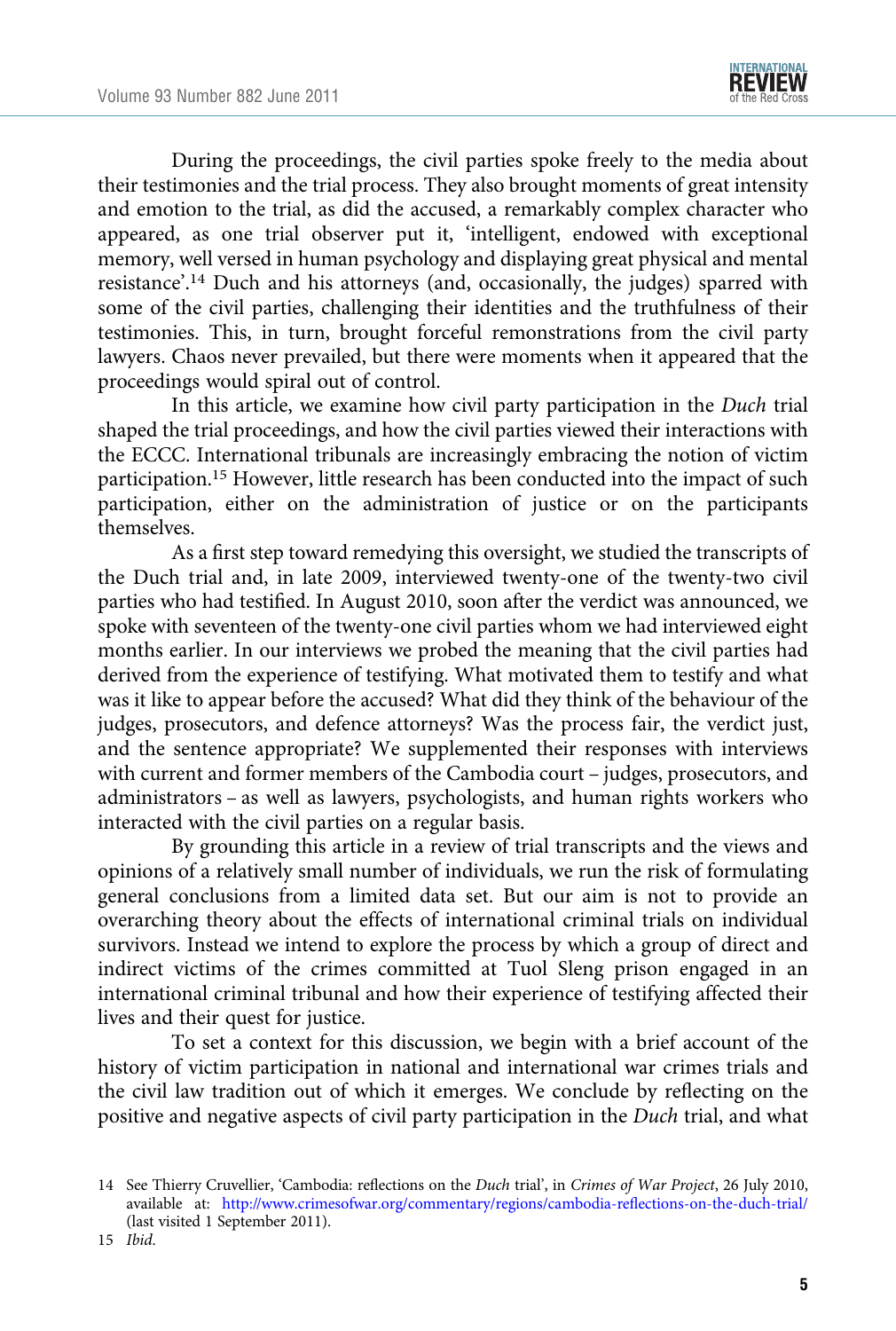During the proceedings, the civil parties spoke freely to the media about their testimonies and the trial process. They also brought moments of great intensity and emotion to the trial, as did the accused, a remarkably complex character who appeared, as one trial observer put it, 'intelligent, endowed with exceptional memory, well versed in human psychology and displaying great physical and mental resistance'.[14] Duch and his attorneys (and, occasionally, the judges) sparred with some of the civil parties, challenging their identities and the truthfulness of their testimonies. This, in turn, brought forceful remonstrations from the civil party lawyers. Chaos never prevailed, but there were moments when it appeared that the proceedings would spiral out of control.

In this article, we examine how civil party participation in the *Duch* trial shaped the trial proceedings, and how the civil parties viewed their interactions with the ECCC. International tribunals are increasingly embracing the notion of victim participation.[15] However, little research has been conducted into the impact of such participation, either on the administration of justice or on the participants themselves.

As a first step toward remedying this oversight, we studied the transcripts of the Duch trial and, in late 2009, interviewed twenty-one of the twenty-two civil parties who had testified. In August 2010, soon after the verdict was announced, we spoke with seventeen of the twenty-one civil parties whom we had interviewed eight months earlier. In our interviews we probed the meaning that the civil parties had derived from the experience of testifying. What motivated them to testify and what was it like to appear before the accused? What did they think of the behaviour of the judges, prosecutors, and defence attorneys? Was the process fair, the verdict just, and the sentence appropriate? We supplemented their responses with interviews with current and former members of the Cambodia court – judges, prosecutors, and administrators – as well as lawyers, psychologists, and human rights workers who interacted with the civil parties on a regular basis.

By grounding this article in a review of trial transcripts and the views and opinions of a relatively small number of individuals, we run the risk of formulating general conclusions from a limited data set. But our aim is not to provide an overarching theory about the effects of international criminal trials on individual survivors. Instead we intend to explore the process by which a group of direct and indirect victims of the crimes committed at Tuol Sleng prison engaged in an international criminal tribunal and how their experience of testifying affected their lives and their quest for justice.

To set a context for this discussion, we begin with a brief account of the history of victim participation in national and international war crimes trials and the civil law tradition out of which it emerges. We conclude by reflecting on the positive and negative aspects of civil party participation in the *Duch* trial, and what

14 See Thierry Cruvellier, 'Cambodia: reflections on the *Duch* trial', in *Crimes of War Project*, 26 July 2010, available at: http://www.crimesofwar.org/commentary/regions/cambodia-reflections-on-the-duch-trial/ (last visited 1 September 2011).

15 *Ibid.*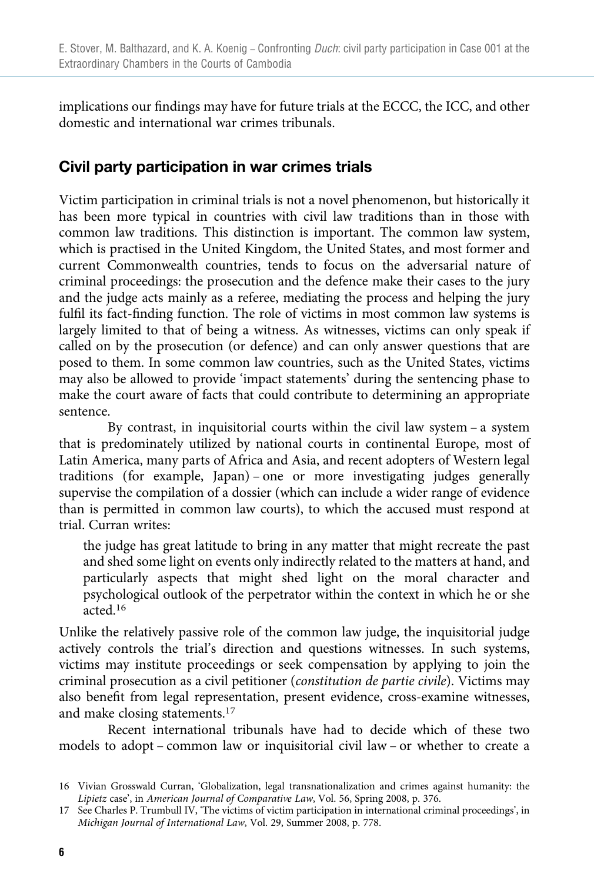implications our findings may have for future trials at the ECCC, the ICC, and other domestic and international war crimes tribunals.

## Civil party participation in war crimes trials

Victim participation in criminal trials is not a novel phenomenon, but historically it has been more typical in countries with civil law traditions than in those with common law traditions. This distinction is important. The common law system, which is practised in the United Kingdom, the United States, and most former and current Commonwealth countries, tends to focus on the adversarial nature of criminal proceedings: the prosecution and the defence make their cases to the jury and the judge acts mainly as a referee, mediating the process and helping the jury fulfil its fact-finding function. The role of victims in most common law systems is largely limited to that of being a witness. As witnesses, victims can only speak if called on by the prosecution (or defence) and can only answer questions that are posed to them. In some common law countries, such as the United States, victims may also be allowed to provide 'impact statements' during the sentencing phase to make the court aware of facts that could contribute to determining an appropriate sentence.

By contrast, in inquisitorial courts within the civil law system – a system that is predominately utilized by national courts in continental Europe, most of Latin America, many parts of Africa and Asia, and recent adopters of Western legal traditions (for example, Japan) – one or more investigating judges generally supervise the compilation of a dossier (which can include a wider range of evidence than is permitted in common law courts), to which the accused must respond at trial. Curran writes:

> the judge has great latitude to bring in any matter that might recreate the past and shed some light on events only indirectly related to the matters at hand, and particularly aspects that might shed light on the moral character and psychological outlook of the perpetrator within the context in which he or she acted.[16]

Unlike the relatively passive role of the common law judge, the inquisitorial judge actively controls the trial's direction and questions witnesses. In such systems, victims may institute proceedings or seek compensation by applying to join the criminal prosecution as a civil petitioner (*constitution de partie civile*). Victims may also benefit from legal representation, present evidence, cross-examine witnesses, and make closing statements.[17]

Recent international tribunals have had to decide which of these two models to adopt – common law or inquisitorial civil law – or whether to create a

16 Vivian Grosswald Curran, 'Globalization, legal transnationalization and crimes against humanity: the *Lipietz* case', in *American Journal of Comparative Law*, Vol. 56, Spring 2008, p. 376.

17 See Charles P. Trumbull IV, 'The victims of victim participation in international criminal proceedings', in *Michigan Journal of International Law*, Vol. 29, Summer 2008, p. 778.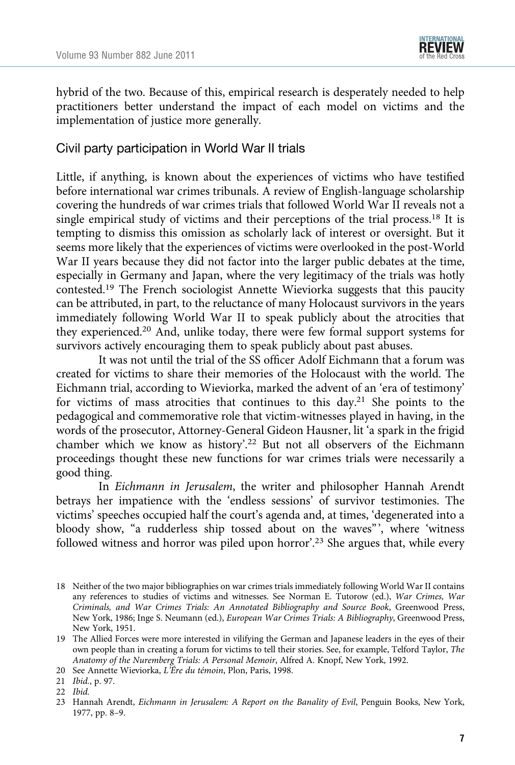hybrid of the two. Because of this, empirical research is desperately needed to help practitioners better understand the impact of each model on victims and the implementation of justice more generally.

## Civil party participation in World War II trials

Little, if anything, is known about the experiences of victims who have testified before international war crimes tribunals. A review of English-language scholarship covering the hundreds of war crimes trials that followed World War II reveals not a single empirical study of victims and their perceptions of the trial process.[18] It is tempting to dismiss this omission as scholarly lack of interest or oversight. But it seems more likely that the experiences of victims were overlooked in the post-World War II years because they did not factor into the larger public debates at the time, especially in Germany and Japan, where the very legitimacy of the trials was hotly contested.[19] The French sociologist Annette Wieviorka suggests that this paucity can be attributed, in part, to the reluctance of many Holocaust survivors in the years immediately following World War II to speak publicly about the atrocities that they experienced.[20] And, unlike today, there were few formal support systems for survivors actively encouraging them to speak publicly about past abuses.

It was not until the trial of the SS officer Adolf Eichmann that a forum was created for victims to share their memories of the Holocaust with the world. The Eichmann trial, according to Wieviorka, marked the advent of an 'era of testimony' for victims of mass atrocities that continues to this day.[21] She points to the pedagogical and commemorative role that victim-witnesses played in having, in the words of the prosecutor, Attorney-General Gideon Hausner, lit 'a spark in the frigid chamber which we know as history'.[22] But not all observers of the Eichmann proceedings thought these new functions for war crimes trials were necessarily a good thing.

In *Eichmann in Jerusalem*, the writer and philosopher Hannah Arendt betrays her impatience with the 'endless sessions' of survivor testimonies. The victims' speeches occupied half the court's agenda and, at times, 'degenerated into a bloody show, "a rudderless ship tossed about on the waves"', where 'witness followed witness and horror was piled upon horror'.[23] She argues that, while every

---

18 Neither of the two major bibliographies on war crimes trials immediately following World War II contains any references to studies of victims and witnesses. See Norman E. Tutorow (ed.), *War Crimes, War Criminals, and War Crimes Trials: An Annotated Bibliography and Source Book*, Greenwood Press, New York, 1986; Inge S. Neumann (ed.), *European War Crimes Trials: A Bibliography*, Greenwood Press, New York, 1951.

19 The Allied Forces were more interested in vilifying the German and Japanese leaders in the eyes of their own people than in creating a forum for victims to tell their stories. See, for example, Telford Taylor, *The Anatomy of the Nuremberg Trials: A Personal Memoir*, Alfred A. Knopf, New York, 1992.

20 See Annette Wieviorka, *L'Ére du témoin*, Plon, Paris, 1998.

21 *Ibid.*, p. 97.

22 *Ibid.*

23 Hannah Arendt, *Eichmann in Jerusalem: A Report on the Banality of Evil*, Penguin Books, New York, 1977, pp. 8–9.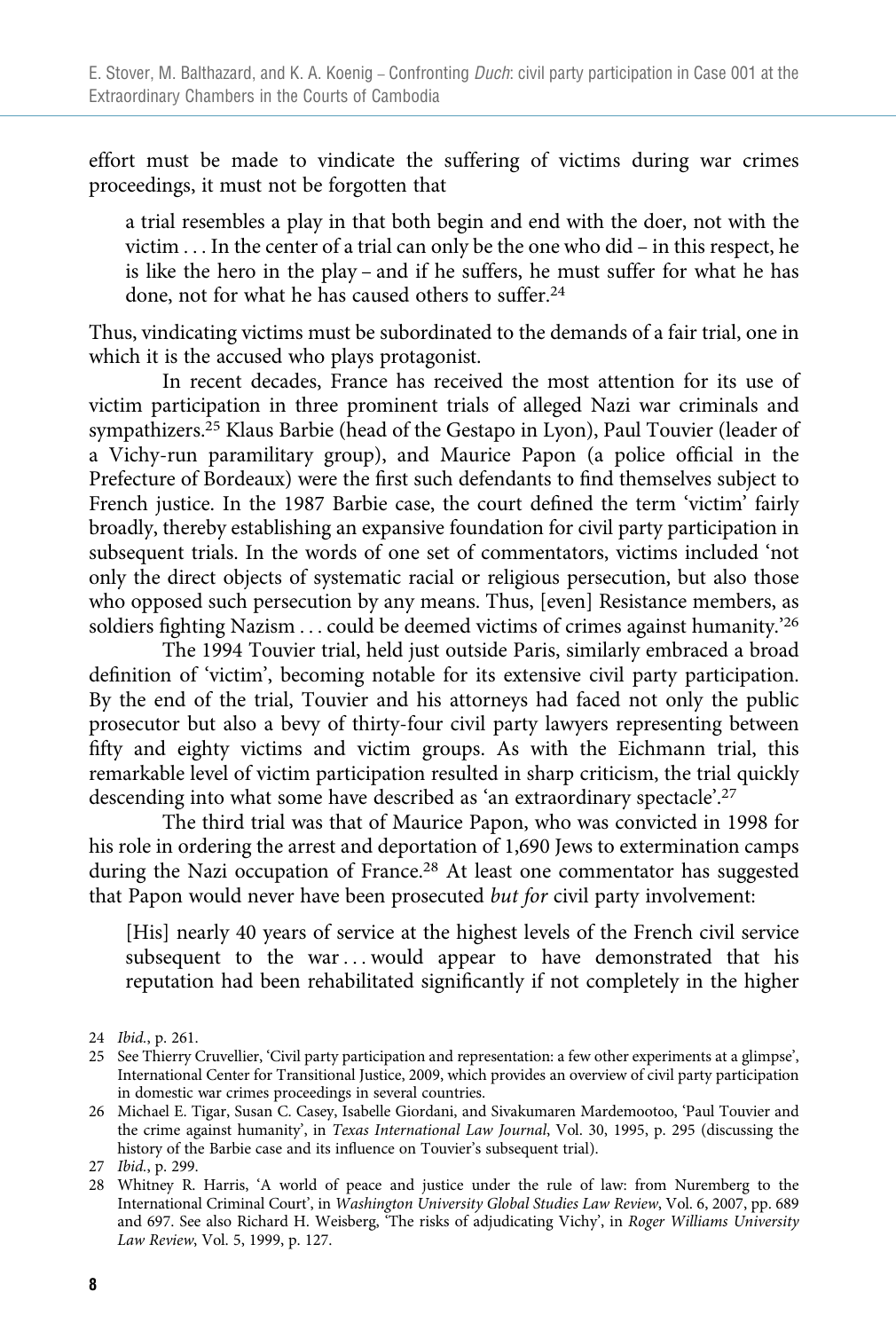effort must be made to vindicate the suffering of victims during war crimes proceedings, it must not be forgotten that

> a trial resembles a play in that both begin and end with the doer, not with the victim . . . In the center of a trial can only be the one who did – in this respect, he is like the hero in the play – and if he suffers, he must suffer for what he has done, not for what he has caused others to suffer.[24]

Thus, vindicating victims must be subordinated to the demands of a fair trial, one in which it is the accused who plays protagonist.

In recent decades, France has received the most attention for its use of victim participation in three prominent trials of alleged Nazi war criminals and sympathizers.[25] Klaus Barbie (head of the Gestapo in Lyon), Paul Touvier (leader of a Vichy-run paramilitary group), and Maurice Papon (a police official in the Prefecture of Bordeaux) were the first such defendants to find themselves subject to French justice. In the 1987 Barbie case, the court defined the term 'victim' fairly broadly, thereby establishing an expansive foundation for civil party participation in subsequent trials. In the words of one set of commentators, victims included 'not only the direct objects of systematic racial or religious persecution, but also those who opposed such persecution by any means. Thus, [even] Resistance members, as soldiers fighting Nazism . . . could be deemed victims of crimes against humanity.'[26]

The 1994 Touvier trial, held just outside Paris, similarly embraced a broad definition of 'victim', becoming notable for its extensive civil party participation. By the end of the trial, Touvier and his attorneys had faced not only the public prosecutor but also a bevy of thirty-four civil party lawyers representing between fifty and eighty victims and victim groups. As with the Eichmann trial, this remarkable level of victim participation resulted in sharp criticism, the trial quickly descending into what some have described as 'an extraordinary spectacle'.[27]

The third trial was that of Maurice Papon, who was convicted in 1998 for his role in ordering the arrest and deportation of 1,690 Jews to extermination camps during the Nazi occupation of France.[28] At least one commentator has suggested that Papon would never have been prosecuted *but for* civil party involvement:

> [His] nearly 40 years of service at the highest levels of the French civil service subsequent to the war . . . would appear to have demonstrated that his reputation had been rehabilitated significantly if not completely in the higher

---

24 *Ibid.*, p. 261.

25 See Thierry Cruvellier, 'Civil party participation and representation: a few other experiments at a glimpse', International Center for Transitional Justice, 2009, which provides an overview of civil party participation in domestic war crimes proceedings in several countries.

26 Michael E. Tigar, Susan C. Casey, Isabelle Giordani, and Sivakumaren Mardemootoo, 'Paul Touvier and the crime against humanity', in *Texas International Law Journal*, Vol. 30, 1995, p. 295 (discussing the history of the Barbie case and its influence on Touvier's subsequent trial).

27 *Ibid.*, p. 299.

28 Whitney R. Harris, 'A world of peace and justice under the rule of law: from Nuremberg to the International Criminal Court', in *Washington University Global Studies Law Review*, Vol. 6, 2007, pp. 689 and 697. See also Richard H. Weisberg, 'The risks of adjudicating Vichy', in *Roger Williams University Law Review*, Vol. 5, 1999, p. 127.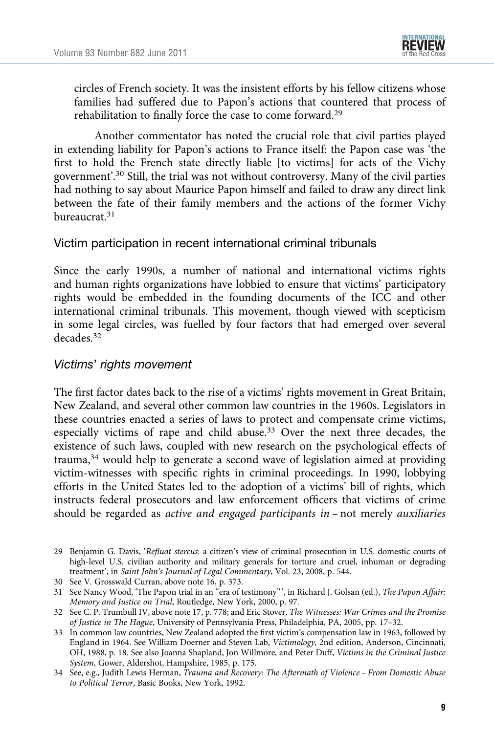circles of French society. It was the insistent efforts by his fellow citizens whose families had suffered due to Papon's actions that countered that process of rehabilitation to finally force the case to come forward.[29]

Another commentator has noted the crucial role that civil parties played in extending liability for Papon's actions to France itself: the Papon case was 'the first to hold the French state directly liable [to victims] for acts of the Vichy government'.[30] Still, the trial was not without controversy. Many of the civil parties had nothing to say about Maurice Papon himself and failed to draw any direct link between the fate of their family members and the actions of the former Vichy bureaucrat.[31]

## Victim participation in recent international criminal tribunals

Since the early 1990s, a number of national and international victims rights and human rights organizations have lobbied to ensure that victims' participatory rights would be embedded in the founding documents of the ICC and other international criminal tribunals. This movement, though viewed with scepticism in some legal circles, was fuelled by four factors that had emerged over several decades.[32]

### *Victims' rights movement*

The first factor dates back to the rise of a victims' rights movement in Great Britain, New Zealand, and several other common law countries in the 1960s. Legislators in these countries enacted a series of laws to protect and compensate crime victims, especially victims of rape and child abuse.[33] Over the next three decades, the existence of such laws, coupled with new research on the psychological effects of trauma,[34] would help to generate a second wave of legislation aimed at providing victim-witnesses with specific rights in criminal proceedings. In 1990, lobbying efforts in the United States led to the adoption of a victims' bill of rights, which instructs federal prosecutors and law enforcement officers that victims of crime should be regarded as *active and engaged participants in* – not merely *auxiliaries*

---

29 Benjamin G. Davis, '*Refluat stercus*: a citizen's view of criminal prosecution in U.S. domestic courts of high-level U.S. civilian authority and military generals for torture and cruel, inhuman or degrading treatment', in *Saint John's Journal of Legal Commentary*, Vol. 23, 2008, p. 544.

30 See V. Grosswald Curran, above note 16, p. 373.

31 See Nancy Wood, 'The Papon trial in an "era of testimony"', in Richard J. Golsan (ed.), *The Papon Affair: Memory and Justice on Trial*, Routledge, New York, 2000, p. 97.

32 See C. P. Trumbull IV, above note 17, p. 778; and Eric Stover, *The Witnesses: War Crimes and the Promise of Justice in The Hague*, University of Pennsylvania Press, Philadelphia, PA, 2005, pp. 17–32.

33 In common law countries, New Zealand adopted the first victim's compensation law in 1963, followed by England in 1964. See William Doerner and Steven Lab, *Victimology*, 2nd edition, Anderson, Cincinnati, OH, 1988, p. 18. See also Joanna Shapland, Jon Willmore, and Peter Duff, *Victims in the Criminal Justice System*, Gower, Aldershot, Hampshire, 1985, p. 175.

34 See, e.g., Judith Lewis Herman, *Trauma and Recovery: The Aftermath of Violence – From Domestic Abuse to Political Terror*, Basic Books, New York, 1992.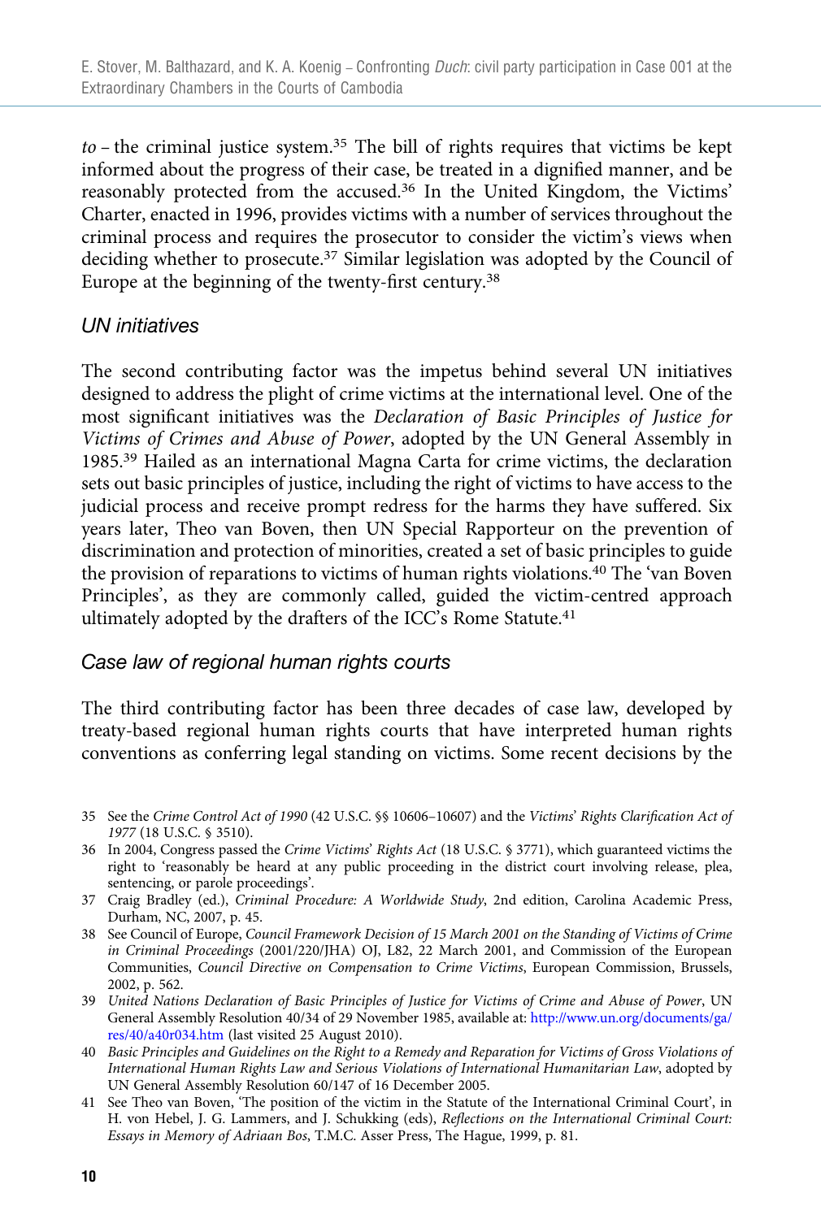*to* – the criminal justice system.[35] The bill of rights requires that victims be kept informed about the progress of their case, be treated in a dignified manner, and be reasonably protected from the accused.[36] In the United Kingdom, the Victims' Charter, enacted in 1996, provides victims with a number of services throughout the criminal process and requires the prosecutor to consider the victim's views when deciding whether to prosecute.[37] Similar legislation was adopted by the Council of Europe at the beginning of the twenty-first century.[38]

### UN initiatives

The second contributing factor was the impetus behind several UN initiatives designed to address the plight of crime victims at the international level. One of the most significant initiatives was the *Declaration of Basic Principles of Justice for Victims of Crimes and Abuse of Power*, adopted by the UN General Assembly in 1985.[39] Hailed as an international Magna Carta for crime victims, the declaration sets out basic principles of justice, including the right of victims to have access to the judicial process and receive prompt redress for the harms they have suffered. Six years later, Theo van Boven, then UN Special Rapporteur on the prevention of discrimination and protection of minorities, created a set of basic principles to guide the provision of reparations to victims of human rights violations.[40] The 'van Boven Principles', as they are commonly called, guided the victim-centred approach ultimately adopted by the drafters of the ICC's Rome Statute.[41]

### Case law of regional human rights courts

The third contributing factor has been three decades of case law, developed by treaty-based regional human rights courts that have interpreted human rights conventions as conferring legal standing on victims. Some recent decisions by the

---

35 See the *Crime Control Act of 1990* (42 U.S.C. §§ 10606–10607) and the *Victims' Rights Clarification Act of 1977* (18 U.S.C. § 3510).

36 In 2004, Congress passed the *Crime Victims' Rights Act* (18 U.S.C. § 3771), which guaranteed victims the right to 'reasonably be heard at any public proceeding in the district court involving release, plea, sentencing, or parole proceedings'.

37 Craig Bradley (ed.), *Criminal Procedure: A Worldwide Study*, 2nd edition, Carolina Academic Press, Durham, NC, 2007, p. 45.

38 See Council of Europe, *Council Framework Decision of 15 March 2001 on the Standing of Victims of Crime in Criminal Proceedings* (2001/220/JHA) OJ, L82, 22 March 2001, and Commission of the European Communities, *Council Directive on Compensation to Crime Victims*, European Commission, Brussels, 2002, p. 562.

39 *United Nations Declaration of Basic Principles of Justice for Victims of Crime and Abuse of Power*, UN General Assembly Resolution 40/34 of 29 November 1985, available at: http://www.un.org/documents/ga/res/40/a40r034.htm (last visited 25 August 2010).

40 *Basic Principles and Guidelines on the Right to a Remedy and Reparation for Victims of Gross Violations of International Human Rights Law and Serious Violations of International Humanitarian Law*, adopted by UN General Assembly Resolution 60/147 of 16 December 2005.

41 See Theo van Boven, 'The position of the victim in the Statute of the International Criminal Court', in H. von Hebel, J. G. Lammers, and J. Schukking (eds), *Reflections on the International Criminal Court: Essays in Memory of Adriaan Bos*, T.M.C. Asser Press, The Hague, 1999, p. 81.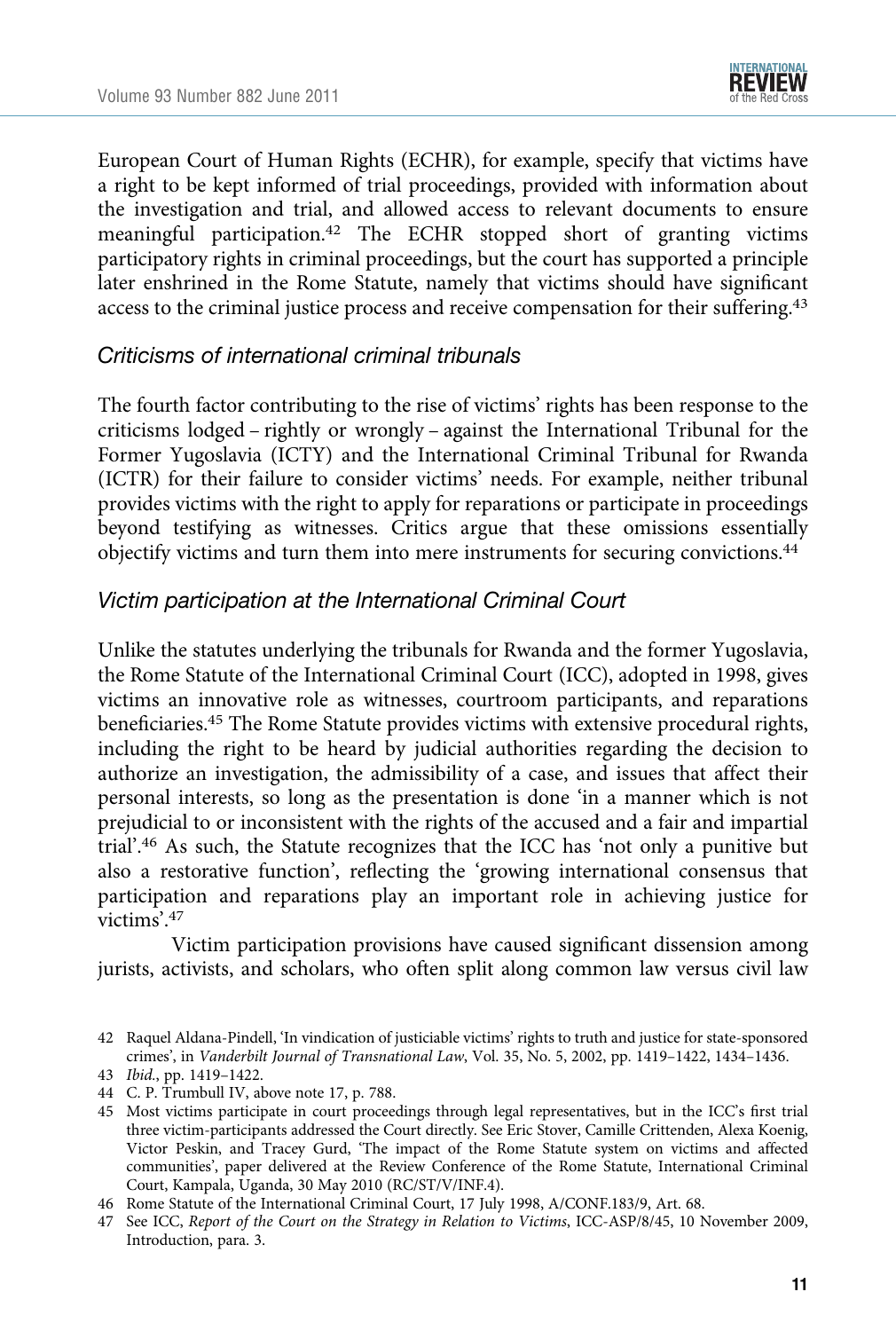European Court of Human Rights (ECHR), for example, specify that victims have a right to be kept informed of trial proceedings, provided with information about the investigation and trial, and allowed access to relevant documents to ensure meaningful participation.[42] The ECHR stopped short of granting victims participatory rights in criminal proceedings, but the court has supported a principle later enshrined in the Rome Statute, namely that victims should have significant access to the criminal justice process and receive compensation for their suffering.[43]

### *Criticisms of international criminal tribunals*

The fourth factor contributing to the rise of victims' rights has been response to the criticisms lodged – rightly or wrongly – against the International Tribunal for the Former Yugoslavia (ICTY) and the International Criminal Tribunal for Rwanda (ICTR) for their failure to consider victims' needs. For example, neither tribunal provides victims with the right to apply for reparations or participate in proceedings beyond testifying as witnesses. Critics argue that these omissions essentially objectify victims and turn them into mere instruments for securing convictions.[44]

### *Victim participation at the International Criminal Court*

Unlike the statutes underlying the tribunals for Rwanda and the former Yugoslavia, the Rome Statute of the International Criminal Court (ICC), adopted in 1998, gives victims an innovative role as witnesses, courtroom participants, and reparations beneficiaries.[45] The Rome Statute provides victims with extensive procedural rights, including the right to be heard by judicial authorities regarding the decision to authorize an investigation, the admissibility of a case, and issues that affect their personal interests, so long as the presentation is done 'in a manner which is not prejudicial to or inconsistent with the rights of the accused and a fair and impartial trial'.[46] As such, the Statute recognizes that the ICC has 'not only a punitive but also a restorative function', reflecting the 'growing international consensus that participation and reparations play an important role in achieving justice for victims'.[47]

Victim participation provisions have caused significant dissension among jurists, activists, and scholars, who often split along common law versus civil law

---

42 Raquel Aldana-Pindell, 'In vindication of justiciable victims' rights to truth and justice for state-sponsored crimes', in *Vanderbilt Journal of Transnational Law*, Vol. 35, No. 5, 2002, pp. 1419–1422, 1434–1436.

43 *Ibid.*, pp. 1419–1422.

44 C. P. Trumbull IV, above note 17, p. 788.

45 Most victims participate in court proceedings through legal representatives, but in the ICC's first trial three victim-participants addressed the Court directly. See Eric Stover, Camille Crittenden, Alexa Koenig, Victor Peskin, and Tracey Gurd, 'The impact of the Rome Statute system on victims and affected communities', paper delivered at the Review Conference of the Rome Statute, International Criminal Court, Kampala, Uganda, 30 May 2010 (RC/ST/V/INF.4).

46 Rome Statute of the International Criminal Court, 17 July 1998, A/CONF.183/9, Art. 68.

47 See ICC, *Report of the Court on the Strategy in Relation to Victims*, ICC-ASP/8/45, 10 November 2009, Introduction, para. 3.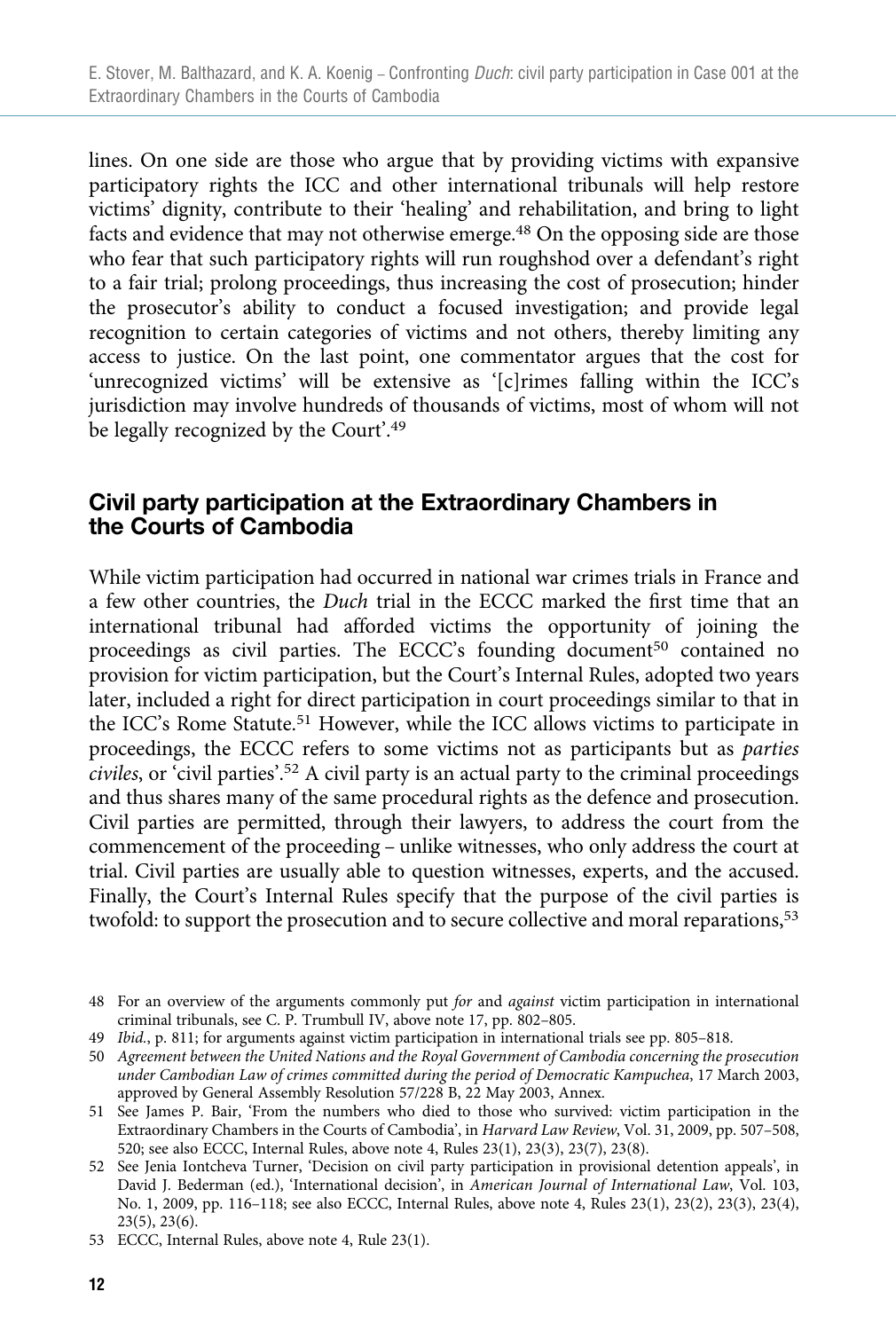lines. On one side are those who argue that by providing victims with expansive participatory rights the ICC and other international tribunals will help restore victims' dignity, contribute to their 'healing' and rehabilitation, and bring to light facts and evidence that may not otherwise emerge.[48] On the opposing side are those who fear that such participatory rights will run roughshod over a defendant's right to a fair trial; prolong proceedings, thus increasing the cost of prosecution; hinder the prosecutor's ability to conduct a focused investigation; and provide legal recognition to certain categories of victims and not others, thereby limiting any access to justice. On the last point, one commentator argues that the cost for 'unrecognized victims' will be extensive as '[c]rimes falling within the ICC's jurisdiction may involve hundreds of thousands of victims, most of whom will not be legally recognized by the Court'.[49]

## Civil party participation at the Extraordinary Chambers in the Courts of Cambodia

While victim participation had occurred in national war crimes trials in France and a few other countries, the *Duch* trial in the ECCC marked the first time that an international tribunal had afforded victims the opportunity of joining the proceedings as civil parties. The ECCC's founding document[50] contained no provision for victim participation, but the Court's Internal Rules, adopted two years later, included a right for direct participation in court proceedings similar to that in the ICC's Rome Statute.[51] However, while the ICC allows victims to participate in proceedings, the ECCC refers to some victims not as participants but as *parties civiles*, or 'civil parties'.[52] A civil party is an actual party to the criminal proceedings and thus shares many of the same procedural rights as the defence and prosecution. Civil parties are permitted, through their lawyers, to address the court from the commencement of the proceeding – unlike witnesses, who only address the court at trial. Civil parties are usually able to question witnesses, experts, and the accused. Finally, the Court's Internal Rules specify that the purpose of the civil parties is twofold: to support the prosecution and to secure collective and moral reparations,[53]

48 For an overview of the arguments commonly put *for* and *against* victim participation in international criminal tribunals, see C. P. Trumbull IV, above note 17, pp. 802–805.

49 *Ibid.*, p. 811; for arguments against victim participation in international trials see pp. 805–818.

50 *Agreement between the United Nations and the Royal Government of Cambodia concerning the prosecution under Cambodian Law of crimes committed during the period of Democratic Kampuchea*, 17 March 2003, approved by General Assembly Resolution 57/228 B, 22 May 2003, Annex.

51 See James P. Bair, 'From the numbers who died to those who survived: victim participation in the Extraordinary Chambers in the Courts of Cambodia', in *Harvard Law Review*, Vol. 31, 2009, pp. 507–508, 520; see also ECCC, Internal Rules, above note 4, Rules 23(1), 23(3), 23(7), 23(8).

52 See Jenia Iontcheva Turner, 'Decision on civil party participation in provisional detention appeals', in David J. Bederman (ed.), 'International decision', in *American Journal of International Law*, Vol. 103, No. 1, 2009, pp. 116–118; see also ECCC, Internal Rules, above note 4, Rules 23(1), 23(2), 23(3), 23(4), 23(5), 23(6).

53 ECCC, Internal Rules, above note 4, Rule 23(1).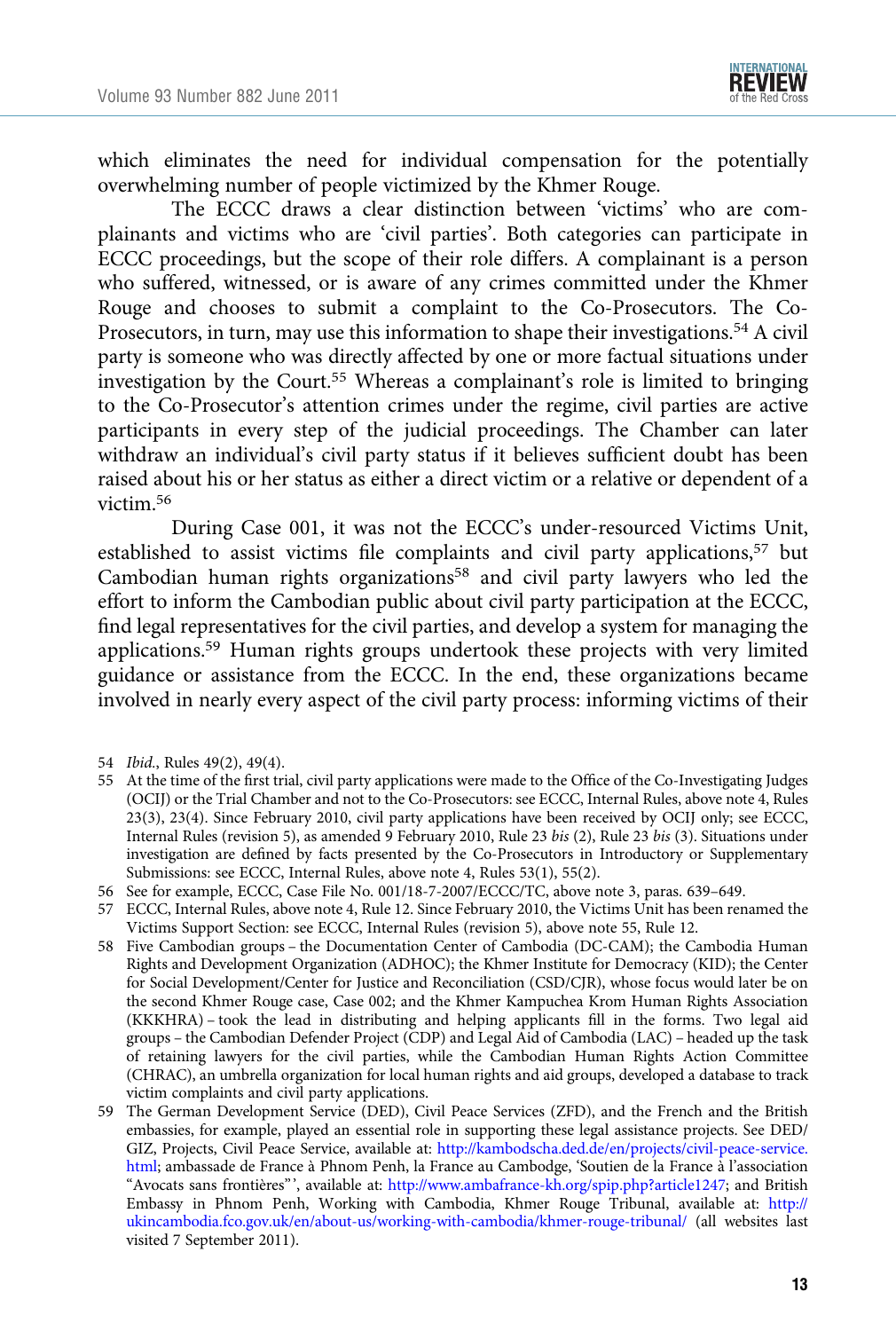which eliminates the need for individual compensation for the potentially overwhelming number of people victimized by the Khmer Rouge.

The ECCC draws a clear distinction between 'victims' who are complainants and victims who are 'civil parties'. Both categories can participate in ECCC proceedings, but the scope of their role differs. A complainant is a person who suffered, witnessed, or is aware of any crimes committed under the Khmer Rouge and chooses to submit a complaint to the Co-Prosecutors. The Co-Prosecutors, in turn, may use this information to shape their investigations.[54] A civil party is someone who was directly affected by one or more factual situations under investigation by the Court.[55] Whereas a complainant's role is limited to bringing to the Co-Prosecutor's attention crimes under the regime, civil parties are active participants in every step of the judicial proceedings. The Chamber can later withdraw an individual's civil party status if it believes sufficient doubt has been raised about his or her status as either a direct victim or a relative or dependent of a victim.[56]

During Case 001, it was not the ECCC's under-resourced Victims Unit, established to assist victims file complaints and civil party applications,[57] but Cambodian human rights organizations[58] and civil party lawyers who led the effort to inform the Cambodian public about civil party participation at the ECCC, find legal representatives for the civil parties, and develop a system for managing the applications.[59] Human rights groups undertook these projects with very limited guidance or assistance from the ECCC. In the end, these organizations became involved in nearly every aspect of the civil party process: informing victims of their

54 *Ibid.*, Rules 49(2), 49(4).

55 At the time of the first trial, civil party applications were made to the Office of the Co-Investigating Judges (OCIJ) or the Trial Chamber and not to the Co-Prosecutors: see ECCC, Internal Rules, above note 4, Rules 23(3), 23(4). Since February 2010, civil party applications have been received by OCIJ only; see ECCC, Internal Rules (revision 5), as amended 9 February 2010, Rule 23 *bis* (2), Rule 23 *bis* (3). Situations under investigation are defined by facts presented by the Co-Prosecutors in Introductory or Supplementary Submissions: see ECCC, Internal Rules, above note 4, Rules 53(1), 55(2).

56 See for example, ECCC, Case File No. 001/18-7-2007/ECCC/TC, above note 3, paras. 639–649.

57 ECCC, Internal Rules, above note 4, Rule 12. Since February 2010, the Victims Unit has been renamed the Victims Support Section: see ECCC, Internal Rules (revision 5), above note 55, Rule 12.

58 Five Cambodian groups – the Documentation Center of Cambodia (DC-CAM); the Cambodia Human Rights and Development Organization (ADHOC); the Khmer Institute for Democracy (KID); the Center for Social Development/Center for Justice and Reconciliation (CSD/CJR), whose focus would later be on the second Khmer Rouge case, Case 002; and the Khmer Kampuchea Krom Human Rights Association (KKKHRA) – took the lead in distributing and helping applicants fill in the forms. Two legal aid groups – the Cambodian Defender Project (CDP) and Legal Aid of Cambodia (LAC) – headed up the task of retaining lawyers for the civil parties, while the Cambodian Human Rights Action Committee (CHRAC), an umbrella organization for local human rights and aid groups, developed a database to track victim complaints and civil party applications.

59 The German Development Service (DED), Civil Peace Services (ZFD), and the French and the British embassies, for example, played an essential role in supporting these legal assistance projects. See DED/GIZ, Projects, Civil Peace Service, available at: http://kambodscha.ded.de/en/projects/civil-peace-service.html; ambassade de France à Phnom Penh, la France au Cambodge, 'Soutien de la France à l'association "Avocats sans frontières"', available at: http://www.ambafrance-kh.org/spip.php?article1247; and British Embassy in Phnom Penh, Working with Cambodia, Khmer Rouge Tribunal, available at: http://ukincambodia.fco.gov.uk/en/about-us/working-with-cambodia/khmer-rouge-tribunal/ (all websites last visited 7 September 2011).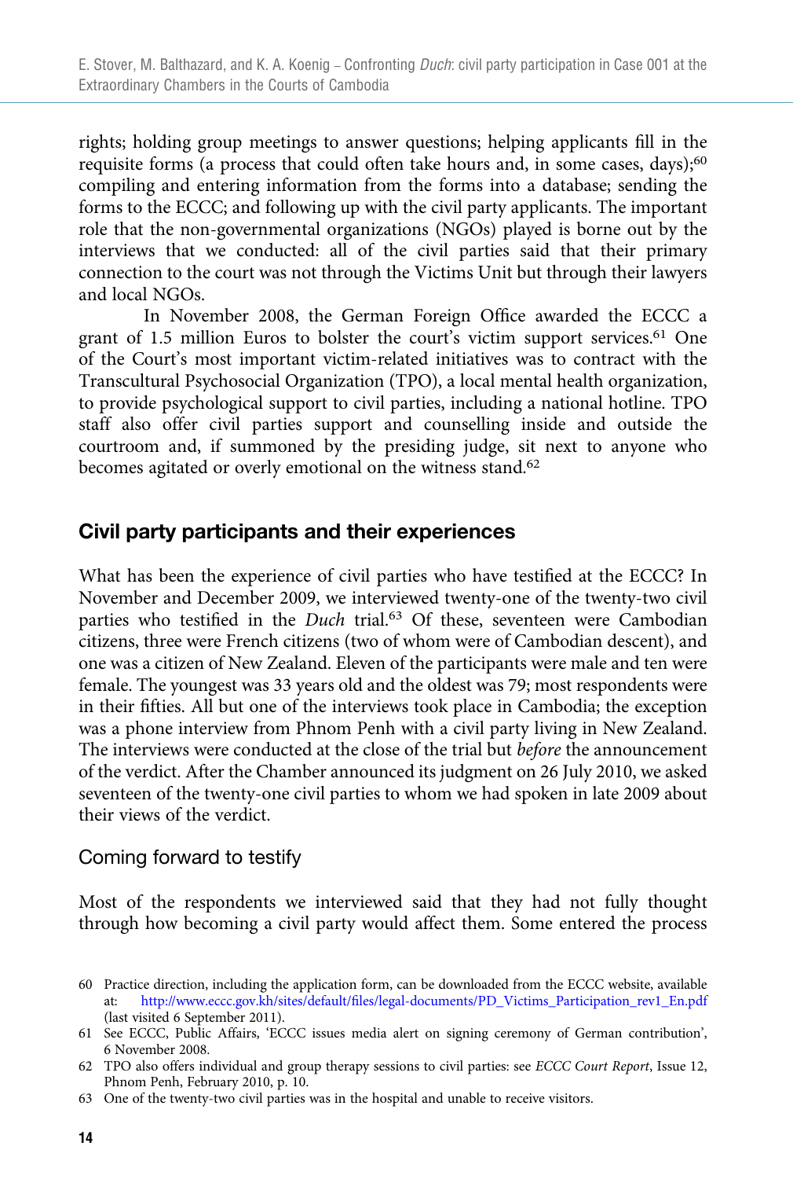rights; holding group meetings to answer questions; helping applicants fill in the requisite forms (a process that could often take hours and, in some cases, days);[60] compiling and entering information from the forms into a database; sending the forms to the ECCC; and following up with the civil party applicants. The important role that the non-governmental organizations (NGOs) played is borne out by the interviews that we conducted: all of the civil parties said that their primary connection to the court was not through the Victims Unit but through their lawyers and local NGOs.

In November 2008, the German Foreign Office awarded the ECCC a grant of 1.5 million Euros to bolster the court's victim support services.[61] One of the Court's most important victim-related initiatives was to contract with the Transcultural Psychosocial Organization (TPO), a local mental health organization, to provide psychological support to civil parties, including a national hotline. TPO staff also offer civil parties support and counselling inside and outside the courtroom and, if summoned by the presiding judge, sit next to anyone who becomes agitated or overly emotional on the witness stand.[62]

## Civil party participants and their experiences

What has been the experience of civil parties who have testified at the ECCC? In November and December 2009, we interviewed twenty-one of the twenty-two civil parties who testified in the *Duch* trial.[63] Of these, seventeen were Cambodian citizens, three were French citizens (two of whom were of Cambodian descent), and one was a citizen of New Zealand. Eleven of the participants were male and ten were female. The youngest was 33 years old and the oldest was 79; most respondents were in their fifties. All but one of the interviews took place in Cambodia; the exception was a phone interview from Phnom Penh with a civil party living in New Zealand. The interviews were conducted at the close of the trial but *before* the announcement of the verdict. After the Chamber announced its judgment on 26 July 2010, we asked seventeen of the twenty-one civil parties to whom we had spoken in late 2009 about their views of the verdict.

### Coming forward to testify

Most of the respondents we interviewed said that they had not fully thought through how becoming a civil party would affect them. Some entered the process

---

60 Practice direction, including the application form, can be downloaded from the ECCC website, available at: http://www.eccc.gov.kh/sites/default/files/legal-documents/PD_Victims_Participation_rev1_En.pdf (last visited 6 September 2011).

61 See ECCC, Public Affairs, 'ECCC issues media alert on signing ceremony of German contribution', 6 November 2008.

62 TPO also offers individual and group therapy sessions to civil parties: see *ECCC Court Report*, Issue 12, Phnom Penh, February 2010, p. 10.

63 One of the twenty-two civil parties was in the hospital and unable to receive visitors.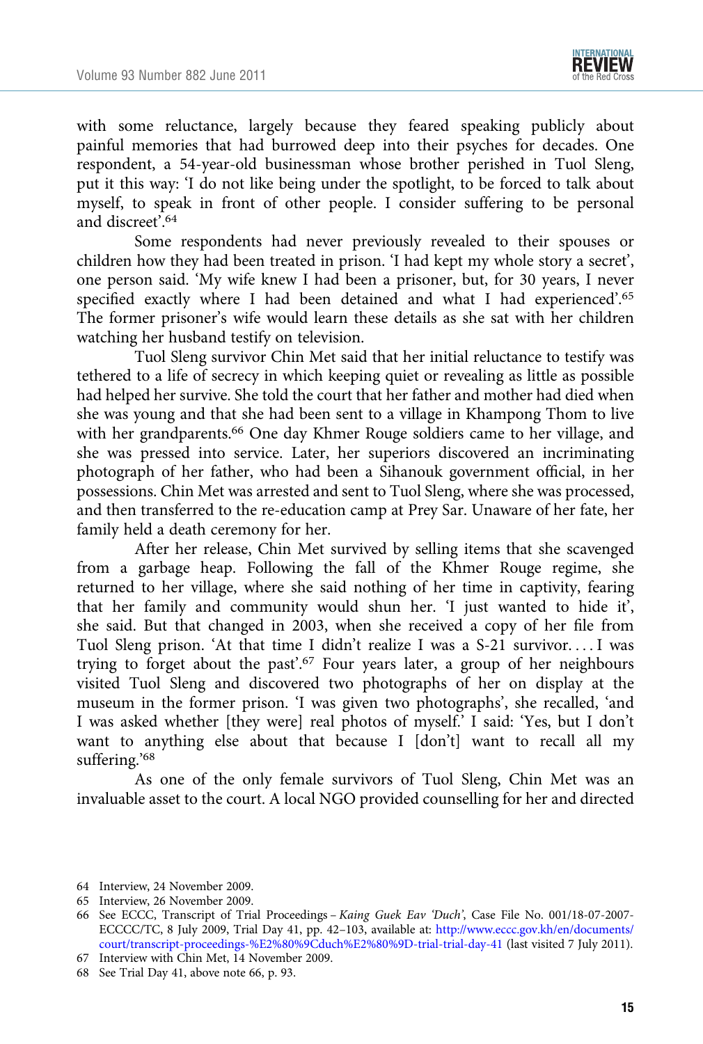with some reluctance, largely because they feared speaking publicly about painful memories that had burrowed deep into their psyches for decades. One respondent, a 54-year-old businessman whose brother perished in Tuol Sleng, put it this way: 'I do not like being under the spotlight, to be forced to talk about myself, to speak in front of other people. I consider suffering to be personal and discreet'.[64]

Some respondents had never previously revealed to their spouses or children how they had been treated in prison. 'I had kept my whole story a secret', one person said. 'My wife knew I had been a prisoner, but, for 30 years, I never specified exactly where I had been detained and what I had experienced'.[65] The former prisoner's wife would learn these details as she sat with her children watching her husband testify on television.

Tuol Sleng survivor Chin Met said that her initial reluctance to testify was tethered to a life of secrecy in which keeping quiet or revealing as little as possible had helped her survive. She told the court that her father and mother had died when she was young and that she had been sent to a village in Khampong Thom to live with her grandparents.[66] One day Khmer Rouge soldiers came to her village, and she was pressed into service. Later, her superiors discovered an incriminating photograph of her father, who had been a Sihanouk government official, in her possessions. Chin Met was arrested and sent to Tuol Sleng, where she was processed, and then transferred to the re-education camp at Prey Sar. Unaware of her fate, her family held a death ceremony for her.

After her release, Chin Met survived by selling items that she scavenged from a garbage heap. Following the fall of the Khmer Rouge regime, she returned to her village, where she said nothing of her time in captivity, fearing that her family and community would shun her. 'I just wanted to hide it', she said. But that changed in 2003, when she received a copy of her file from Tuol Sleng prison. 'At that time I didn't realize I was a S-21 survivor. . . . I was trying to forget about the past'.[67] Four years later, a group of her neighbours visited Tuol Sleng and discovered two photographs of her on display at the museum in the former prison. 'I was given two photographs', she recalled, 'and I was asked whether [they were] real photos of myself.' I said: 'Yes, but I don't want to anything else about that because I [don't] want to recall all my suffering.'[68]

As one of the only female survivors of Tuol Sleng, Chin Met was an invaluable asset to the court. A local NGO provided counselling for her and directed

---

64 Interview, 24 November 2009.

65 Interview, 26 November 2009.

66 See ECCC, Transcript of Trial Proceedings – *Kaing Guek Eav 'Duch'*, Case File No. 001/18-07-2007-ECCCC/TC, 8 July 2009, Trial Day 41, pp. 42–103, available at: http://www.eccc.gov.kh/en/documents/court/transcript-proceedings-%E2%80%9Cduch%E2%80%9D-trial-trial-day-41 (last visited 7 July 2011).

67 Interview with Chin Met, 14 November 2009.

68 See Trial Day 41, above note 66, p. 93.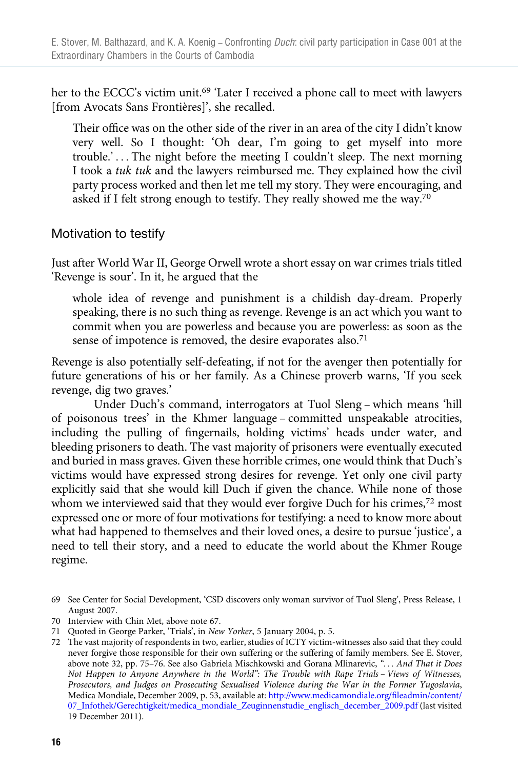her to the ECCC's victim unit.[69] 'Later I received a phone call to meet with lawyers [from Avocats Sans Frontières]', she recalled.

> Their office was on the other side of the river in an area of the city I didn't know very well. So I thought: 'Oh dear, I'm going to get myself into more trouble.' . . . The night before the meeting I couldn't sleep. The next morning I took a *tuk tuk* and the lawyers reimbursed me. They explained how the civil party process worked and then let me tell my story. They were encouraging, and asked if I felt strong enough to testify. They really showed me the way.[70]

## Motivation to testify

Just after World War II, George Orwell wrote a short essay on war crimes trials titled 'Revenge is sour'. In it, he argued that the

> whole idea of revenge and punishment is a childish day-dream. Properly speaking, there is no such thing as revenge. Revenge is an act which you want to commit when you are powerless and because you are powerless: as soon as the sense of impotence is removed, the desire evaporates also.[71]

Revenge is also potentially self-defeating, if not for the avenger then potentially for future generations of his or her family. As a Chinese proverb warns, 'If you seek revenge, dig two graves.'

Under Duch's command, interrogators at Tuol Sleng – which means 'hill of poisonous trees' in the Khmer language – committed unspeakable atrocities, including the pulling of fingernails, holding victims' heads under water, and bleeding prisoners to death. The vast majority of prisoners were eventually executed and buried in mass graves. Given these horrible crimes, one would think that Duch's victims would have expressed strong desires for revenge. Yet only one civil party explicitly said that she would kill Duch if given the chance. While none of those whom we interviewed said that they would ever forgive Duch for his crimes,[72] most expressed one or more of four motivations for testifying: a need to know more about what had happened to themselves and their loved ones, a desire to pursue 'justice', a need to tell their story, and a need to educate the world about the Khmer Rouge regime.

---

69 See Center for Social Development, 'CSD discovers only woman survivor of Tuol Sleng', Press Release, 1 August 2007.

70 Interview with Chin Met, above note 67.

71 Quoted in George Parker, 'Trials', in *New Yorker*, 5 January 2004, p. 5.

72 The vast majority of respondents in two, earlier, studies of ICTY victim-witnesses also said that they could never forgive those responsible for their own suffering or the suffering of family members. See E. Stover, above note 32, pp. 75–76. See also Gabriela Mischkowski and Gorana Mlinarevic, *". . . And That it Does Not Happen to Anyone Anywhere in the World": The Trouble with Rape Trials – Views of Witnesses, Prosecutors, and Judges on Prosecuting Sexualised Violence during the War in the Former Yugoslavia*, Medica Mondiale, December 2009, p. 53, available at: http://www.medicamondiale.org/fileadmin/content/07_Infothek/Gerechtigkeit/medica_mondiale_Zeuginnenstudie_englisch_december_2009.pdf (last visited 19 December 2011).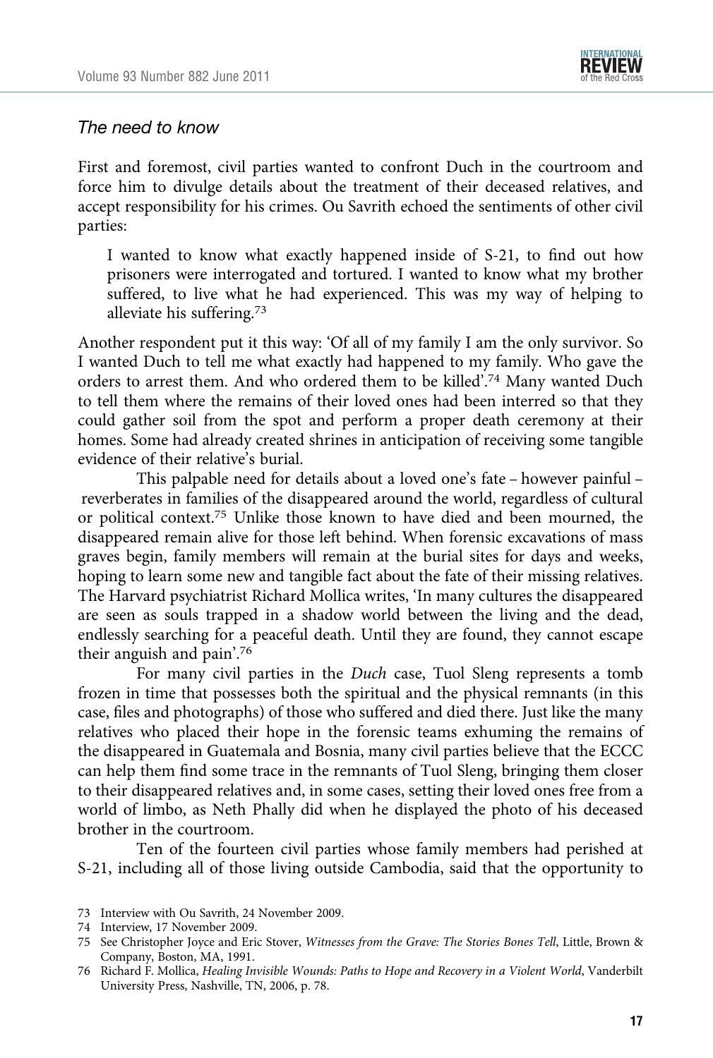### *The need to know*

First and foremost, civil parties wanted to confront Duch in the courtroom and force him to divulge details about the treatment of their deceased relatives, and accept responsibility for his crimes. Ou Savrith echoed the sentiments of other civil parties:

> I wanted to know what exactly happened inside of S-21, to find out how prisoners were interrogated and tortured. I wanted to know what my brother suffered, to live what he had experienced. This was my way of helping to alleviate his suffering.[73]

Another respondent put it this way: 'Of all of my family I am the only survivor. So I wanted Duch to tell me what exactly had happened to my family. Who gave the orders to arrest them. And who ordered them to be killed'.[74] Many wanted Duch to tell them where the remains of their loved ones had been interred so that they could gather soil from the spot and perform a proper death ceremony at their homes. Some had already created shrines in anticipation of receiving some tangible evidence of their relative's burial.

This palpable need for details about a loved one's fate – however painful – reverberates in families of the disappeared around the world, regardless of cultural or political context.[75] Unlike those known to have died and been mourned, the disappeared remain alive for those left behind. When forensic excavations of mass graves begin, family members will remain at the burial sites for days and weeks, hoping to learn some new and tangible fact about the fate of their missing relatives. The Harvard psychiatrist Richard Mollica writes, 'In many cultures the disappeared are seen as souls trapped in a shadow world between the living and the dead, endlessly searching for a peaceful death. Until they are found, they cannot escape their anguish and pain'.[76]

For many civil parties in the *Duch* case, Tuol Sleng represents a tomb frozen in time that possesses both the spiritual and the physical remnants (in this case, files and photographs) of those who suffered and died there. Just like the many relatives who placed their hope in the forensic teams exhuming the remains of the disappeared in Guatemala and Bosnia, many civil parties believe that the ECCC can help them find some trace in the remnants of Tuol Sleng, bringing them closer to their disappeared relatives and, in some cases, setting their loved ones free from a world of limbo, as Neth Phally did when he displayed the photo of his deceased brother in the courtroom.

Ten of the fourteen civil parties whose family members had perished at S-21, including all of those living outside Cambodia, said that the opportunity to

---

73 Interview with Ou Savrith, 24 November 2009.

74 Interview, 17 November 2009.

75 See Christopher Joyce and Eric Stover, *Witnesses from the Grave: The Stories Bones Tell*, Little, Brown & Company, Boston, MA, 1991.

76 Richard F. Mollica, *Healing Invisible Wounds: Paths to Hope and Recovery in a Violent World*, Vanderbilt University Press, Nashville, TN, 2006, p. 78.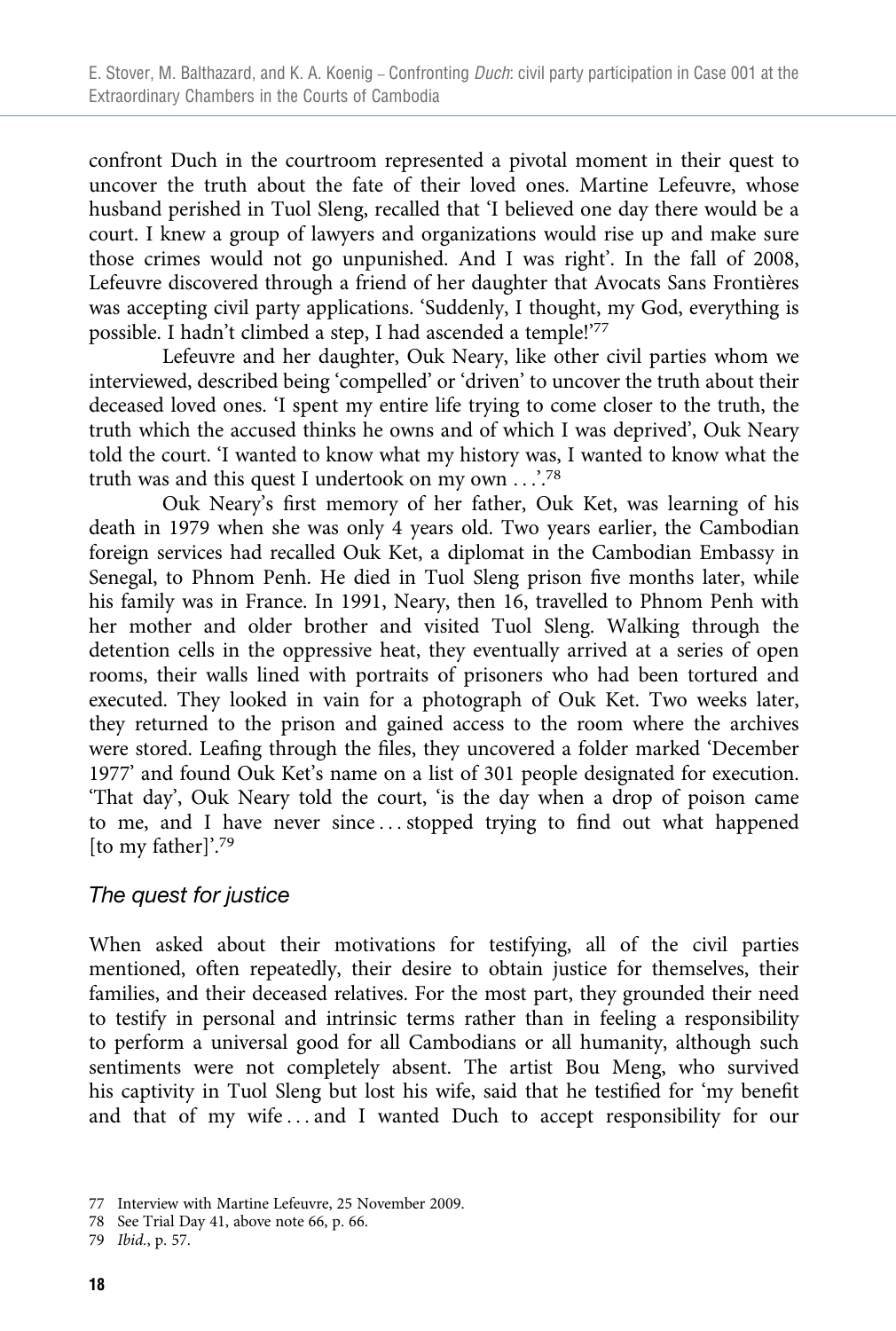confront Duch in the courtroom represented a pivotal moment in their quest to uncover the truth about the fate of their loved ones. Martine Lefeuvre, whose husband perished in Tuol Sleng, recalled that 'I believed one day there would be a court. I knew a group of lawyers and organizations would rise up and make sure those crimes would not go unpunished. And I was right'. In the fall of 2008, Lefeuvre discovered through a friend of her daughter that Avocats Sans Frontières was accepting civil party applications. 'Suddenly, I thought, my God, everything is possible. I hadn't climbed a step, I had ascended a temple!'[77]

Lefeuvre and her daughter, Ouk Neary, like other civil parties whom we interviewed, described being 'compelled' or 'driven' to uncover the truth about their deceased loved ones. 'I spent my entire life trying to come closer to the truth, the truth which the accused thinks he owns and of which I was deprived', Ouk Neary told the court. 'I wanted to know what my history was, I wanted to know what the truth was and this quest I undertook on my own ...'.[78]

Ouk Neary's first memory of her father, Ouk Ket, was learning of his death in 1979 when she was only 4 years old. Two years earlier, the Cambodian foreign services had recalled Ouk Ket, a diplomat in the Cambodian Embassy in Senegal, to Phnom Penh. He died in Tuol Sleng prison five months later, while his family was in France. In 1991, Neary, then 16, travelled to Phnom Penh with her mother and older brother and visited Tuol Sleng. Walking through the detention cells in the oppressive heat, they eventually arrived at a series of open rooms, their walls lined with portraits of prisoners who had been tortured and executed. They looked in vain for a photograph of Ouk Ket. Two weeks later, they returned to the prison and gained access to the room where the archives were stored. Leafing through the files, they uncovered a folder marked 'December 1977' and found Ouk Ket's name on a list of 301 people designated for execution. 'That day', Ouk Neary told the court, 'is the day when a drop of poison came to me, and I have never since ... stopped trying to find out what happened [to my father]'.[79]

## *The quest for justice*

When asked about their motivations for testifying, all of the civil parties mentioned, often repeatedly, their desire to obtain justice for themselves, their families, and their deceased relatives. For the most part, they grounded their need to testify in personal and intrinsic terms rather than in feeling a responsibility to perform a universal good for all Cambodians or all humanity, although such sentiments were not completely absent. The artist Bou Meng, who survived his captivity in Tuol Sleng but lost his wife, said that he testified for 'my benefit and that of my wife ... and I wanted Duch to accept responsibility for our

77 Interview with Martine Lefeuvre, 25 November 2009.

78 See Trial Day 41, above note 66, p. 66.

79 *Ibid.*, p. 57.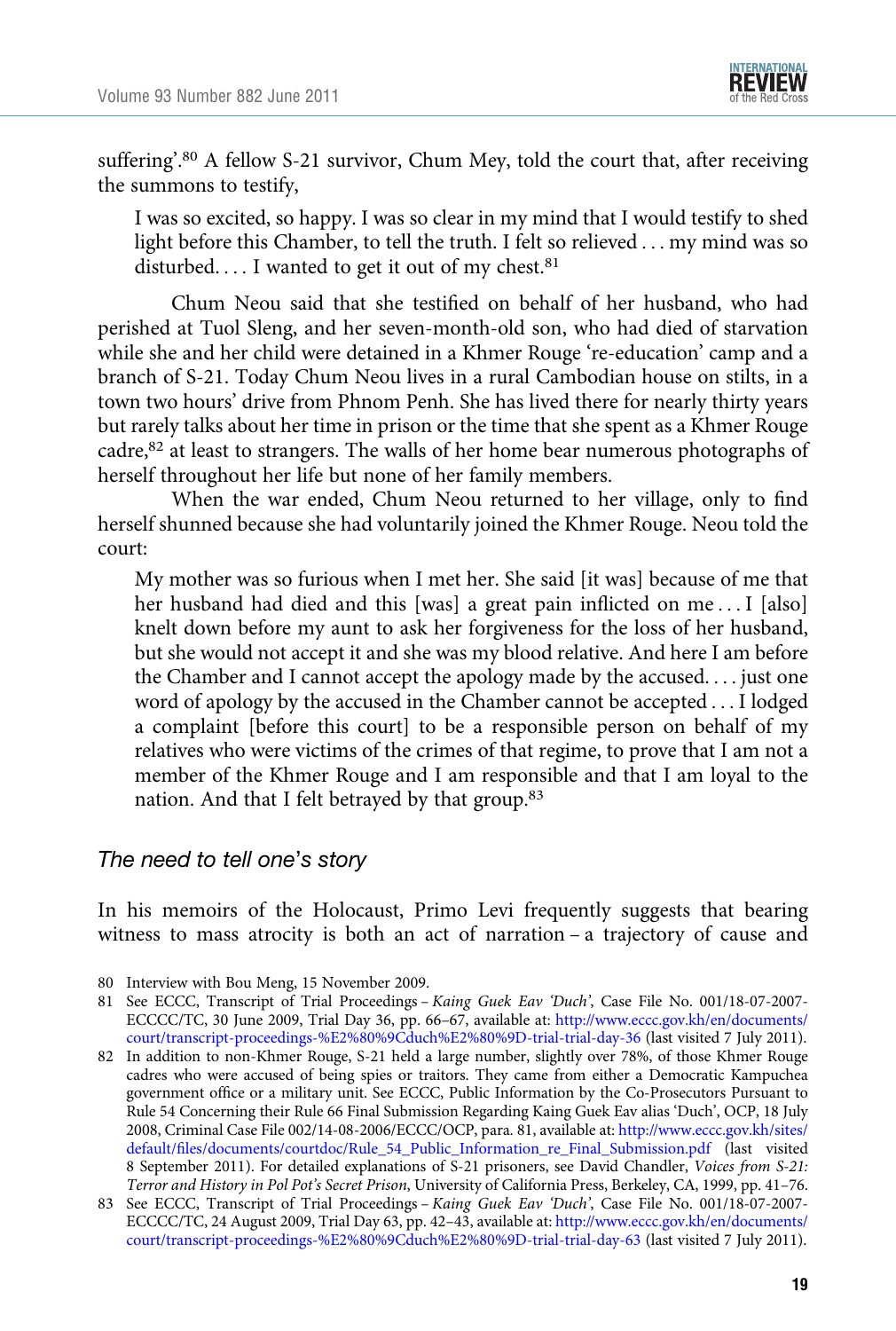suffering'.[80] A fellow S-21 survivor, Chum Mey, told the court that, after receiving the summons to testify,

> I was so excited, so happy. I was so clear in my mind that I would testify to shed light before this Chamber, to tell the truth. I felt so relieved . . . my mind was so disturbed. . . . I wanted to get it out of my chest.[81]

Chum Neou said that she testified on behalf of her husband, who had perished at Tuol Sleng, and her seven-month-old son, who had died of starvation while she and her child were detained in a Khmer Rouge 're-education' camp and a branch of S-21. Today Chum Neou lives in a rural Cambodian house on stilts, in a town two hours' drive from Phnom Penh. She has lived there for nearly thirty years but rarely talks about her time in prison or the time that she spent as a Khmer Rouge cadre,[82] at least to strangers. The walls of her home bear numerous photographs of herself throughout her life but none of her family members.

When the war ended, Chum Neou returned to her village, only to find herself shunned because she had voluntarily joined the Khmer Rouge. Neou told the court:

> My mother was so furious when I met her. She said [it was] because of me that her husband had died and this [was] a great pain inflicted on me . . . I [also] knelt down before my aunt to ask her forgiveness for the loss of her husband, but she would not accept it and she was my blood relative. And here I am before the Chamber and I cannot accept the apology made by the accused. . . . just one word of apology by the accused in the Chamber cannot be accepted . . . I lodged a complaint [before this court] to be a responsible person on behalf of my relatives who were victims of the crimes of that regime, to prove that I am not a member of the Khmer Rouge and I am responsible and that I am loyal to the nation. And that I felt betrayed by that group.[83]

### *The need to tell one's story*

In his memoirs of the Holocaust, Primo Levi frequently suggests that bearing witness to mass atrocity is both an act of narration – a trajectory of cause and

---

80 Interview with Bou Meng, 15 November 2009.

81 See ECCC, Transcript of Trial Proceedings – *Kaing Guek Eav 'Duch'*, Case File No. 001/18-07-2007-ECCCC/TC, 30 June 2009, Trial Day 36, pp. 66–67, available at: http://www.eccc.gov.kh/en/documents/court/transcript-proceedings-%E2%80%9Cduch%E2%80%9D-trial-trial-day-36 (last visited 7 July 2011).

82 In addition to non-Khmer Rouge, S-21 held a large number, slightly over 78%, of those Khmer Rouge cadres who were accused of being spies or traitors. They came from either a Democratic Kampuchea government office or a military unit. See ECCC, Public Information by the Co-Prosecutors Pursuant to Rule 54 Concerning their Rule 66 Final Submission Regarding Kaing Guek Eav alias 'Duch', OCP, 18 July 2008, Criminal Case File 002/14-08-2006/ECCC/OCP, para. 81, available at: http://www.eccc.gov.kh/sites/default/files/documents/courtdoc/Rule_54_Public_Information_re_Final_Submission.pdf (last visited 8 September 2011). For detailed explanations of S-21 prisoners, see David Chandler, *Voices from S-21: Terror and History in Pol Pot's Secret Prison*, University of California Press, Berkeley, CA, 1999, pp. 41–76.

83 See ECCC, Transcript of Trial Proceedings – *Kaing Guek Eav 'Duch'*, Case File No. 001/18-07-2007-ECCCC/TC, 24 August 2009, Trial Day 63, pp. 42–43, available at: http://www.eccc.gov.kh/en/documents/court/transcript-proceedings-%E2%80%9Cduch%E2%80%9D-trial-trial-day-63 (last visited 7 July 2011).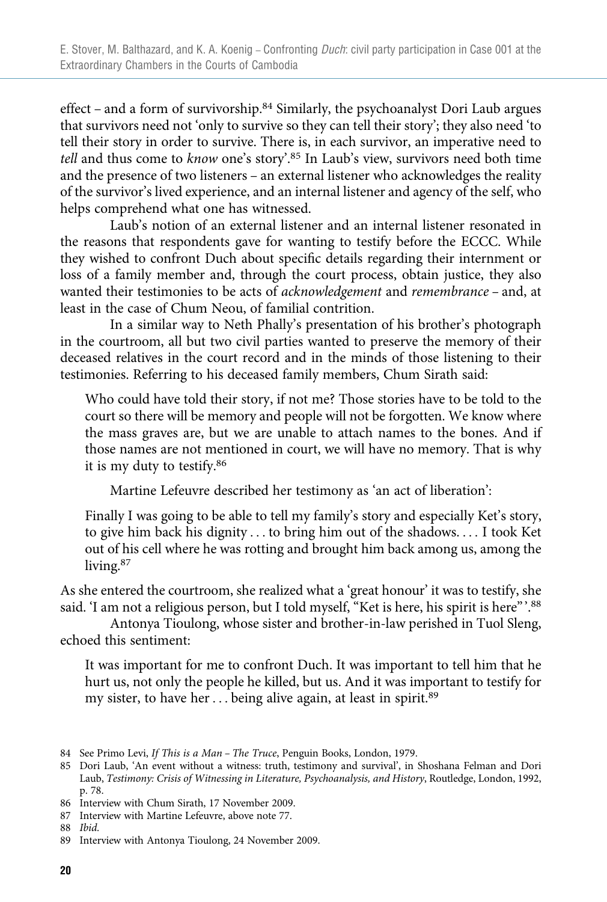effect – and a form of survivorship.[84] Similarly, the psychoanalyst Dori Laub argues that survivors need not 'only to survive so they can tell their story'; they also need 'to tell their story in order to survive. There is, in each survivor, an imperative need to *tell* and thus come to *know* one's story'.[85] In Laub's view, survivors need both time and the presence of two listeners – an external listener who acknowledges the reality of the survivor's lived experience, and an internal listener and agency of the self, who helps comprehend what one has witnessed.

Laub's notion of an external listener and an internal listener resonated in the reasons that respondents gave for wanting to testify before the ECCC. While they wished to confront Duch about specific details regarding their internment or loss of a family member and, through the court process, obtain justice, they also wanted their testimonies to be acts of *acknowledgement* and *remembrance* – and, at least in the case of Chum Neou, of familial contrition.

In a similar way to Neth Phally's presentation of his brother's photograph in the courtroom, all but two civil parties wanted to preserve the memory of their deceased relatives in the court record and in the minds of those listening to their testimonies. Referring to his deceased family members, Chum Sirath said:

> Who could have told their story, if not me? Those stories have to be told to the court so there will be memory and people will not be forgotten. We know where the mass graves are, but we are unable to attach names to the bones. And if those names are not mentioned in court, we will have no memory. That is why it is my duty to testify.[86]

Martine Lefeuvre described her testimony as 'an act of liberation':

> Finally I was going to be able to tell my family's story and especially Ket's story, to give him back his dignity . . . to bring him out of the shadows. . . . I took Ket out of his cell where he was rotting and brought him back among us, among the living.[87]

As she entered the courtroom, she realized what a 'great honour' it was to testify, she said. 'I am not a religious person, but I told myself, "Ket is here, his spirit is here"'.[88]

Antonya Tioulong, whose sister and brother-in-law perished in Tuol Sleng, echoed this sentiment:

> It was important for me to confront Duch. It was important to tell him that he hurt us, not only the people he killed, but us. And it was important to testify for my sister, to have her . . . being alive again, at least in spirit.[89]

---

84 See Primo Levi, *If This is a Man – The Truce*, Penguin Books, London, 1979.

85 Dori Laub, 'An event without a witness: truth, testimony and survival', in Shoshana Felman and Dori Laub, *Testimony: Crisis of Witnessing in Literature, Psychoanalysis, and History*, Routledge, London, 1992, p. 78.

86 Interview with Chum Sirath, 17 November 2009.

87 Interview with Martine Lefeuvre, above note 77.

88 *Ibid*.

89 Interview with Antonya Tioulong, 24 November 2009.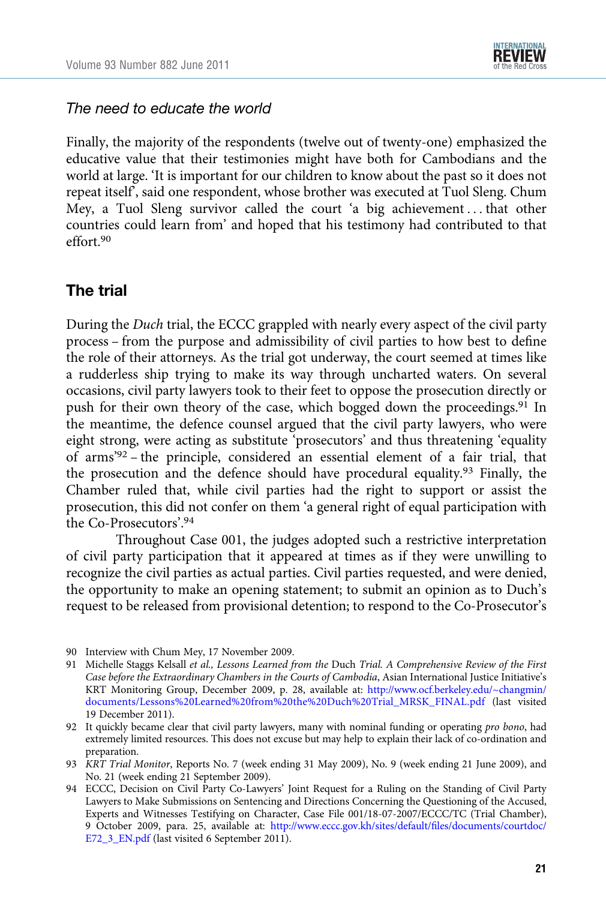### *The need to educate the world*

Finally, the majority of the respondents (twelve out of twenty-one) emphasized the educative value that their testimonies might have both for Cambodians and the world at large. 'It is important for our children to know about the past so it does not repeat itself', said one respondent, whose brother was executed at Tuol Sleng. Chum Mey, a Tuol Sleng survivor called the court 'a big achievement . . . that other countries could learn from' and hoped that his testimony had contributed to that effort.[90]

## The trial

During the *Duch* trial, the ECCC grappled with nearly every aspect of the civil party process – from the purpose and admissibility of civil parties to how best to define the role of their attorneys. As the trial got underway, the court seemed at times like a rudderless ship trying to make its way through uncharted waters. On several occasions, civil party lawyers took to their feet to oppose the prosecution directly or push for their own theory of the case, which bogged down the proceedings.[91] In the meantime, the defence counsel argued that the civil party lawyers, who were eight strong, were acting as substitute 'prosecutors' and thus threatening 'equality of arms'[92] – the principle, considered an essential element of a fair trial, that the prosecution and the defence should have procedural equality.[93] Finally, the Chamber ruled that, while civil parties had the right to support or assist the prosecution, this did not confer on them 'a general right of equal participation with the Co-Prosecutors'.[94]

Throughout Case 001, the judges adopted such a restrictive interpretation of civil party participation that it appeared at times as if they were unwilling to recognize the civil parties as actual parties. Civil parties requested, and were denied, the opportunity to make an opening statement; to submit an opinion as to Duch's request to be released from provisional detention; to respond to the Co-Prosecutor's

---

90 Interview with Chum Mey, 17 November 2009.

91 Michelle Staggs Kelsall *et al., Lessons Learned from the* Duch *Trial. A Comprehensive Review of the First Case before the Extraordinary Chambers in the Courts of Cambodia*, Asian International Justice Initiative's KRT Monitoring Group, December 2009, p. 28, available at: http://www.ocf.berkeley.edu/~changmin/documents/Lessons%20Learned%20from%20the%20Duch%20Trial_MRSK_FINAL.pdf (last visited 19 December 2011).

92 It quickly became clear that civil party lawyers, many with nominal funding or operating *pro bono*, had extremely limited resources. This does not excuse but may help to explain their lack of co-ordination and preparation.

93 *KRT Trial Monitor*, Reports No. 7 (week ending 31 May 2009), No. 9 (week ending 21 June 2009), and No. 21 (week ending 21 September 2009).

94 ECCC, Decision on Civil Party Co-Lawyers' Joint Request for a Ruling on the Standing of Civil Party Lawyers to Make Submissions on Sentencing and Directions Concerning the Questioning of the Accused, Experts and Witnesses Testifying on Character, Case File 001/18-07-2007/ECCC/TC (Trial Chamber), 9 October 2009, para. 25, available at: http://www.eccc.gov.kh/sites/default/files/documents/courtdoc/E72_3_EN.pdf (last visited 6 September 2011).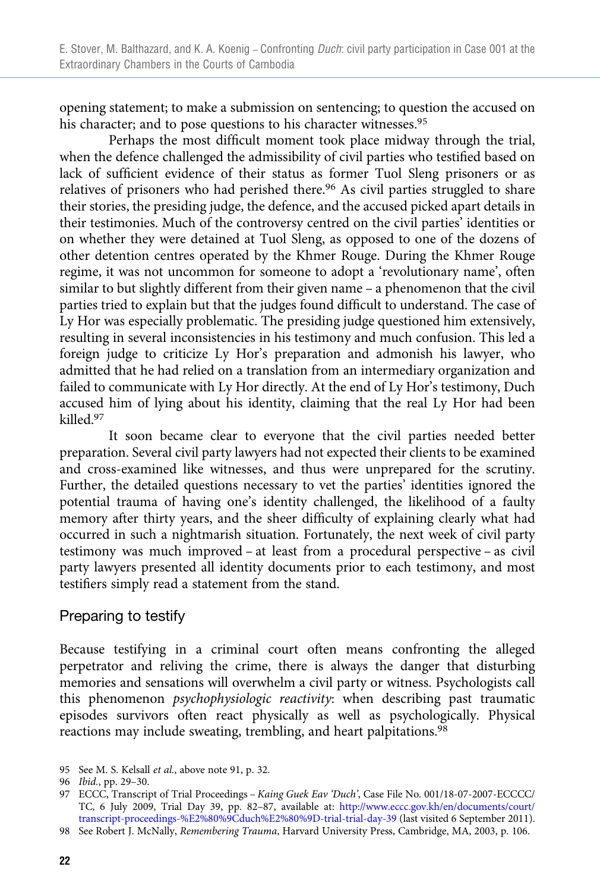opening statement; to make a submission on sentencing; to question the accused on his character; and to pose questions to his character witnesses.[95]

Perhaps the most difficult moment took place midway through the trial, when the defence challenged the admissibility of civil parties who testified based on lack of sufficient evidence of their status as former Tuol Sleng prisoners or as relatives of prisoners who had perished there.[96] As civil parties struggled to share their stories, the presiding judge, the defence, and the accused picked apart details in their testimonies. Much of the controversy centred on the civil parties' identities or on whether they were detained at Tuol Sleng, as opposed to one of the dozens of other detention centres operated by the Khmer Rouge. During the Khmer Rouge regime, it was not uncommon for someone to adopt a 'revolutionary name', often similar to but slightly different from their given name – a phenomenon that the civil parties tried to explain but that the judges found difficult to understand. The case of Ly Hor was especially problematic. The presiding judge questioned him extensively, resulting in several inconsistencies in his testimony and much confusion. This led a foreign judge to criticize Ly Hor's preparation and admonish his lawyer, who admitted that he had relied on a translation from an intermediary organization and failed to communicate with Ly Hor directly. At the end of Ly Hor's testimony, Duch accused him of lying about his identity, claiming that the real Ly Hor had been killed.[97]

It soon became clear to everyone that the civil parties needed better preparation. Several civil party lawyers had not expected their clients to be examined and cross-examined like witnesses, and thus were unprepared for the scrutiny. Further, the detailed questions necessary to vet the parties' identities ignored the potential trauma of having one's identity challenged, the likelihood of a faulty memory after thirty years, and the sheer difficulty of explaining clearly what had occurred in such a nightmarish situation. Fortunately, the next week of civil party testimony was much improved – at least from a procedural perspective – as civil party lawyers presented all identity documents prior to each testimony, and most testifiers simply read a statement from the stand.

## Preparing to testify

Because testifying in a criminal court often means confronting the alleged perpetrator and reliving the crime, there is always the danger that disturbing memories and sensations will overwhelm a civil party or witness. Psychologists call this phenomenon *psychophysiologic reactivity*: when describing past traumatic episodes survivors often react physically as well as psychologically. Physical reactions may include sweating, trembling, and heart palpitations.[98]

95 See M. S. Kelsall *et al.*, above note 91, p. 32.

96 *Ibid.*, pp. 29–30.

97 ECCC, Transcript of Trial Proceedings – *Kaing Guek Eav 'Duch'*, Case File No. 001/18-07-2007-ECCCC/TC, 6 July 2009, Trial Day 39, pp. 82–87, available at: http://www.eccc.gov.kh/en/documents/court/transcript-proceedings-%E2%80%9Cduch%E2%80%9D-trial-trial-day-39 (last visited 6 September 2011).

98 See Robert J. McNally, *Remembering Trauma*, Harvard University Press, Cambridge, MA, 2003, p. 106.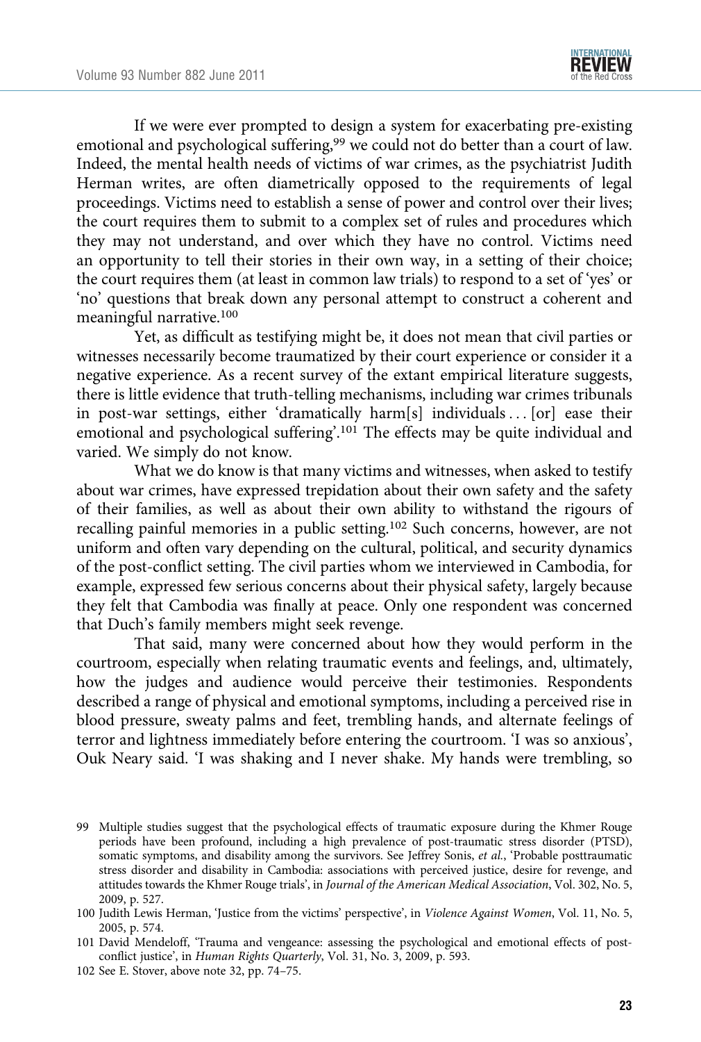If we were ever prompted to design a system for exacerbating pre-existing emotional and psychological suffering,[99] we could not do better than a court of law. Indeed, the mental health needs of victims of war crimes, as the psychiatrist Judith Herman writes, are often diametrically opposed to the requirements of legal proceedings. Victims need to establish a sense of power and control over their lives; the court requires them to submit to a complex set of rules and procedures which they may not understand, and over which they have no control. Victims need an opportunity to tell their stories in their own way, in a setting of their choice; the court requires them (at least in common law trials) to respond to a set of 'yes' or 'no' questions that break down any personal attempt to construct a coherent and meaningful narrative.[100]

Yet, as difficult as testifying might be, it does not mean that civil parties or witnesses necessarily become traumatized by their court experience or consider it a negative experience. As a recent survey of the extant empirical literature suggests, there is little evidence that truth-telling mechanisms, including war crimes tribunals in post-war settings, either 'dramatically harm[s] individuals . . . [or] ease their emotional and psychological suffering'.[101] The effects may be quite individual and varied. We simply do not know.

What we do know is that many victims and witnesses, when asked to testify about war crimes, have expressed trepidation about their own safety and the safety of their families, as well as about their own ability to withstand the rigours of recalling painful memories in a public setting.[102] Such concerns, however, are not uniform and often vary depending on the cultural, political, and security dynamics of the post-conflict setting. The civil parties whom we interviewed in Cambodia, for example, expressed few serious concerns about their physical safety, largely because they felt that Cambodia was finally at peace. Only one respondent was concerned that Duch's family members might seek revenge.

That said, many were concerned about how they would perform in the courtroom, especially when relating traumatic events and feelings, and, ultimately, how the judges and audience would perceive their testimonies. Respondents described a range of physical and emotional symptoms, including a perceived rise in blood pressure, sweaty palms and feet, trembling hands, and alternate feelings of terror and lightness immediately before entering the courtroom. 'I was so anxious', Ouk Neary said. 'I was shaking and I never shake. My hands were trembling, so

---

99 Multiple studies suggest that the psychological effects of traumatic exposure during the Khmer Rouge periods have been profound, including a high prevalence of post-traumatic stress disorder (PTSD), somatic symptoms, and disability among the survivors. See Jeffrey Sonis, *et al.*, 'Probable posttraumatic stress disorder and disability in Cambodia: associations with perceived justice, desire for revenge, and attitudes towards the Khmer Rouge trials', in *Journal of the American Medical Association*, Vol. 302, No. 5, 2009, p. 527.

100 Judith Lewis Herman, 'Justice from the victims' perspective', in *Violence Against Women*, Vol. 11, No. 5, 2005, p. 574.

101 David Mendeloff, 'Trauma and vengeance: assessing the psychological and emotional effects of post-conflict justice', in *Human Rights Quarterly*, Vol. 31, No. 3, 2009, p. 593.

102 See E. Stover, above note 32, pp. 74–75.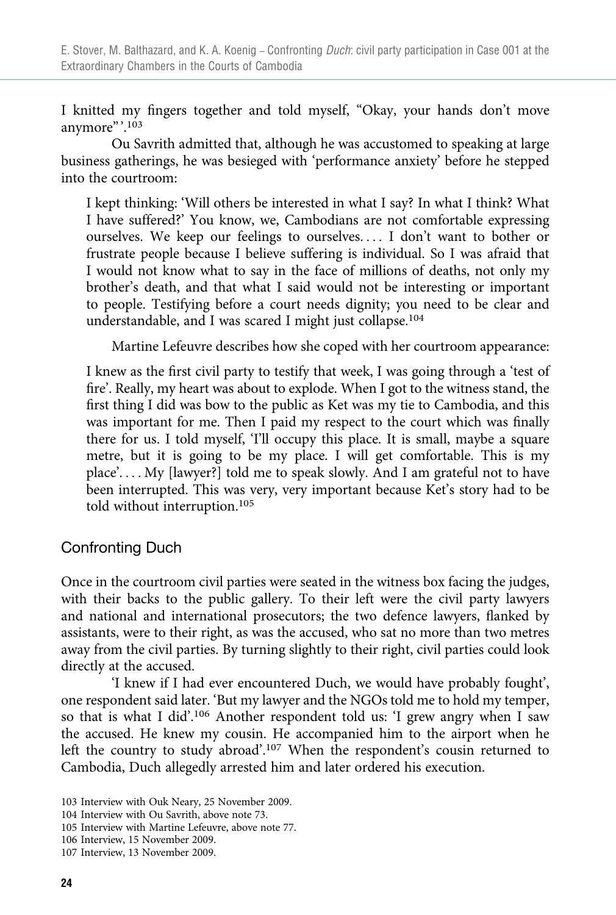I knitted my fingers together and told myself, "Okay, your hands don't move anymore"'.[103]

Ou Savrith admitted that, although he was accustomed to speaking at large business gatherings, he was besieged with 'performance anxiety' before he stepped into the courtroom:

> I kept thinking: 'Will others be interested in what I say? In what I think? What I have suffered?' You know, we, Cambodians are not comfortable expressing ourselves. We keep our feelings to ourselves. . . . I don't want to bother or frustrate people because I believe suffering is individual. So I was afraid that I would not know what to say in the face of millions of deaths, not only my brother's death, and that what I said would not be interesting or important to people. Testifying before a court needs dignity; you need to be clear and understandable, and I was scared I might just collapse.[104]

Martine Lefeuvre describes how she coped with her courtroom appearance:

> I knew as the first civil party to testify that week, I was going through a 'test of fire'. Really, my heart was about to explode. When I got to the witness stand, the first thing I did was bow to the public as Ket was my tie to Cambodia, and this was important for me. Then I paid my respect to the court which was finally there for us. I told myself, 'I'll occupy this place. It is small, maybe a square metre, but it is going to be my place. I will get comfortable. This is my place'. . . . My [lawyer?] told me to speak slowly. And I am grateful not to have been interrupted. This was very, very important because Ket's story had to be told without interruption.[105]

## Confronting Duch

Once in the courtroom civil parties were seated in the witness box facing the judges, with their backs to the public gallery. To their left were the civil party lawyers and national and international prosecutors; the two defence lawyers, flanked by assistants, were to their right, as was the accused, who sat no more than two metres away from the civil parties. By turning slightly to their right, civil parties could look directly at the accused.

'I knew if I had ever encountered Duch, we would have probably fought', one respondent said later. 'But my lawyer and the NGOs told me to hold my temper, so that is what I did'.[106] Another respondent told us: 'I grew angry when I saw the accused. He knew my cousin. He accompanied him to the airport when he left the country to study abroad'.[107] When the respondent's cousin returned to Cambodia, Duch allegedly arrested him and later ordered his execution.

103 Interview with Ouk Neary, 25 November 2009.
104 Interview with Ou Savrith, above note 73.
105 Interview with Martine Lefeuvre, above note 77.
106 Interview, 15 November 2009.
107 Interview, 13 November 2009.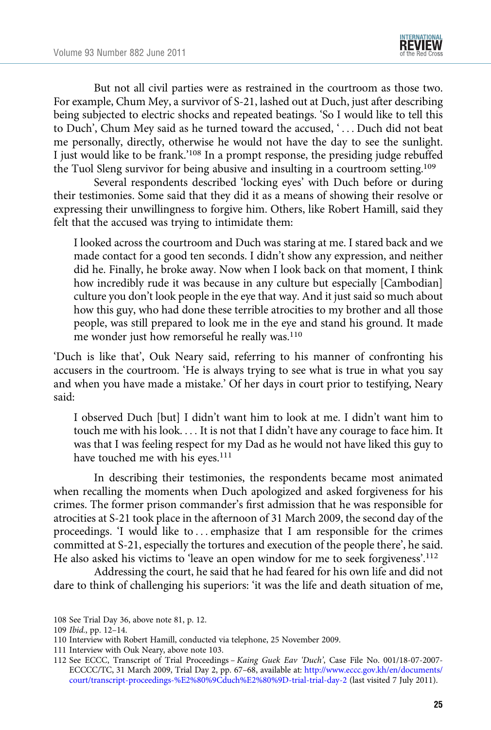But not all civil parties were as restrained in the courtroom as those two. For example, Chum Mey, a survivor of S-21, lashed out at Duch, just after describing being subjected to electric shocks and repeated beatings. 'So I would like to tell this to Duch', Chum Mey said as he turned toward the accused, ' . . . Duch did not beat me personally, directly, otherwise he would not have the day to see the sunlight. I just would like to be frank.'[108] In a prompt response, the presiding judge rebuffed the Tuol Sleng survivor for being abusive and insulting in a courtroom setting.[109]

Several respondents described 'locking eyes' with Duch before or during their testimonies. Some said that they did it as a means of showing their resolve or expressing their unwillingness to forgive him. Others, like Robert Hamill, said they felt that the accused was trying to intimidate them:

> I looked across the courtroom and Duch was staring at me. I stared back and we made contact for a good ten seconds. I didn't show any expression, and neither did he. Finally, he broke away. Now when I look back on that moment, I think how incredibly rude it was because in any culture but especially [Cambodian] culture you don't look people in the eye that way. And it just said so much about how this guy, who had done these terrible atrocities to my brother and all those people, was still prepared to look me in the eye and stand his ground. It made me wonder just how remorseful he really was.[110]

'Duch is like that', Ouk Neary said, referring to his manner of confronting his accusers in the courtroom. 'He is always trying to see what is true in what you say and when you have made a mistake.' Of her days in court prior to testifying, Neary said:

> I observed Duch [but] I didn't want him to look at me. I didn't want him to touch me with his look. . . . It is not that I didn't have any courage to face him. It was that I was feeling respect for my Dad as he would not have liked this guy to have touched me with his eyes.[111]

In describing their testimonies, the respondents became most animated when recalling the moments when Duch apologized and asked forgiveness for his crimes. The former prison commander's first admission that he was responsible for atrocities at S-21 took place in the afternoon of 31 March 2009, the second day of the proceedings. 'I would like to . . . emphasize that I am responsible for the crimes committed at S-21, especially the tortures and execution of the people there', he said. He also asked his victims to 'leave an open window for me to seek forgiveness'.[112]

Addressing the court, he said that he had feared for his own life and did not dare to think of challenging his superiors: 'it was the life and death situation of me,

---

108 See Trial Day 36, above note 81, p. 12.

109 *Ibid.*, pp. 12–14.

110 Interview with Robert Hamill, conducted via telephone, 25 November 2009.

111 Interview with Ouk Neary, above note 103.

112 See ECCC, Transcript of Trial Proceedings – *Kaing Guek Eav 'Duch'*, Case File No. 001/18-07-2007-ECCCC/TC, 31 March 2009, Trial Day 2, pp. 67–68, available at: http://www.eccc.gov.kh/en/documents/court/transcript-proceedings-%E2%80%9Cduch%E2%80%9D-trial-trial-day-2 (last visited 7 July 2011).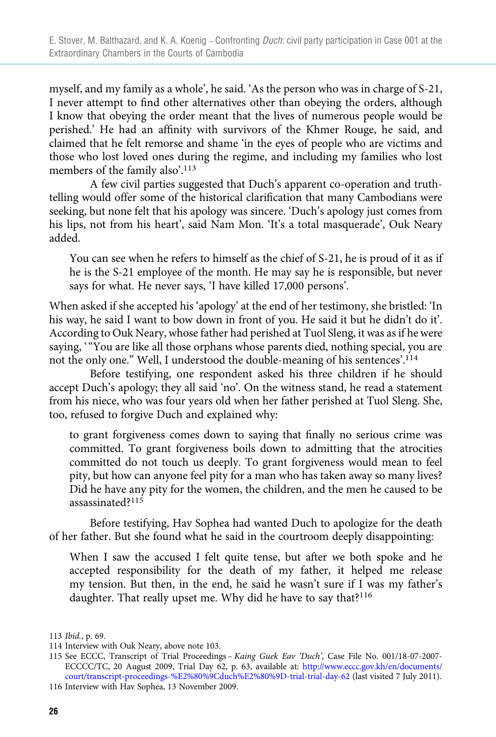myself, and my family as a whole', he said. 'As the person who was in charge of S-21, I never attempt to find other alternatives other than obeying the orders, although I know that obeying the order meant that the lives of numerous people would be perished.' He had an affinity with survivors of the Khmer Rouge, he said, and claimed that he felt remorse and shame 'in the eyes of people who are victims and those who lost loved ones during the regime, and including my families who lost members of the family also'.[113]

A few civil parties suggested that Duch's apparent co-operation and truth-telling would offer some of the historical clarification that many Cambodians were seeking, but none felt that his apology was sincere. 'Duch's apology just comes from his lips, not from his heart', said Nam Mon. 'It's a total masquerade', Ouk Neary added.

> You can see when he refers to himself as the chief of S-21, he is proud of it as if he is the S-21 employee of the month. He may say he is responsible, but never says for what. He never says, 'I have killed 17,000 persons'.

When asked if she accepted his 'apology' at the end of her testimony, she bristled: 'In his way, he said I want to bow down in front of you. He said it but he didn't do it'. According to Ouk Neary, whose father had perished at Tuol Sleng, it was as if he were saying, '"You are like all those orphans whose parents died, nothing special, you are not the only one." Well, I understood the double-meaning of his sentences'.[114]

Before testifying, one respondent asked his three children if he should accept Duch's apology; they all said 'no'. On the witness stand, he read a statement from his niece, who was four years old when her father perished at Tuol Sleng. She, too, refused to forgive Duch and explained why:

> to grant forgiveness comes down to saying that finally no serious crime was committed. To grant forgiveness boils down to admitting that the atrocities committed do not touch us deeply. To grant forgiveness would mean to feel pity, but how can anyone feel pity for a man who has taken away so many lives? Did he have any pity for the women, the children, and the men he caused to be assassinated?[115]

Before testifying, Hav Sophea had wanted Duch to apologize for the death of her father. But she found what he said in the courtroom deeply disappointing:

> When I saw the accused I felt quite tense, but after we both spoke and he accepted responsibility for the death of my father, it helped me release my tension. But then, in the end, he said he wasn't sure if I was my father's daughter. That really upset me. Why did he have to say that?[116]

---

113 *Ibid.*, p. 69.

114 Interview with Ouk Neary, above note 103.

115 See ECCC, Transcript of Trial Proceedings – *Kaing Guek Eav 'Duch'*, Case File No. 001/18-07-2007-ECCCC/TC, 20 August 2009, Trial Day 62, p. 63, available at: http://www.eccc.gov.kh/en/documents/court/transcript-proceedings-%E2%80%9Cduch%E2%80%9D-trial-trial-day-62 (last visited 7 July 2011).

116 Interview with Hav Sophea, 13 November 2009.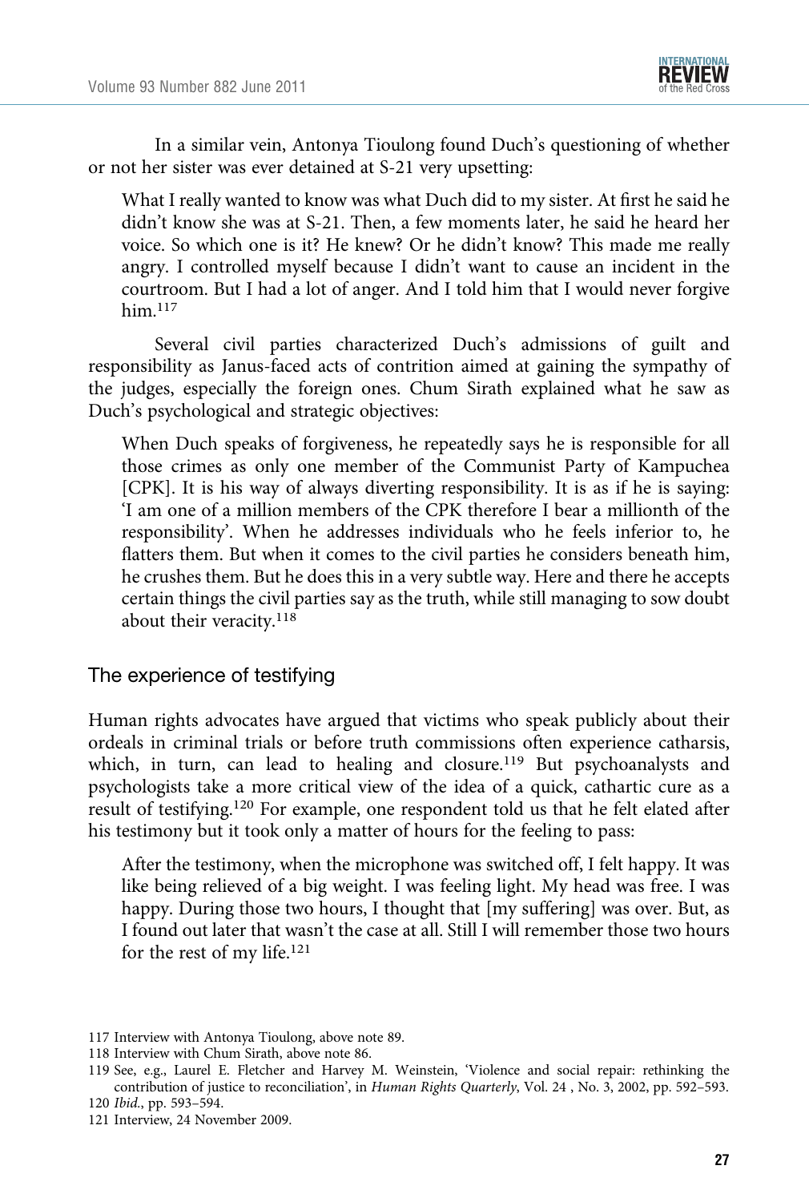In a similar vein, Antonya Tioulong found Duch's questioning of whether or not her sister was ever detained at S-21 very upsetting:

> What I really wanted to know was what Duch did to my sister. At first he said he didn't know she was at S-21. Then, a few moments later, he said he heard her voice. So which one is it? He knew? Or he didn't know? This made me really angry. I controlled myself because I didn't want to cause an incident in the courtroom. But I had a lot of anger. And I told him that I would never forgive him.[117]

Several civil parties characterized Duch's admissions of guilt and responsibility as Janus-faced acts of contrition aimed at gaining the sympathy of the judges, especially the foreign ones. Chum Sirath explained what he saw as Duch's psychological and strategic objectives:

> When Duch speaks of forgiveness, he repeatedly says he is responsible for all those crimes as only one member of the Communist Party of Kampuchea [CPK]. It is his way of always diverting responsibility. It is as if he is saying: 'I am one of a million members of the CPK therefore I bear a millionth of the responsibility'. When he addresses individuals who he feels inferior to, he flatters them. But when it comes to the civil parties he considers beneath him, he crushes them. But he does this in a very subtle way. Here and there he accepts certain things the civil parties say as the truth, while still managing to sow doubt about their veracity.[118]

## The experience of testifying

Human rights advocates have argued that victims who speak publicly about their ordeals in criminal trials or before truth commissions often experience catharsis, which, in turn, can lead to healing and closure.[119] But psychoanalysts and psychologists take a more critical view of the idea of a quick, cathartic cure as a result of testifying.[120] For example, one respondent told us that he felt elated after his testimony but it took only a matter of hours for the feeling to pass:

> After the testimony, when the microphone was switched off, I felt happy. It was like being relieved of a big weight. I was feeling light. My head was free. I was happy. During those two hours, I thought that [my suffering] was over. But, as I found out later that wasn't the case at all. Still I will remember those two hours for the rest of my life.[121]

---

117 Interview with Antonya Tioulong, above note 89.

118 Interview with Chum Sirath, above note 86.

119 See, e.g., Laurel E. Fletcher and Harvey M. Weinstein, 'Violence and social repair: rethinking the contribution of justice to reconciliation', in *Human Rights Quarterly*, Vol. 24 , No. 3, 2002, pp. 592–593.

120 *Ibid.*, pp. 593–594.

121 Interview, 24 November 2009.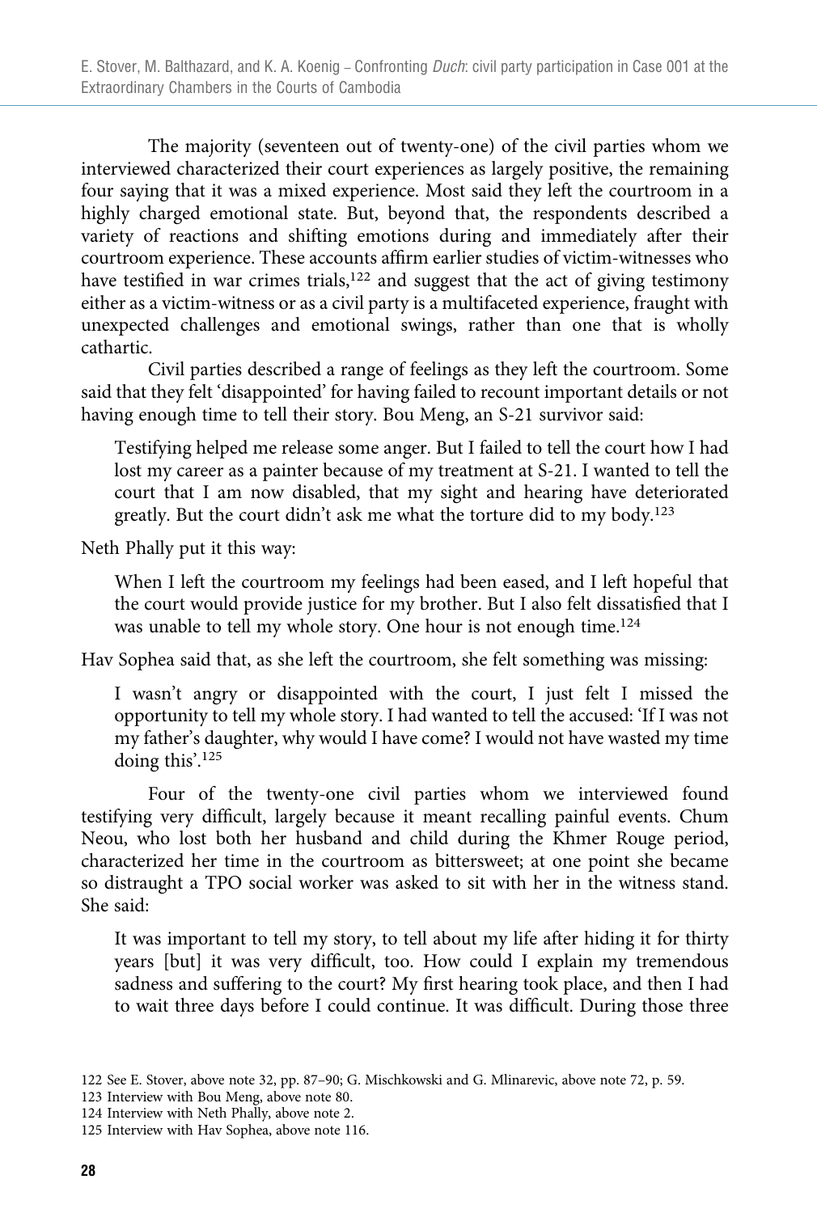The majority (seventeen out of twenty-one) of the civil parties whom we interviewed characterized their court experiences as largely positive, the remaining four saying that it was a mixed experience. Most said they left the courtroom in a highly charged emotional state. But, beyond that, the respondents described a variety of reactions and shifting emotions during and immediately after their courtroom experience. These accounts affirm earlier studies of victim-witnesses who have testified in war crimes trials,[122] and suggest that the act of giving testimony either as a victim-witness or as a civil party is a multifaceted experience, fraught with unexpected challenges and emotional swings, rather than one that is wholly cathartic.

Civil parties described a range of feelings as they left the courtroom. Some said that they felt 'disappointed' for having failed to recount important details or not having enough time to tell their story. Bou Meng, an S-21 survivor said:

> Testifying helped me release some anger. But I failed to tell the court how I had lost my career as a painter because of my treatment at S-21. I wanted to tell the court that I am now disabled, that my sight and hearing have deteriorated greatly. But the court didn't ask me what the torture did to my body.[123]

Neth Phally put it this way:

> When I left the courtroom my feelings had been eased, and I left hopeful that the court would provide justice for my brother. But I also felt dissatisfied that I was unable to tell my whole story. One hour is not enough time.[124]

Hav Sophea said that, as she left the courtroom, she felt something was missing:

> I wasn't angry or disappointed with the court, I just felt I missed the opportunity to tell my whole story. I had wanted to tell the accused: 'If I was not my father's daughter, why would I have come? I would not have wasted my time doing this'.[125]

Four of the twenty-one civil parties whom we interviewed found testifying very difficult, largely because it meant recalling painful events. Chum Neou, who lost both her husband and child during the Khmer Rouge period, characterized her time in the courtroom as bittersweet; at one point she became so distraught a TPO social worker was asked to sit with her in the witness stand. She said:

> It was important to tell my story, to tell about my life after hiding it for thirty years [but] it was very difficult, too. How could I explain my tremendous sadness and suffering to the court? My first hearing took place, and then I had to wait three days before I could continue. It was difficult. During those three

122 See E. Stover, above note 32, pp. 87–90; G. Mischkowski and G. Mlinarevic, above note 72, p. 59.

123 Interview with Bou Meng, above note 80.

124 Interview with Neth Phally, above note 2.

125 Interview with Hav Sophea, above note 116.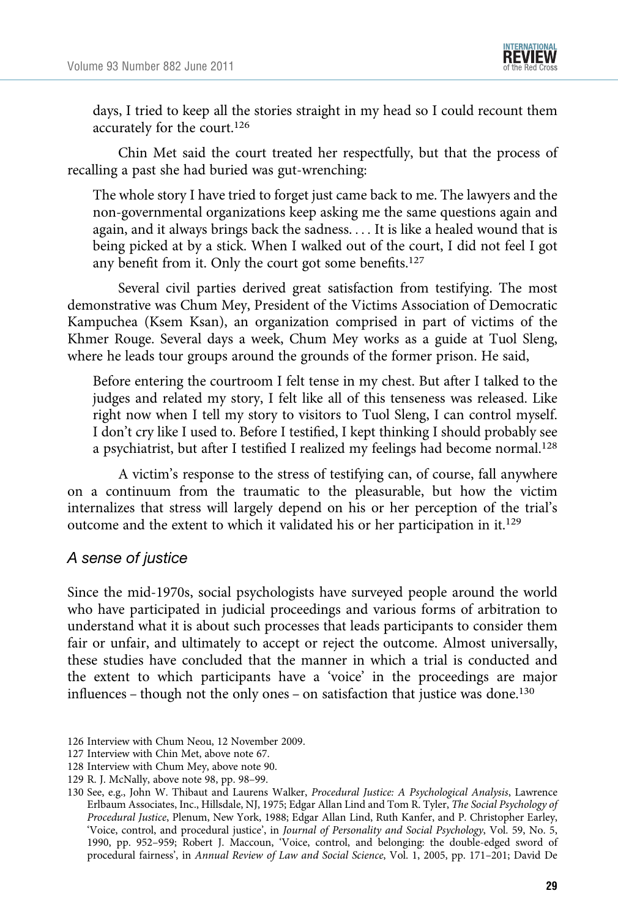days, I tried to keep all the stories straight in my head so I could recount them accurately for the court.[126]

Chin Met said the court treated her respectfully, but that the process of recalling a past she had buried was gut-wrenching:

> The whole story I have tried to forget just came back to me. The lawyers and the non-governmental organizations keep asking me the same questions again and again, and it always brings back the sadness. … It is like a healed wound that is being picked at by a stick. When I walked out of the court, I did not feel I got any benefit from it. Only the court got some benefits.[127]

Several civil parties derived great satisfaction from testifying. The most demonstrative was Chum Mey, President of the Victims Association of Democratic Kampuchea (Ksem Ksan), an organization comprised in part of victims of the Khmer Rouge. Several days a week, Chum Mey works as a guide at Tuol Sleng, where he leads tour groups around the grounds of the former prison. He said,

> Before entering the courtroom I felt tense in my chest. But after I talked to the judges and related my story, I felt like all of this tenseness was released. Like right now when I tell my story to visitors to Tuol Sleng, I can control myself. I don't cry like I used to. Before I testified, I kept thinking I should probably see a psychiatrist, but after I testified I realized my feelings had become normal.[128]

A victim's response to the stress of testifying can, of course, fall anywhere on a continuum from the traumatic to the pleasurable, but how the victim internalizes that stress will largely depend on his or her perception of the trial's outcome and the extent to which it validated his or her participation in it.[129]

### *A sense of justice*

Since the mid-1970s, social psychologists have surveyed people around the world who have participated in judicial proceedings and various forms of arbitration to understand what it is about such processes that leads participants to consider them fair or unfair, and ultimately to accept or reject the outcome. Almost universally, these studies have concluded that the manner in which a trial is conducted and the extent to which participants have a 'voice' in the proceedings are major influences – though not the only ones – on satisfaction that justice was done.[130]

---

126 Interview with Chum Neou, 12 November 2009.

127 Interview with Chin Met, above note 67.

128 Interview with Chum Mey, above note 90.

129 R. J. McNally, above note 98, pp. 98–99.

130 See, e.g., John W. Thibaut and Laurens Walker, *Procedural Justice: A Psychological Analysis*, Lawrence Erlbaum Associates, Inc., Hillsdale, NJ, 1975; Edgar Allan Lind and Tom R. Tyler, *The Social Psychology of Procedural Justice*, Plenum, New York, 1988; Edgar Allan Lind, Ruth Kanfer, and P. Christopher Earley, 'Voice, control, and procedural justice', in *Journal of Personality and Social Psychology*, Vol. 59, No. 5, 1990, pp. 952–959; Robert J. Maccoun, 'Voice, control, and belonging: the double-edged sword of procedural fairness', in *Annual Review of Law and Social Science*, Vol. 1, 2005, pp. 171–201; David De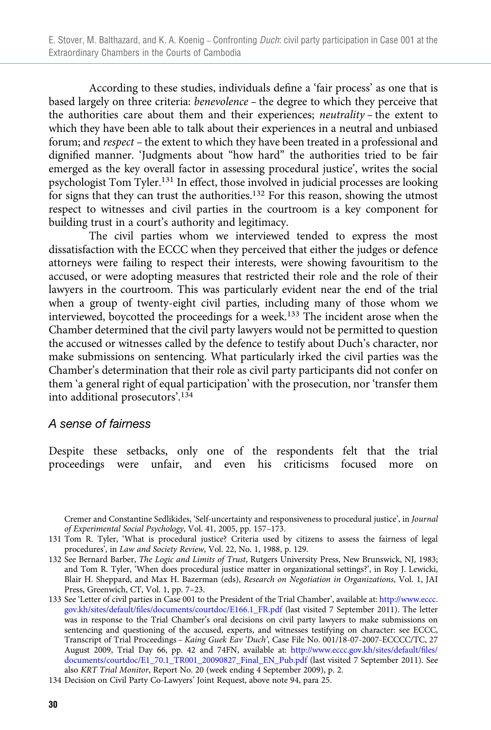According to these studies, individuals define a 'fair process' as one that is based largely on three criteria: *benevolence* – the degree to which they perceive that the authorities care about them and their experiences; *neutrality* – the extent to which they have been able to talk about their experiences in a neutral and unbiased forum; and *respect* – the extent to which they have been treated in a professional and dignified manner. 'Judgments about "how hard" the authorities tried to be fair emerged as the key overall factor in assessing procedural justice', writes the social psychologist Tom Tyler.[131] In effect, those involved in judicial processes are looking for signs that they can trust the authorities.[132] For this reason, showing the utmost respect to witnesses and civil parties in the courtroom is a key component for building trust in a court's authority and legitimacy.

The civil parties whom we interviewed tended to express the most dissatisfaction with the ECCC when they perceived that either the judges or defence attorneys were failing to respect their interests, were showing favouritism to the accused, or were adopting measures that restricted their role and the role of their lawyers in the courtroom. This was particularly evident near the end of the trial when a group of twenty-eight civil parties, including many of those whom we interviewed, boycotted the proceedings for a week.[133] The incident arose when the Chamber determined that the civil party lawyers would not be permitted to question the accused or witnesses called by the defence to testify about Duch's character, nor make submissions on sentencing. What particularly irked the civil parties was the Chamber's determination that their role as civil party participants did not confer on them 'a general right of equal participation' with the prosecution, nor 'transfer them into additional prosecutors'.[134]

### *A sense of fairness*

Despite these setbacks, only one of the respondents felt that the trial proceedings were unfair, and even his criticisms focused more on

Cremer and Constantine Sedlikides, 'Self-uncertainty and responsiveness to procedural justice', in *Journal of Experimental Social Psychology*, Vol. 41, 2005, pp. 157–173.

131 Tom R. Tyler, 'What is procedural justice? Criteria used by citizens to assess the fairness of legal procedures', in *Law and Society Review*, Vol. 22, No. 1, 1988, p. 129.

132 See Bernard Barber, *The Logic and Limits of Trust*, Rutgers University Press, New Brunswick, NJ, 1983; and Tom R. Tyler, 'When does procedural justice matter in organizational settings?', in Roy J. Lewicki, Blair H. Sheppard, and Max H. Bazerman (eds), *Research on Negotiation in Organizations*, Vol. 1, JAI Press, Greenwich, CT, Vol. 1, pp. 7–23.

133 See 'Letter of civil parties in Case 001 to the President of the Trial Chamber', available at: http://www.eccc.gov.kh/sites/default/files/documents/courtdoc/E166.1_FR.pdf (last visited 7 September 2011). The letter was in response to the Trial Chamber's oral decisions on civil party lawyers to make submissions on sentencing and questioning of the accused, experts, and witnesses testifying on character: see ECCC, Transcript of Trial Proceedings – *Kaing Guek Eav 'Duch'*, Case File No. 001/18-07-2007-ECCCC/TC, 27 August 2009, Trial Day 66, pp. 42 and 74FN, available at: http://www.eccc.gov.kh/sites/default/files/documents/courtdoc/E1_70.1_TR001_20090827_Final_EN_Pub.pdf (last visited 7 September 2011). See also *KRT Trial Monitor*, Report No. 20 (week ending 4 September 2009), p. 2.

134 Decision on Civil Party Co-Lawyers' Joint Request, above note 94, para 25.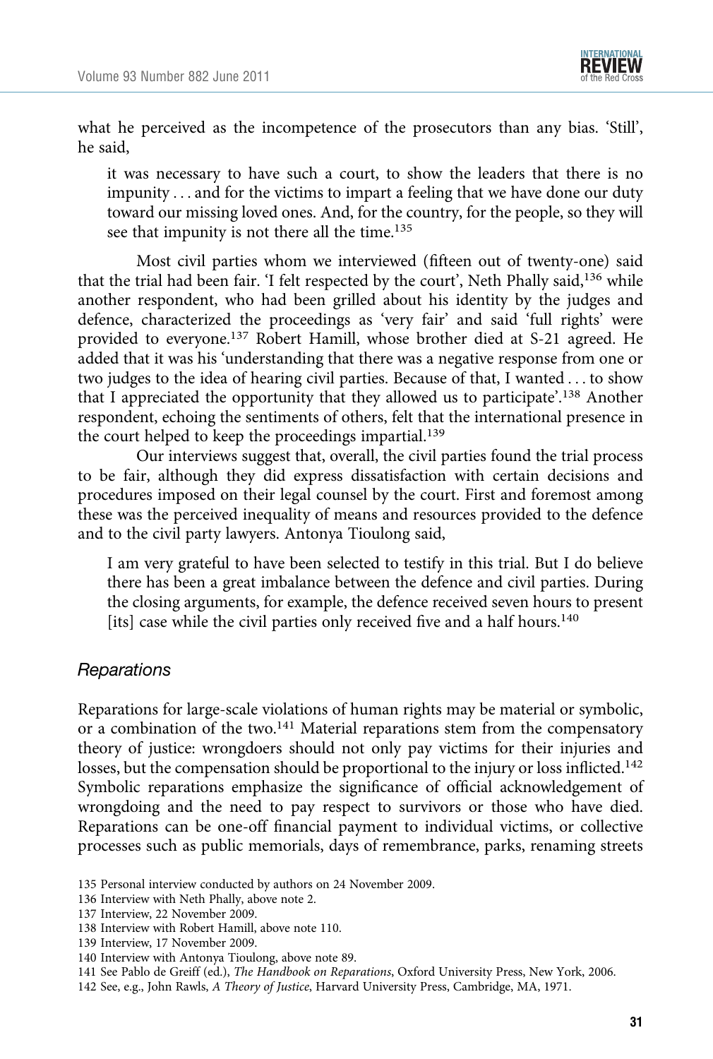what he perceived as the incompetence of the prosecutors than any bias. 'Still', he said,

> it was necessary to have such a court, to show the leaders that there is no impunity . . . and for the victims to impart a feeling that we have done our duty toward our missing loved ones. And, for the country, for the people, so they will see that impunity is not there all the time.[135]

Most civil parties whom we interviewed (fifteen out of twenty-one) said that the trial had been fair. 'I felt respected by the court', Neth Phally said,[136] while another respondent, who had been grilled about his identity by the judges and defence, characterized the proceedings as 'very fair' and said 'full rights' were provided to everyone.[137] Robert Hamill, whose brother died at S-21 agreed. He added that it was his 'understanding that there was a negative response from one or two judges to the idea of hearing civil parties. Because of that, I wanted . . . to show that I appreciated the opportunity that they allowed us to participate'.[138] Another respondent, echoing the sentiments of others, felt that the international presence in the court helped to keep the proceedings impartial.[139]

Our interviews suggest that, overall, the civil parties found the trial process to be fair, although they did express dissatisfaction with certain decisions and procedures imposed on their legal counsel by the court. First and foremost among these was the perceived inequality of means and resources provided to the defence and to the civil party lawyers. Antonya Tioulong said,

> I am very grateful to have been selected to testify in this trial. But I do believe there has been a great imbalance between the defence and civil parties. During the closing arguments, for example, the defence received seven hours to present [its] case while the civil parties only received five and a half hours.[140]

## *Reparations*

Reparations for large-scale violations of human rights may be material or symbolic, or a combination of the two.[141] Material reparations stem from the compensatory theory of justice: wrongdoers should not only pay victims for their injuries and losses, but the compensation should be proportional to the injury or loss inflicted.[142] Symbolic reparations emphasize the significance of official acknowledgement of wrongdoing and the need to pay respect to survivors or those who have died. Reparations can be one-off financial payment to individual victims, or collective processes such as public memorials, days of remembrance, parks, renaming streets

135 Personal interview conducted by authors on 24 November 2009.

136 Interview with Neth Phally, above note 2.

137 Interview, 22 November 2009.

138 Interview with Robert Hamill, above note 110.

139 Interview, 17 November 2009.

140 Interview with Antonya Tioulong, above note 89.

141 See Pablo de Greiff (ed.), *The Handbook on Reparations*, Oxford University Press, New York, 2006.

142 See, e.g., John Rawls, *A Theory of Justice*, Harvard University Press, Cambridge, MA, 1971.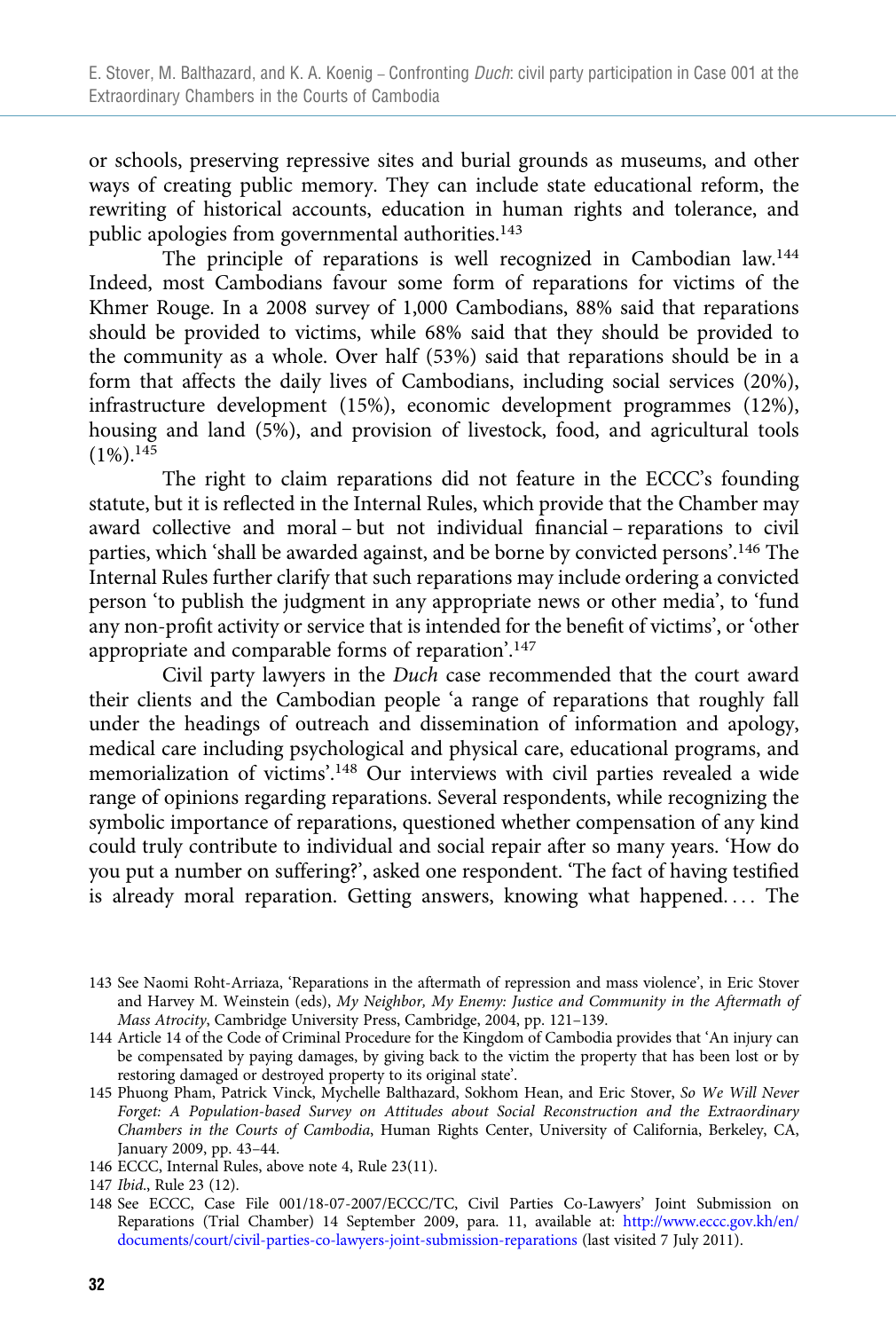or schools, preserving repressive sites and burial grounds as museums, and other ways of creating public memory. They can include state educational reform, the rewriting of historical accounts, education in human rights and tolerance, and public apologies from governmental authorities.[143]

The principle of reparations is well recognized in Cambodian law.[144] Indeed, most Cambodians favour some form of reparations for victims of the Khmer Rouge. In a 2008 survey of 1,000 Cambodians, 88% said that reparations should be provided to victims, while 68% said that they should be provided to the community as a whole. Over half (53%) said that reparations should be in a form that affects the daily lives of Cambodians, including social services (20%), infrastructure development (15%), economic development programmes (12%), housing and land (5%), and provision of livestock, food, and agricultural tools (1%).[145]

The right to claim reparations did not feature in the ECCC's founding statute, but it is reflected in the Internal Rules, which provide that the Chamber may award collective and moral – but not individual financial – reparations to civil parties, which 'shall be awarded against, and be borne by convicted persons'.[146] The Internal Rules further clarify that such reparations may include ordering a convicted person 'to publish the judgment in any appropriate news or other media', to 'fund any non-profit activity or service that is intended for the benefit of victims', or 'other appropriate and comparable forms of reparation'.[147]

Civil party lawyers in the *Duch* case recommended that the court award their clients and the Cambodian people 'a range of reparations that roughly fall under the headings of outreach and dissemination of information and apology, medical care including psychological and physical care, educational programs, and memorialization of victims'.[148] Our interviews with civil parties revealed a wide range of opinions regarding reparations. Several respondents, while recognizing the symbolic importance of reparations, questioned whether compensation of any kind could truly contribute to individual and social repair after so many years. 'How do you put a number on suffering?', asked one respondent. 'The fact of having testified is already moral reparation. Getting answers, knowing what happened.... The

143 See Naomi Roht-Arriaza, 'Reparations in the aftermath of repression and mass violence', in Eric Stover and Harvey M. Weinstein (eds), *My Neighbor, My Enemy: Justice and Community in the Aftermath of Mass Atrocity*, Cambridge University Press, Cambridge, 2004, pp. 121–139.

144 Article 14 of the Code of Criminal Procedure for the Kingdom of Cambodia provides that 'An injury can be compensated by paying damages, by giving back to the victim the property that has been lost or by restoring damaged or destroyed property to its original state'.

145 Phuong Pham, Patrick Vinck, Mychelle Balthazard, Sokhom Hean, and Eric Stover, *So We Will Never Forget: A Population-based Survey on Attitudes about Social Reconstruction and the Extraordinary Chambers in the Courts of Cambodia*, Human Rights Center, University of California, Berkeley, CA, January 2009, pp. 43–44.

146 ECCC, Internal Rules, above note 4, Rule 23(11).

147 *Ibid*., Rule 23 (12).

148 See ECCC, Case File 001/18-07-2007/ECCC/TC, Civil Parties Co-Lawyers' Joint Submission on Reparations (Trial Chamber) 14 September 2009, para. 11, available at: http://www.eccc.gov.kh/en/documents/court/civil-parties-co-lawyers-joint-submission-reparations (last visited 7 July 2011).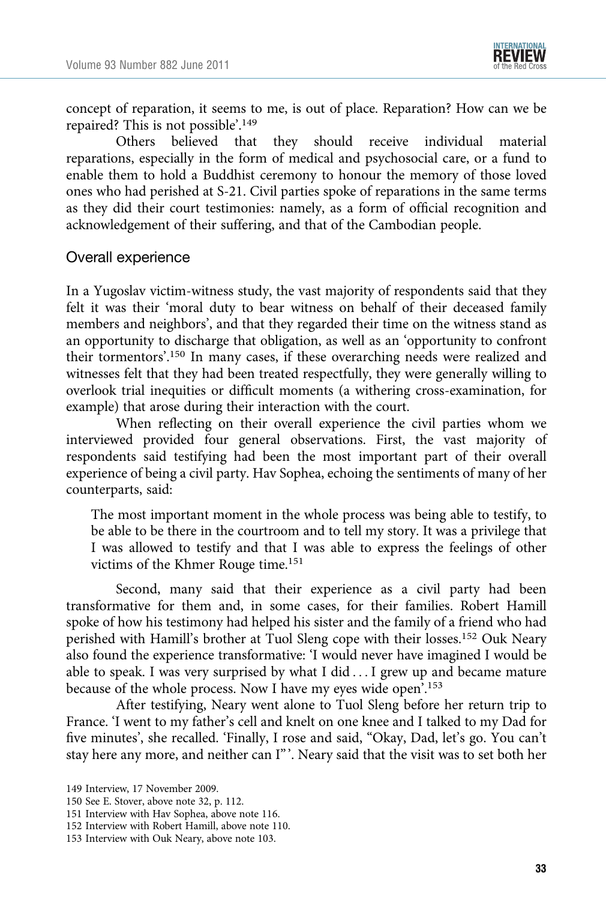concept of reparation, it seems to me, is out of place. Reparation? How can we be repaired? This is not possible'.[149]

Others believed that they should receive individual material reparations, especially in the form of medical and psychosocial care, or a fund to enable them to hold a Buddhist ceremony to honour the memory of those loved ones who had perished at S-21. Civil parties spoke of reparations in the same terms as they did their court testimonies: namely, as a form of official recognition and acknowledgement of their suffering, and that of the Cambodian people.

## Overall experience

In a Yugoslav victim-witness study, the vast majority of respondents said that they felt it was their 'moral duty to bear witness on behalf of their deceased family members and neighbors', and that they regarded their time on the witness stand as an opportunity to discharge that obligation, as well as an 'opportunity to confront their tormentors'.[150] In many cases, if these overarching needs were realized and witnesses felt that they had been treated respectfully, they were generally willing to overlook trial inequities or difficult moments (a withering cross-examination, for example) that arose during their interaction with the court.

When reflecting on their overall experience the civil parties whom we interviewed provided four general observations. First, the vast majority of respondents said testifying had been the most important part of their overall experience of being a civil party. Hav Sophea, echoing the sentiments of many of her counterparts, said:

> The most important moment in the whole process was being able to testify, to be able to be there in the courtroom and to tell my story. It was a privilege that I was allowed to testify and that I was able to express the feelings of other victims of the Khmer Rouge time.[151]

Second, many said that their experience as a civil party had been transformative for them and, in some cases, for their families. Robert Hamill spoke of how his testimony had helped his sister and the family of a friend who had perished with Hamill's brother at Tuol Sleng cope with their losses.[152] Ouk Neary also found the experience transformative: 'I would never have imagined I would be able to speak. I was very surprised by what I did . . . I grew up and became mature because of the whole process. Now I have my eyes wide open'.[153]

After testifying, Neary went alone to Tuol Sleng before her return trip to France. 'I went to my father's cell and knelt on one knee and I talked to my Dad for five minutes', she recalled. 'Finally, I rose and said, "Okay, Dad, let's go. You can't stay here any more, and neither can I"'. Neary said that the visit was to set both her

149 Interview, 17 November 2009.

150 See E. Stover, above note 32, p. 112.

151 Interview with Hav Sophea, above note 116.

152 Interview with Robert Hamill, above note 110.

153 Interview with Ouk Neary, above note 103.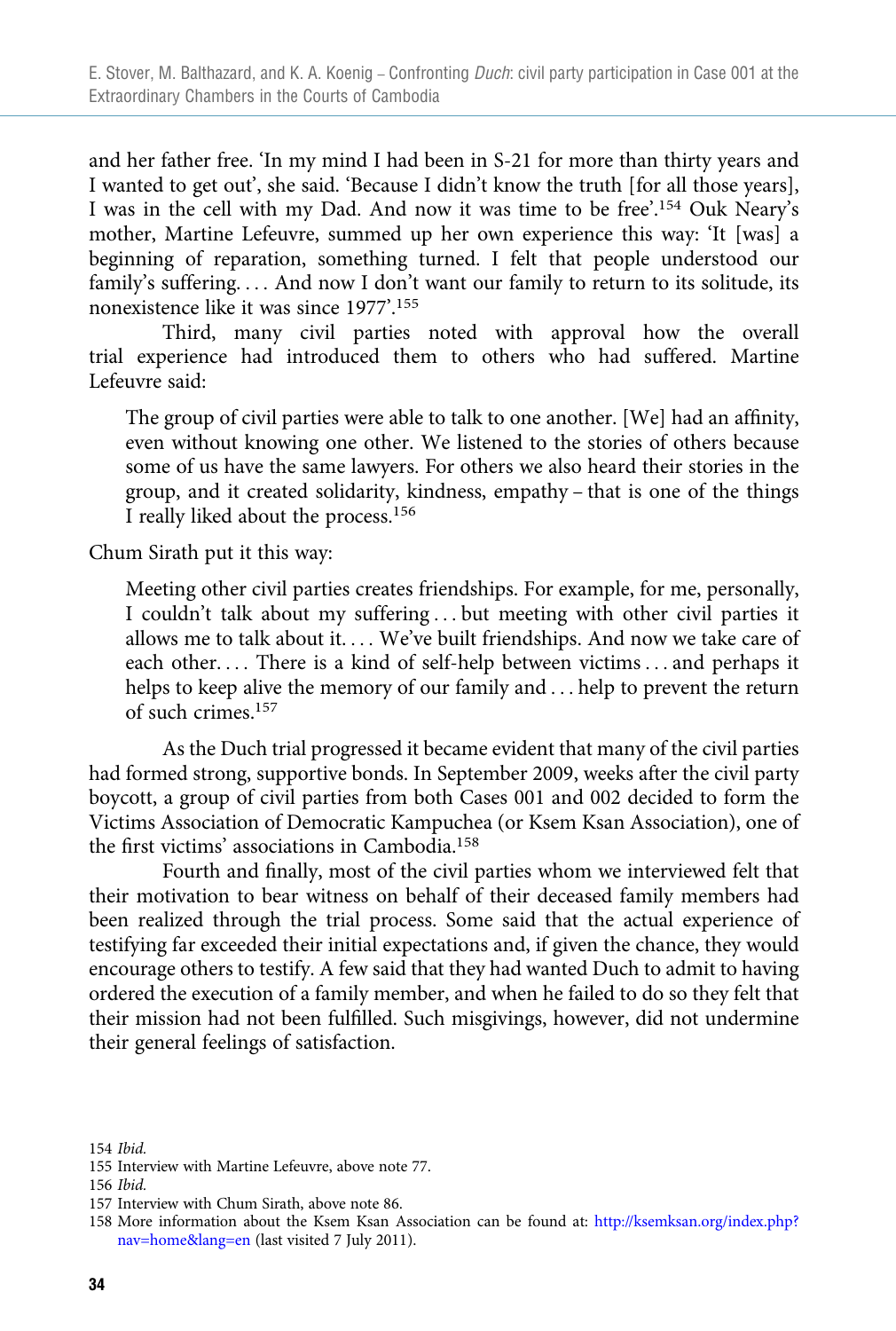and her father free. 'In my mind I had been in S-21 for more than thirty years and I wanted to get out', she said. 'Because I didn't know the truth [for all those years], I was in the cell with my Dad. And now it was time to be free'.[154] Ouk Neary's mother, Martine Lefeuvre, summed up her own experience this way: 'It [was] a beginning of reparation, something turned. I felt that people understood our family's suffering. . . . And now I don't want our family to return to its solitude, its nonexistence like it was since 1977'.[155]

Third, many civil parties noted with approval how the overall trial experience had introduced them to others who had suffered. Martine Lefeuvre said:

> The group of civil parties were able to talk to one another. [We] had an affinity, even without knowing one other. We listened to the stories of others because some of us have the same lawyers. For others we also heard their stories in the group, and it created solidarity, kindness, empathy – that is one of the things I really liked about the process.[156]

Chum Sirath put it this way:

> Meeting other civil parties creates friendships. For example, for me, personally, I couldn't talk about my suffering . . . but meeting with other civil parties it allows me to talk about it. . . . We've built friendships. And now we take care of each other. . . . There is a kind of self-help between victims . . . and perhaps it helps to keep alive the memory of our family and . . . help to prevent the return of such crimes.[157]

As the Duch trial progressed it became evident that many of the civil parties had formed strong, supportive bonds. In September 2009, weeks after the civil party boycott, a group of civil parties from both Cases 001 and 002 decided to form the Victims Association of Democratic Kampuchea (or Ksem Ksan Association), one of the first victims' associations in Cambodia.[158]

Fourth and finally, most of the civil parties whom we interviewed felt that their motivation to bear witness on behalf of their deceased family members had been realized through the trial process. Some said that the actual experience of testifying far exceeded their initial expectations and, if given the chance, they would encourage others to testify. A few said that they had wanted Duch to admit to having ordered the execution of a family member, and when he failed to do so they felt that their mission had not been fulfilled. Such misgivings, however, did not undermine their general feelings of satisfaction.

---

154 *Ibid.*

155 Interview with Martine Lefeuvre, above note 77.

156 *Ibid.*

157 Interview with Chum Sirath, above note 86.

158 More information about the Ksem Ksan Association can be found at: http://ksemksan.org/index.php?nav=home&lang=en (last visited 7 July 2011).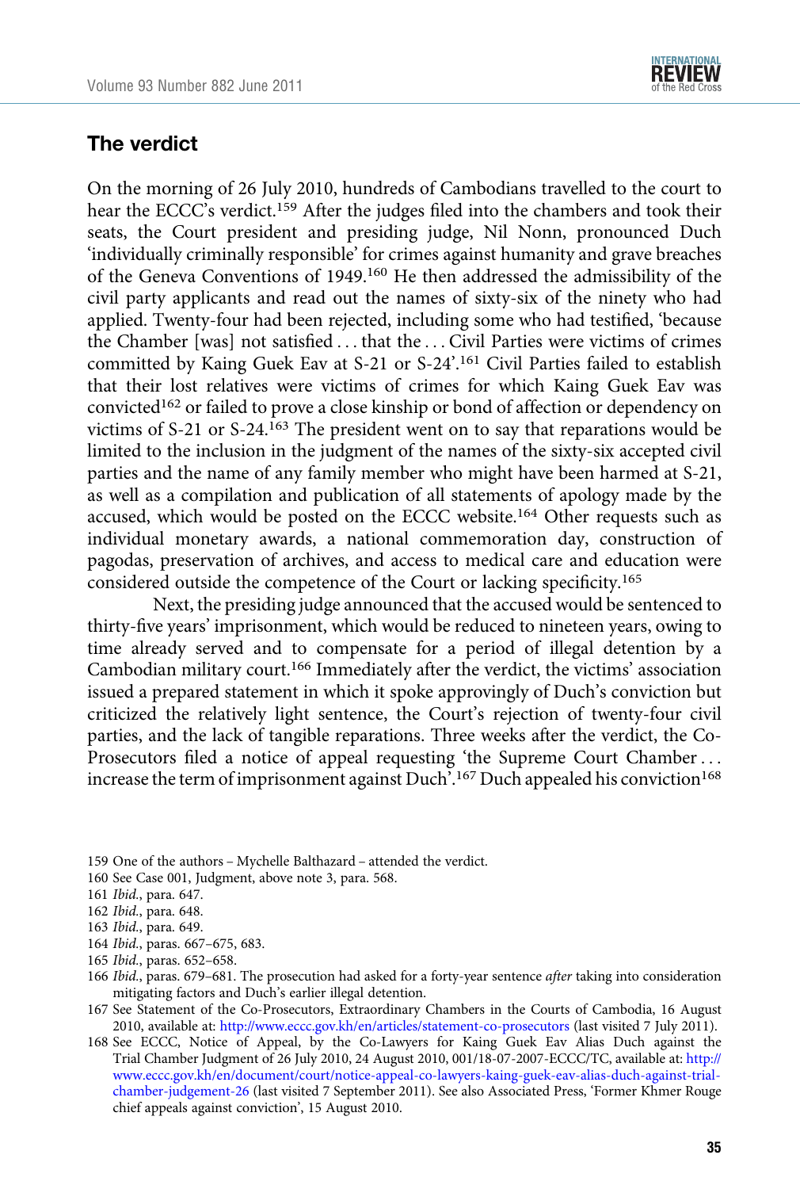## The verdict

On the morning of 26 July 2010, hundreds of Cambodians travelled to the court to hear the ECCC's verdict.[159] After the judges filed into the chambers and took their seats, the Court president and presiding judge, Nil Nonn, pronounced Duch 'individually criminally responsible' for crimes against humanity and grave breaches of the Geneva Conventions of 1949.[160] He then addressed the admissibility of the civil party applicants and read out the names of sixty-six of the ninety who had applied. Twenty-four had been rejected, including some who had testified, 'because the Chamber [was] not satisfied . . . that the . . . Civil Parties were victims of crimes committed by Kaing Guek Eav at S-21 or S-24'.[161] Civil Parties failed to establish that their lost relatives were victims of crimes for which Kaing Guek Eav was convicted[162] or failed to prove a close kinship or bond of affection or dependency on victims of S-21 or S-24.[163] The president went on to say that reparations would be limited to the inclusion in the judgment of the names of the sixty-six accepted civil parties and the name of any family member who might have been harmed at S-21, as well as a compilation and publication of all statements of apology made by the accused, which would be posted on the ECCC website.[164] Other requests such as individual monetary awards, a national commemoration day, construction of pagodas, preservation of archives, and access to medical care and education were considered outside the competence of the Court or lacking specificity.[165]

Next, the presiding judge announced that the accused would be sentenced to thirty-five years' imprisonment, which would be reduced to nineteen years, owing to time already served and to compensate for a period of illegal detention by a Cambodian military court.[166] Immediately after the verdict, the victims' association issued a prepared statement in which it spoke approvingly of Duch's conviction but criticized the relatively light sentence, the Court's rejection of twenty-four civil parties, and the lack of tangible reparations. Three weeks after the verdict, the Co-Prosecutors filed a notice of appeal requesting 'the Supreme Court Chamber . . . increase the term of imprisonment against Duch'.[167] Duch appealed his conviction[168]

159 One of the authors – Mychelle Balthazard – attended the verdict.

160 See Case 001, Judgment, above note 3, para. 568.

161 *Ibid.*, para. 647.

162 *Ibid.*, para. 648.

163 *Ibid.*, para. 649.

164 *Ibid.*, paras. 667–675, 683.

165 *Ibid.*, paras. 652–658.

166 *Ibid.*, paras. 679–681. The prosecution had asked for a forty-year sentence *after* taking into consideration mitigating factors and Duch's earlier illegal detention.

167 See Statement of the Co-Prosecutors, Extraordinary Chambers in the Courts of Cambodia, 16 August 2010, available at: http://www.eccc.gov.kh/en/articles/statement-co-prosecutors (last visited 7 July 2011).

168 See ECCC, Notice of Appeal, by the Co-Lawyers for Kaing Guek Eav Alias Duch against the Trial Chamber Judgment of 26 July 2010, 24 August 2010, 001/18-07-2007-ECCC/TC, available at: http://www.eccc.gov.kh/en/document/court/notice-appeal-co-lawyers-kaing-guek-eav-alias-duch-against-trial-chamber-judgement-26 (last visited 7 September 2011). See also Associated Press, 'Former Khmer Rouge chief appeals against conviction', 15 August 2010.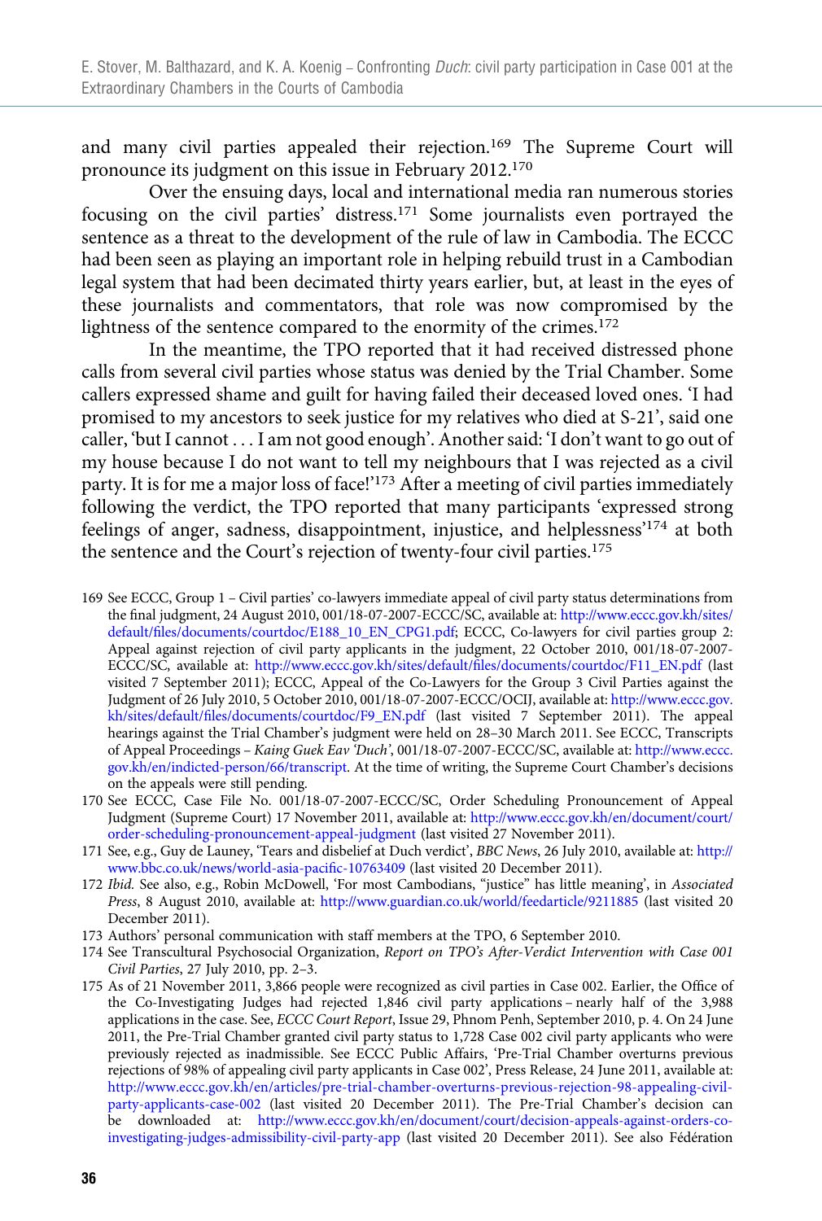and many civil parties appealed their rejection.[169] The Supreme Court will pronounce its judgment on this issue in February 2012.[170]

Over the ensuing days, local and international media ran numerous stories focusing on the civil parties' distress.[171] Some journalists even portrayed the sentence as a threat to the development of the rule of law in Cambodia. The ECCC had been seen as playing an important role in helping rebuild trust in a Cambodian legal system that had been decimated thirty years earlier, but, at least in the eyes of these journalists and commentators, that role was now compromised by the lightness of the sentence compared to the enormity of the crimes.[172]

In the meantime, the TPO reported that it had received distressed phone calls from several civil parties whose status was denied by the Trial Chamber. Some callers expressed shame and guilt for having failed their deceased loved ones. 'I had promised to my ancestors to seek justice for my relatives who died at S-21', said one caller, 'but I cannot . . . I am not good enough'. Another said: 'I don't want to go out of my house because I do not want to tell my neighbours that I was rejected as a civil party. It is for me a major loss of face!'[173] After a meeting of civil parties immediately following the verdict, the TPO reported that many participants 'expressed strong feelings of anger, sadness, disappointment, injustice, and helplessness'[174] at both the sentence and the Court's rejection of twenty-four civil parties.[175]

169 See ECCC, Group 1 – Civil parties' co-lawyers immediate appeal of civil party status determinations from the final judgment, 24 August 2010, 001/18-07-2007-ECCC/SC, available at: http://www.eccc.gov.kh/sites/default/files/documents/courtdoc/E188_10_EN_CPG1.pdf; ECCC, Co-lawyers for civil parties group 2: Appeal against rejection of civil party applicants in the judgment, 22 October 2010, 001/18-07-2007-ECCC/SC, available at: http://www.eccc.gov.kh/sites/default/files/documents/courtdoc/F11_EN.pdf (last visited 7 September 2011); ECCC, Appeal of the Co-Lawyers for the Group 3 Civil Parties against the Judgment of 26 July 2010, 5 October 2010, 001/18-07-2007-ECCC/OCIJ, available at: http://www.eccc.gov.kh/sites/default/files/documents/courtdoc/F9_EN.pdf (last visited 7 September 2011). The appeal hearings against the Trial Chamber's judgment were held on 28–30 March 2011. See ECCC, Transcripts of Appeal Proceedings – *Kaing Guek Eav 'Duch'*, 001/18-07-2007-ECCC/SC, available at: http://www.eccc.gov.kh/en/indicted-person/66/transcript. At the time of writing, the Supreme Court Chamber's decisions on the appeals were still pending.

170 See ECCC, Case File No. 001/18-07-2007-ECCC/SC, Order Scheduling Pronouncement of Appeal Judgment (Supreme Court) 17 November 2011, available at: http://www.eccc.gov.kh/en/document/court/order-scheduling-pronouncement-appeal-judgment (last visited 27 November 2011).

171 See, e.g., Guy de Launey, 'Tears and disbelief at Duch verdict', *BBC News*, 26 July 2010, available at: http://www.bbc.co.uk/news/world-asia-pacific-10763409 (last visited 20 December 2011).

172 *Ibid.* See also, e.g., Robin McDowell, 'For most Cambodians, "justice" has little meaning', in *Associated Press*, 8 August 2010, available at: http://www.guardian.co.uk/world/feedarticle/9211885 (last visited 20 December 2011).

173 Authors' personal communication with staff members at the TPO, 6 September 2010.

174 See Transcultural Psychosocial Organization, *Report on TPO's After-Verdict Intervention with Case 001 Civil Parties*, 27 July 2010, pp. 2–3.

175 As of 21 November 2011, 3,866 people were recognized as civil parties in Case 002. Earlier, the Office of the Co-Investigating Judges had rejected 1,846 civil party applications – nearly half of the 3,988 applications in the case. See, *ECCC Court Report*, Issue 29, Phnom Penh, September 2010, p. 4. On 24 June 2011, the Pre-Trial Chamber granted civil party status to 1,728 Case 002 civil party applicants who were previously rejected as inadmissible. See ECCC Public Affairs, 'Pre-Trial Chamber overturns previous rejections of 98% of appealing civil party applicants in Case 002', Press Release, 24 June 2011, available at: http://www.eccc.gov.kh/en/articles/pre-trial-chamber-overturns-previous-rejection-98-appealing-civil-party-applicants-case-002 (last visited 20 December 2011). The Pre-Trial Chamber's decision can be downloaded at: http://www.eccc.gov.kh/en/document/court/decision-appeals-against-orders-co-investigating-judges-admissibility-civil-party-app (last visited 20 December 2011). See also Fédération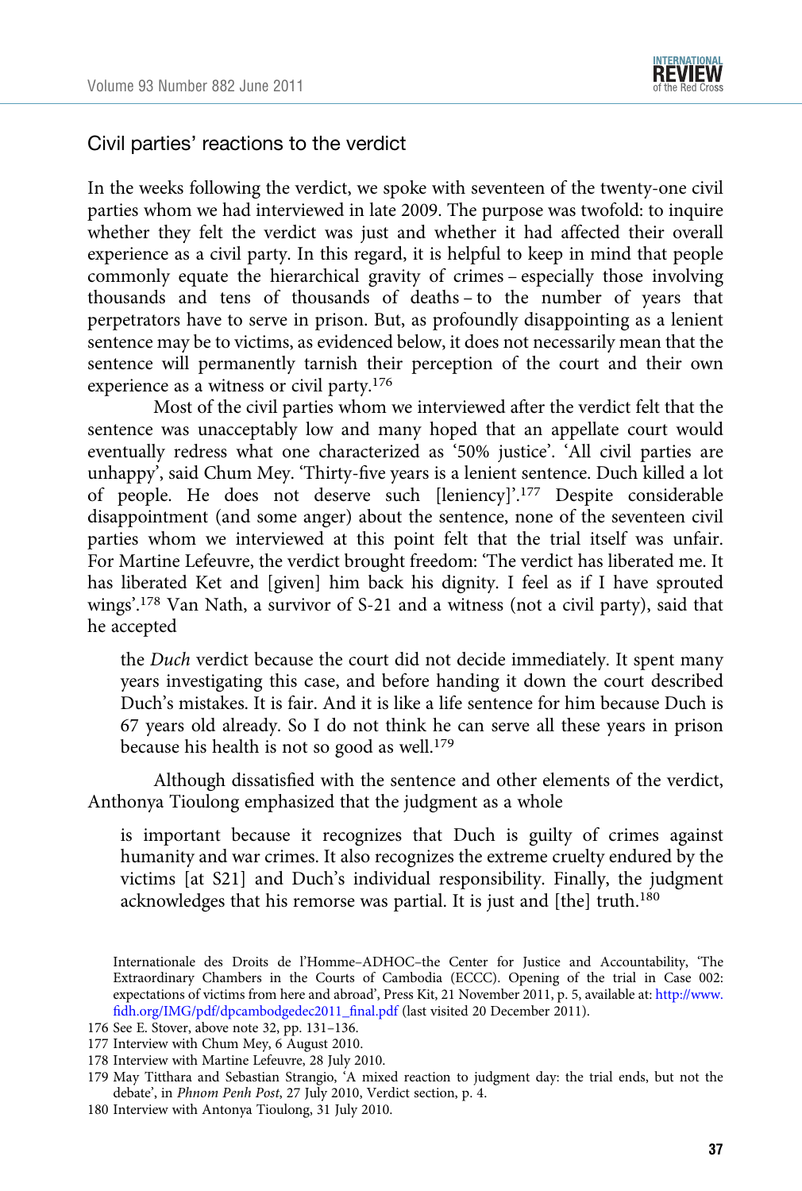## Civil parties' reactions to the verdict

In the weeks following the verdict, we spoke with seventeen of the twenty-one civil parties whom we had interviewed in late 2009. The purpose was twofold: to inquire whether they felt the verdict was just and whether it had affected their overall experience as a civil party. In this regard, it is helpful to keep in mind that people commonly equate the hierarchical gravity of crimes – especially those involving thousands and tens of thousands of deaths – to the number of years that perpetrators have to serve in prison. But, as profoundly disappointing as a lenient sentence may be to victims, as evidenced below, it does not necessarily mean that the sentence will permanently tarnish their perception of the court and their own experience as a witness or civil party.[176]

Most of the civil parties whom we interviewed after the verdict felt that the sentence was unacceptably low and many hoped that an appellate court would eventually redress what one characterized as '50% justice'. 'All civil parties are unhappy', said Chum Mey. 'Thirty-five years is a lenient sentence. Duch killed a lot of people. He does not deserve such [leniency]'.[177] Despite considerable disappointment (and some anger) about the sentence, none of the seventeen civil parties whom we interviewed at this point felt that the trial itself was unfair. For Martine Lefeuvre, the verdict brought freedom: 'The verdict has liberated me. It has liberated Ket and [given] him back his dignity. I feel as if I have sprouted wings'.[178] Van Nath, a survivor of S-21 and a witness (not a civil party), said that he accepted

> the *Duch* verdict because the court did not decide immediately. It spent many years investigating this case, and before handing it down the court described Duch's mistakes. It is fair. And it is like a life sentence for him because Duch is 67 years old already. So I do not think he can serve all these years in prison because his health is not so good as well.[179]

Although dissatisfied with the sentence and other elements of the verdict, Anthonya Tioulong emphasized that the judgment as a whole

> is important because it recognizes that Duch is guilty of crimes against humanity and war crimes. It also recognizes the extreme cruelty endured by the victims [at S21] and Duch's individual responsibility. Finally, the judgment acknowledges that his remorse was partial. It is just and [the] truth.[180]

---

Internationale des Droits de l'Homme–ADHOC–the Center for Justice and Accountability, 'The Extraordinary Chambers in the Courts of Cambodia (ECCC). Opening of the trial in Case 002: expectations of victims from here and abroad', Press Kit, 21 November 2011, p. 5, available at: http://www.fidh.org/IMG/pdf/dpcambodgedec2011_final.pdf (last visited 20 December 2011).

176 See E. Stover, above note 32, pp. 131–136.

177 Interview with Chum Mey, 6 August 2010.

178 Interview with Martine Lefeuvre, 28 July 2010.

179 May Titthara and Sebastian Strangio, 'A mixed reaction to judgment day: the trial ends, but not the debate', in *Phnom Penh Post*, 27 July 2010, Verdict section, p. 4.

180 Interview with Antonya Tioulong, 31 July 2010.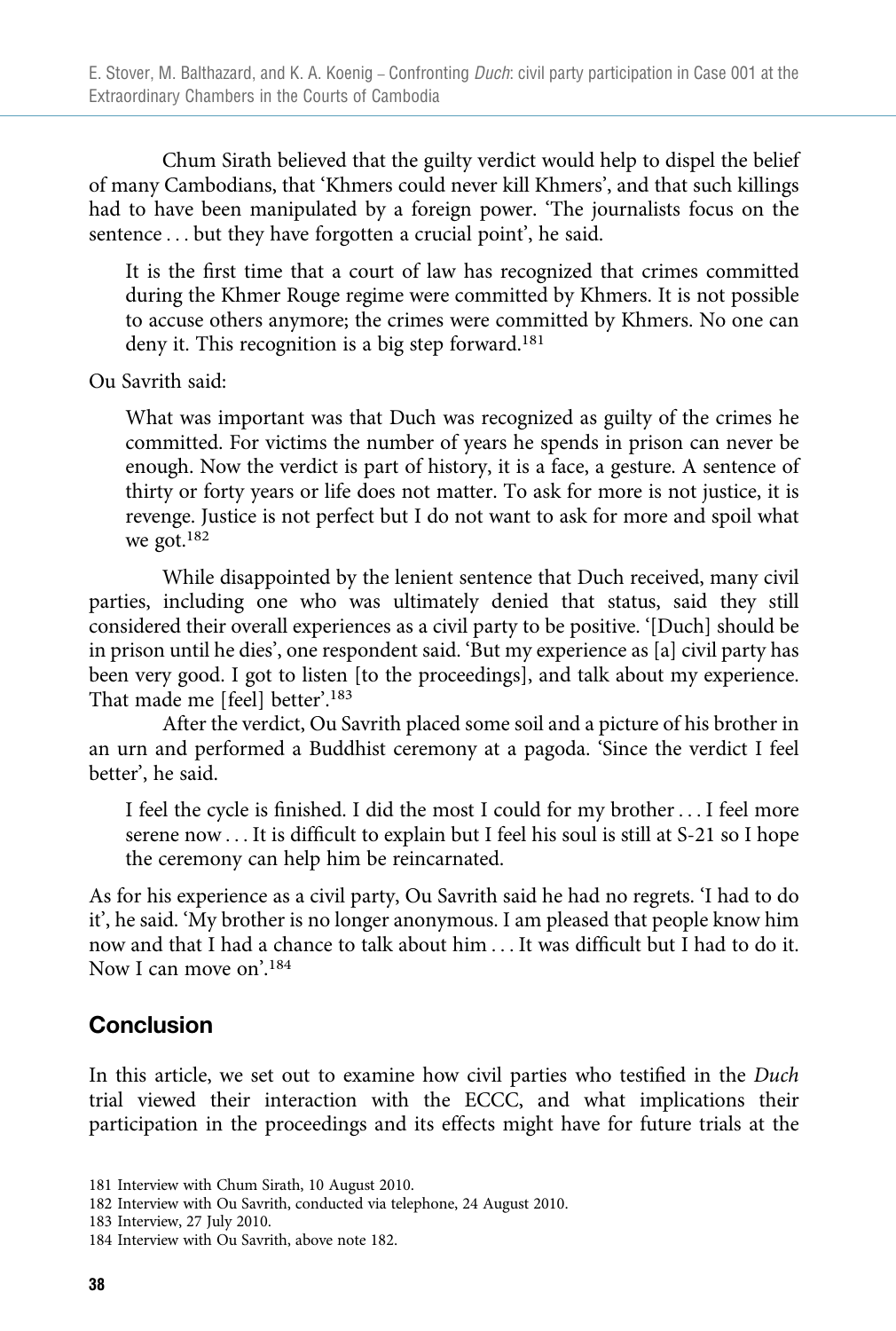Chum Sirath believed that the guilty verdict would help to dispel the belief of many Cambodians, that 'Khmers could never kill Khmers', and that such killings had to have been manipulated by a foreign power. 'The journalists focus on the sentence . . . but they have forgotten a crucial point', he said.

> It is the first time that a court of law has recognized that crimes committed during the Khmer Rouge regime were committed by Khmers. It is not possible to accuse others anymore; the crimes were committed by Khmers. No one can deny it. This recognition is a big step forward.[181]

Ou Savrith said:

> What was important was that Duch was recognized as guilty of the crimes he committed. For victims the number of years he spends in prison can never be enough. Now the verdict is part of history, it is a face, a gesture. A sentence of thirty or forty years or life does not matter. To ask for more is not justice, it is revenge. Justice is not perfect but I do not want to ask for more and spoil what we got.[182]

While disappointed by the lenient sentence that Duch received, many civil parties, including one who was ultimately denied that status, said they still considered their overall experiences as a civil party to be positive. '[Duch] should be in prison until he dies', one respondent said. 'But my experience as [a] civil party has been very good. I got to listen [to the proceedings], and talk about my experience. That made me [feel] better'.[183]

After the verdict, Ou Savrith placed some soil and a picture of his brother in an urn and performed a Buddhist ceremony at a pagoda. 'Since the verdict I feel better', he said.

> I feel the cycle is finished. I did the most I could for my brother . . . I feel more serene now . . . It is difficult to explain but I feel his soul is still at S-21 so I hope the ceremony can help him be reincarnated.

As for his experience as a civil party, Ou Savrith said he had no regrets. 'I had to do it', he said. 'My brother is no longer anonymous. I am pleased that people know him now and that I had a chance to talk about him . . . It was difficult but I had to do it. Now I can move on'.[184]

## Conclusion

In this article, we set out to examine how civil parties who testified in the *Duch* trial viewed their interaction with the ECCC, and what implications their participation in the proceedings and its effects might have for future trials at the

181 Interview with Chum Sirath, 10 August 2010.

182 Interview with Ou Savrith, conducted via telephone, 24 August 2010.

183 Interview, 27 July 2010.

184 Interview with Ou Savrith, above note 182.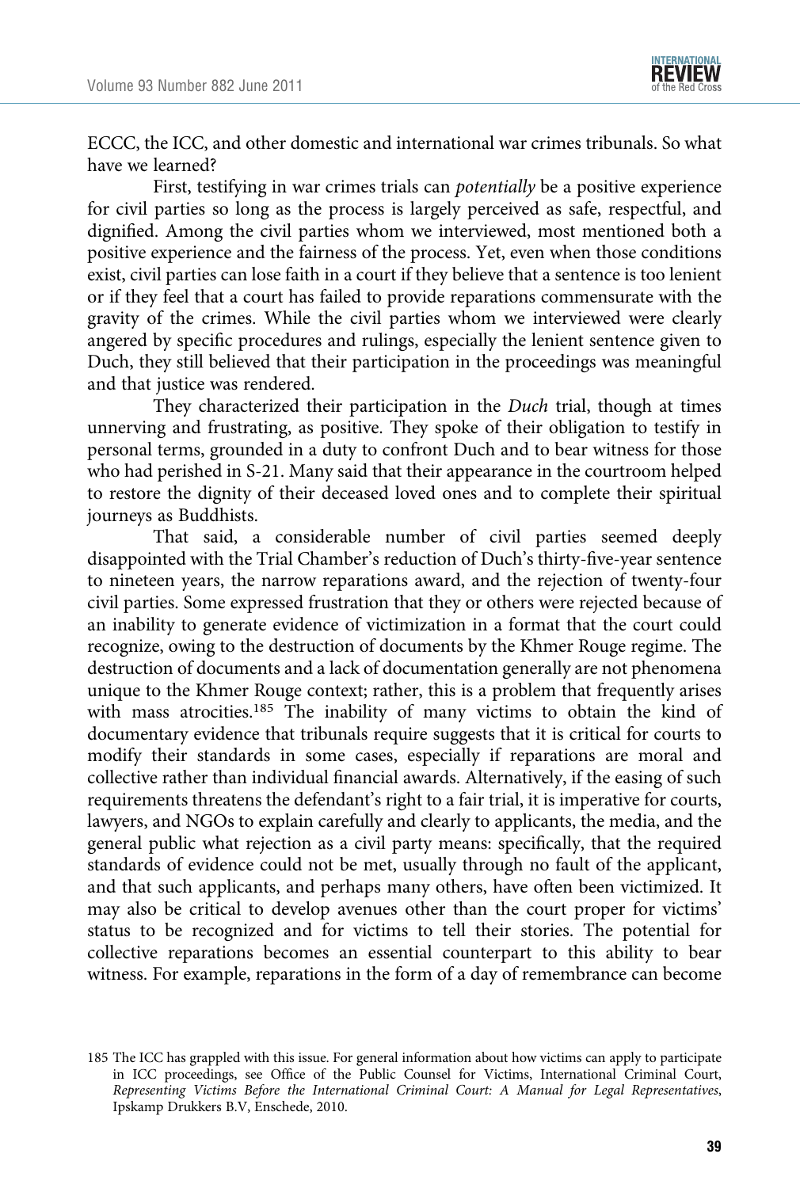ECCC, the ICC, and other domestic and international war crimes tribunals. So what have we learned?

First, testifying in war crimes trials can *potentially* be a positive experience for civil parties so long as the process is largely perceived as safe, respectful, and dignified. Among the civil parties whom we interviewed, most mentioned both a positive experience and the fairness of the process. Yet, even when those conditions exist, civil parties can lose faith in a court if they believe that a sentence is too lenient or if they feel that a court has failed to provide reparations commensurate with the gravity of the crimes. While the civil parties whom we interviewed were clearly angered by specific procedures and rulings, especially the lenient sentence given to Duch, they still believed that their participation in the proceedings was meaningful and that justice was rendered.

They characterized their participation in the *Duch* trial, though at times unnerving and frustrating, as positive. They spoke of their obligation to testify in personal terms, grounded in a duty to confront Duch and to bear witness for those who had perished in S-21. Many said that their appearance in the courtroom helped to restore the dignity of their deceased loved ones and to complete their spiritual journeys as Buddhists.

That said, a considerable number of civil parties seemed deeply disappointed with the Trial Chamber's reduction of Duch's thirty-five-year sentence to nineteen years, the narrow reparations award, and the rejection of twenty-four civil parties. Some expressed frustration that they or others were rejected because of an inability to generate evidence of victimization in a format that the court could recognize, owing to the destruction of documents by the Khmer Rouge regime. The destruction of documents and a lack of documentation generally are not phenomena unique to the Khmer Rouge context; rather, this is a problem that frequently arises with mass atrocities.[185] The inability of many victims to obtain the kind of documentary evidence that tribunals require suggests that it is critical for courts to modify their standards in some cases, especially if reparations are moral and collective rather than individual financial awards. Alternatively, if the easing of such requirements threatens the defendant's right to a fair trial, it is imperative for courts, lawyers, and NGOs to explain carefully and clearly to applicants, the media, and the general public what rejection as a civil party means: specifically, that the required standards of evidence could not be met, usually through no fault of the applicant, and that such applicants, and perhaps many others, have often been victimized. It may also be critical to develop avenues other than the court proper for victims' status to be recognized and for victims to tell their stories. The potential for collective reparations becomes an essential counterpart to this ability to bear witness. For example, reparations in the form of a day of remembrance can become

185 The ICC has grappled with this issue. For general information about how victims can apply to participate in ICC proceedings, see Office of the Public Counsel for Victims, International Criminal Court, *Representing Victims Before the International Criminal Court: A Manual for Legal Representatives*, Ipskamp Drukkers B.V, Enschede, 2010.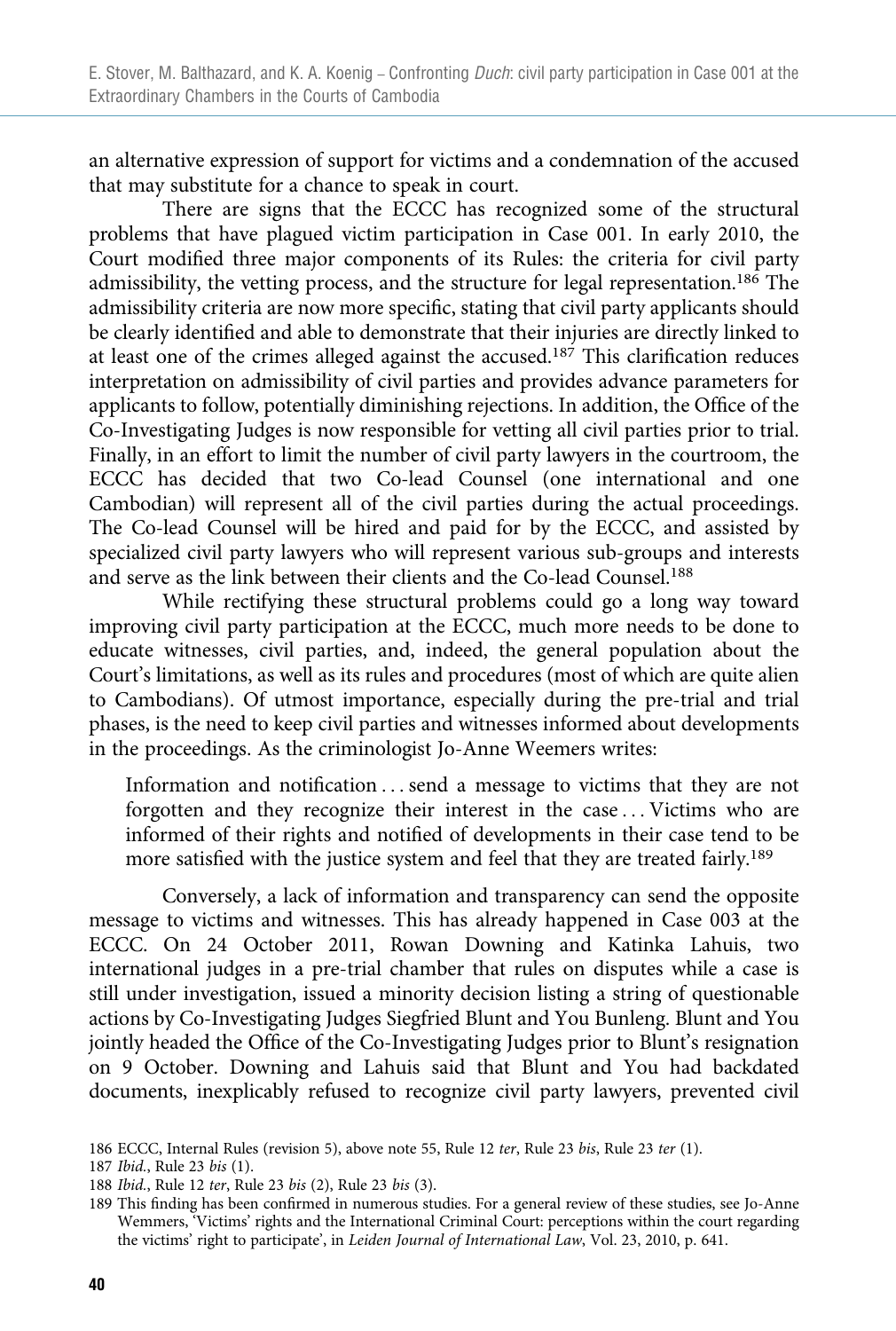an alternative expression of support for victims and a condemnation of the accused that may substitute for a chance to speak in court.

There are signs that the ECCC has recognized some of the structural problems that have plagued victim participation in Case 001. In early 2010, the Court modified three major components of its Rules: the criteria for civil party admissibility, the vetting process, and the structure for legal representation.[186] The admissibility criteria are now more specific, stating that civil party applicants should be clearly identified and able to demonstrate that their injuries are directly linked to at least one of the crimes alleged against the accused.[187] This clarification reduces interpretation on admissibility of civil parties and provides advance parameters for applicants to follow, potentially diminishing rejections. In addition, the Office of the Co-Investigating Judges is now responsible for vetting all civil parties prior to trial. Finally, in an effort to limit the number of civil party lawyers in the courtroom, the ECCC has decided that two Co-lead Counsel (one international and one Cambodian) will represent all of the civil parties during the actual proceedings. The Co-lead Counsel will be hired and paid for by the ECCC, and assisted by specialized civil party lawyers who will represent various sub-groups and interests and serve as the link between their clients and the Co-lead Counsel.[188]

While rectifying these structural problems could go a long way toward improving civil party participation at the ECCC, much more needs to be done to educate witnesses, civil parties, and, indeed, the general population about the Court's limitations, as well as its rules and procedures (most of which are quite alien to Cambodians). Of utmost importance, especially during the pre-trial and trial phases, is the need to keep civil parties and witnesses informed about developments in the proceedings. As the criminologist Jo-Anne Weemers writes:

> Information and notification ... send a message to victims that they are not forgotten and they recognize their interest in the case ... Victims who are informed of their rights and notified of developments in their case tend to be more satisfied with the justice system and feel that they are treated fairly.[189]

Conversely, a lack of information and transparency can send the opposite message to victims and witnesses. This has already happened in Case 003 at the ECCC. On 24 October 2011, Rowan Downing and Katinka Lahuis, two international judges in a pre-trial chamber that rules on disputes while a case is still under investigation, issued a minority decision listing a string of questionable actions by Co-Investigating Judges Siegfried Blunt and You Bunleng. Blunt and You jointly headed the Office of the Co-Investigating Judges prior to Blunt's resignation on 9 October. Downing and Lahuis said that Blunt and You had backdated documents, inexplicably refused to recognize civil party lawyers, prevented civil

186 ECCC, Internal Rules (revision 5), above note 55, Rule 12 *ter*, Rule 23 *bis*, Rule 23 *ter* (1).

187 *Ibid.*, Rule 23 *bis* (1).

188 *Ibid.*, Rule 12 *ter*, Rule 23 *bis* (2), Rule 23 *bis* (3).

189 This finding has been confirmed in numerous studies. For a general review of these studies, see Jo-Anne Wemmers, 'Victims' rights and the International Criminal Court: perceptions within the court regarding the victims' right to participate', in *Leiden Journal of International Law*, Vol. 23, 2010, p. 641.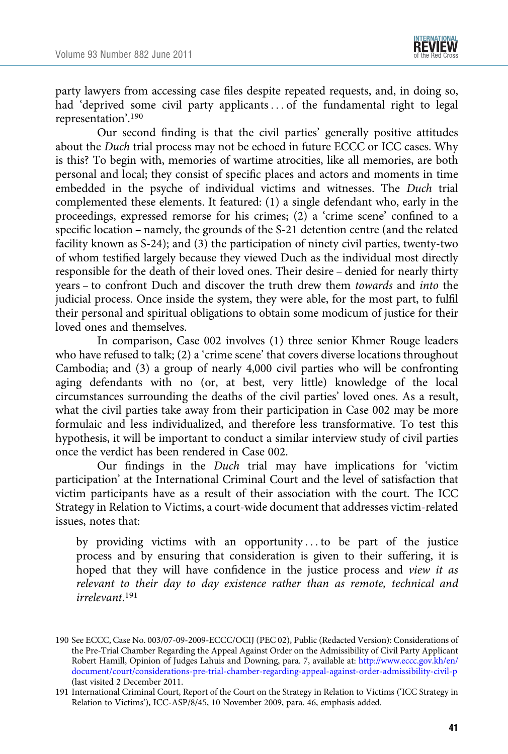party lawyers from accessing case files despite repeated requests, and, in doing so, had 'deprived some civil party applicants . . . of the fundamental right to legal representation'.[190]

Our second finding is that the civil parties' generally positive attitudes about the *Duch* trial process may not be echoed in future ECCC or ICC cases. Why is this? To begin with, memories of wartime atrocities, like all memories, are both personal and local; they consist of specific places and actors and moments in time embedded in the psyche of individual victims and witnesses. The *Duch* trial complemented these elements. It featured: (1) a single defendant who, early in the proceedings, expressed remorse for his crimes; (2) a 'crime scene' confined to a specific location – namely, the grounds of the S-21 detention centre (and the related facility known as S-24); and (3) the participation of ninety civil parties, twenty-two of whom testified largely because they viewed Duch as the individual most directly responsible for the death of their loved ones. Their desire – denied for nearly thirty years – to confront Duch and discover the truth drew them *towards* and *into* the judicial process. Once inside the system, they were able, for the most part, to fulfil their personal and spiritual obligations to obtain some modicum of justice for their loved ones and themselves.

In comparison, Case 002 involves (1) three senior Khmer Rouge leaders who have refused to talk; (2) a 'crime scene' that covers diverse locations throughout Cambodia; and (3) a group of nearly 4,000 civil parties who will be confronting aging defendants with no (or, at best, very little) knowledge of the local circumstances surrounding the deaths of the civil parties' loved ones. As a result, what the civil parties take away from their participation in Case 002 may be more formulaic and less individualized, and therefore less transformative. To test this hypothesis, it will be important to conduct a similar interview study of civil parties once the verdict has been rendered in Case 002.

Our findings in the *Duch* trial may have implications for 'victim participation' at the International Criminal Court and the level of satisfaction that victim participants have as a result of their association with the court. The ICC Strategy in Relation to Victims, a court-wide document that addresses victim-related issues, notes that:

> by providing victims with an opportunity . . . to be part of the justice process and by ensuring that consideration is given to their suffering, it is hoped that they will have confidence in the justice process and *view it as relevant to their day to day existence rather than as remote, technical and irrelevant*.[191]

---

190 See ECCC, Case No. 003/07-09-2009-ECCC/OCIJ (PEC 02), Public (Redacted Version): Considerations of the Pre-Trial Chamber Regarding the Appeal Against Order on the Admissibility of Civil Party Applicant Robert Hamill, Opinion of Judges Lahuis and Downing, para. 7, available at: http://www.eccc.gov.kh/en/document/court/considerations-pre-trial-chamber-regarding-appeal-against-order-admissibility-civil-p (last visited 2 December 2011.

191 International Criminal Court, Report of the Court on the Strategy in Relation to Victims ('ICC Strategy in Relation to Victims'), ICC-ASP/8/45, 10 November 2009, para. 46, emphasis added.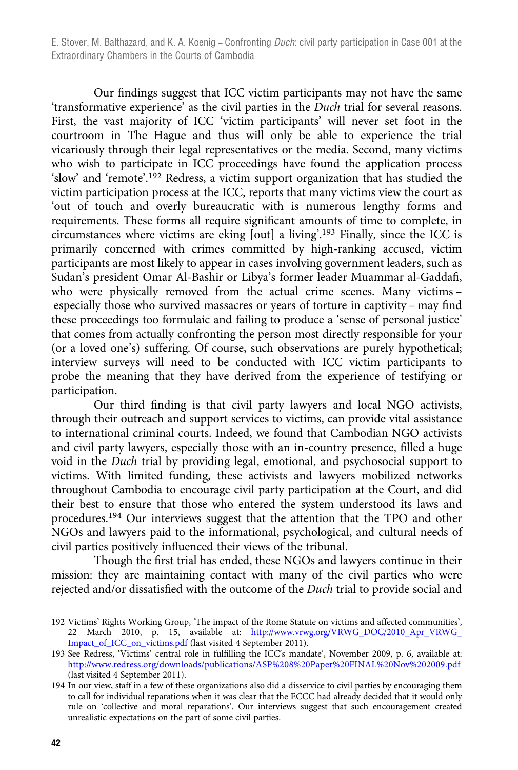Our findings suggest that ICC victim participants may not have the same 'transformative experience' as the civil parties in the *Duch* trial for several reasons. First, the vast majority of ICC 'victim participants' will never set foot in the courtroom in The Hague and thus will only be able to experience the trial vicariously through their legal representatives or the media. Second, many victims who wish to participate in ICC proceedings have found the application process 'slow' and 'remote'.[192] Redress, a victim support organization that has studied the victim participation process at the ICC, reports that many victims view the court as 'out of touch and overly bureaucratic with is numerous lengthy forms and requirements. These forms all require significant amounts of time to complete, in circumstances where victims are eking [out] a living'.[193] Finally, since the ICC is primarily concerned with crimes committed by high-ranking accused, victim participants are most likely to appear in cases involving government leaders, such as Sudan's president Omar Al-Bashir or Libya's former leader Muammar al-Gaddafi, who were physically removed from the actual crime scenes. Many victims – especially those who survived massacres or years of torture in captivity – may find these proceedings too formulaic and failing to produce a 'sense of personal justice' that comes from actually confronting the person most directly responsible for your (or a loved one's) suffering. Of course, such observations are purely hypothetical; interview surveys will need to be conducted with ICC victim participants to probe the meaning that they have derived from the experience of testifying or participation.

Our third finding is that civil party lawyers and local NGO activists, through their outreach and support services to victims, can provide vital assistance to international criminal courts. Indeed, we found that Cambodian NGO activists and civil party lawyers, especially those with an in-country presence, filled a huge void in the *Duch* trial by providing legal, emotional, and psychosocial support to victims. With limited funding, these activists and lawyers mobilized networks throughout Cambodia to encourage civil party participation at the Court, and did their best to ensure that those who entered the system understood its laws and procedures.[194] Our interviews suggest that the attention that the TPO and other NGOs and lawyers paid to the informational, psychological, and cultural needs of civil parties positively influenced their views of the tribunal.

Though the first trial has ended, these NGOs and lawyers continue in their mission: they are maintaining contact with many of the civil parties who were rejected and/or dissatisfied with the outcome of the *Duch* trial to provide social and

192 Victims' Rights Working Group, 'The impact of the Rome Statute on victims and affected communities', 22 March 2010, p. 15, available at: http://www.vrwg.org/VRWG_DOC/2010_Apr_VRWG_Impact_of_ICC_on_victims.pdf (last visited 4 September 2011).

193 See Redress, 'Victims' central role in fulfilling the ICC's mandate', November 2009, p. 6, available at: http://www.redress.org/downloads/publications/ASP%208%20Paper%20FINAL%20Nov%202009.pdf (last visited 4 September 2011).

194 In our view, staff in a few of these organizations also did a disservice to civil parties by encouraging them to call for individual reparations when it was clear that the ECCC had already decided that it would only rule on 'collective and moral reparations'. Our interviews suggest that such encouragement created unrealistic expectations on the part of some civil parties.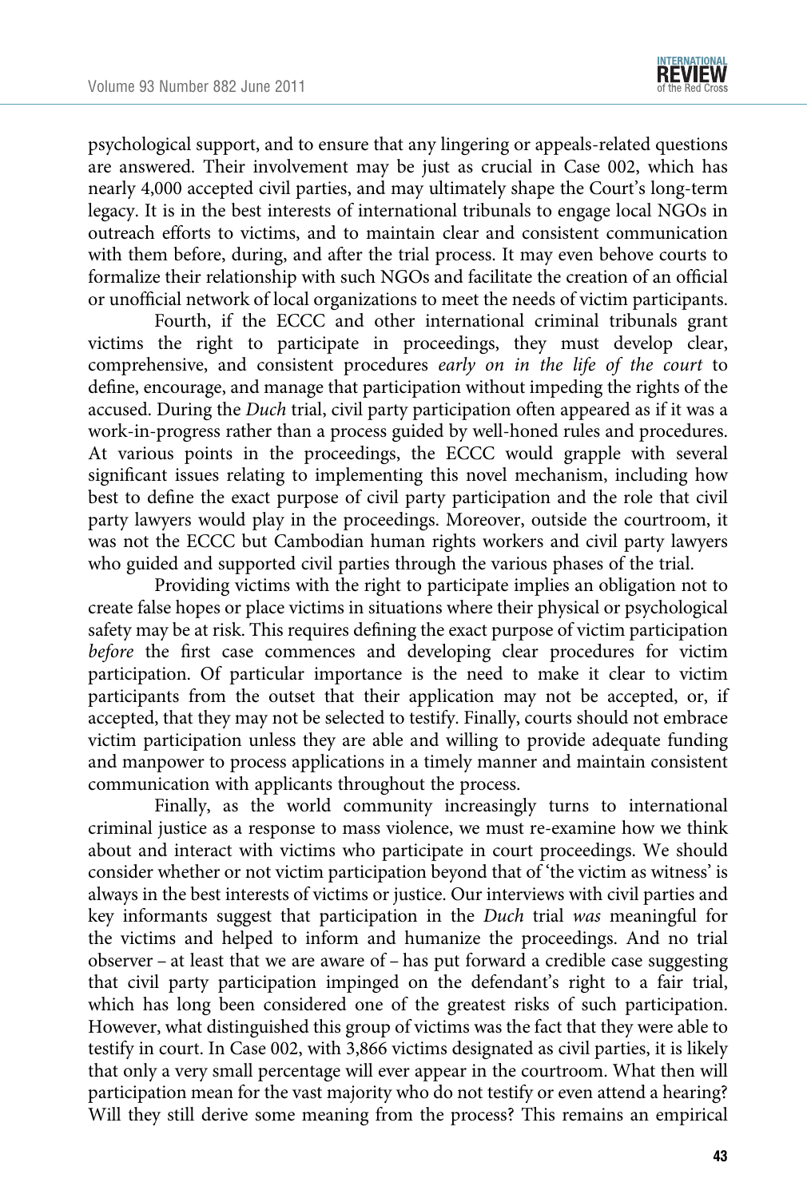psychological support, and to ensure that any lingering or appeals-related questions are answered. Their involvement may be just as crucial in Case 002, which has nearly 4,000 accepted civil parties, and may ultimately shape the Court's long-term legacy. It is in the best interests of international tribunals to engage local NGOs in outreach efforts to victims, and to maintain clear and consistent communication with them before, during, and after the trial process. It may even behove courts to formalize their relationship with such NGOs and facilitate the creation of an official or unofficial network of local organizations to meet the needs of victim participants.

Fourth, if the ECCC and other international criminal tribunals grant victims the right to participate in proceedings, they must develop clear, comprehensive, and consistent procedures *early on in the life of the court* to define, encourage, and manage that participation without impeding the rights of the accused. During the *Duch* trial, civil party participation often appeared as if it was a work-in-progress rather than a process guided by well-honed rules and procedures. At various points in the proceedings, the ECCC would grapple with several significant issues relating to implementing this novel mechanism, including how best to define the exact purpose of civil party participation and the role that civil party lawyers would play in the proceedings. Moreover, outside the courtroom, it was not the ECCC but Cambodian human rights workers and civil party lawyers who guided and supported civil parties through the various phases of the trial.

Providing victims with the right to participate implies an obligation not to create false hopes or place victims in situations where their physical or psychological safety may be at risk. This requires defining the exact purpose of victim participation *before* the first case commences and developing clear procedures for victim participation. Of particular importance is the need to make it clear to victim participants from the outset that their application may not be accepted, or, if accepted, that they may not be selected to testify. Finally, courts should not embrace victim participation unless they are able and willing to provide adequate funding and manpower to process applications in a timely manner and maintain consistent communication with applicants throughout the process.

Finally, as the world community increasingly turns to international criminal justice as a response to mass violence, we must re-examine how we think about and interact with victims who participate in court proceedings. We should consider whether or not victim participation beyond that of 'the victim as witness' is always in the best interests of victims or justice. Our interviews with civil parties and key informants suggest that participation in the *Duch* trial *was* meaningful for the victims and helped to inform and humanize the proceedings. And no trial observer – at least that we are aware of – has put forward a credible case suggesting that civil party participation impinged on the defendant's right to a fair trial, which has long been considered one of the greatest risks of such participation. However, what distinguished this group of victims was the fact that they were able to testify in court. In Case 002, with 3,866 victims designated as civil parties, it is likely that only a very small percentage will ever appear in the courtroom. What then will participation mean for the vast majority who do not testify or even attend a hearing? Will they still derive some meaning from the process? This remains an empirical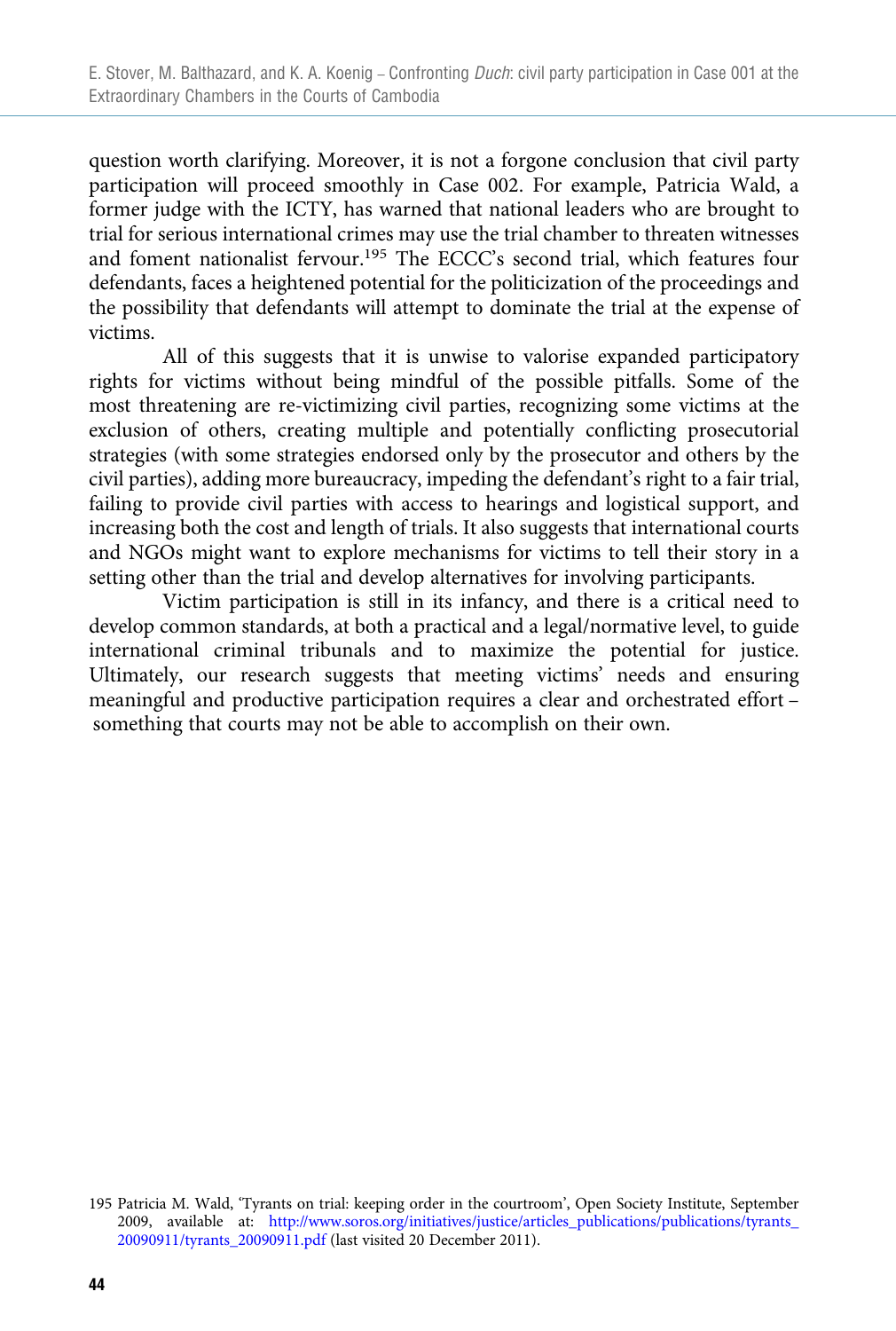question worth clarifying. Moreover, it is not a forgone conclusion that civil party participation will proceed smoothly in Case 002. For example, Patricia Wald, a former judge with the ICTY, has warned that national leaders who are brought to trial for serious international crimes may use the trial chamber to threaten witnesses and foment nationalist fervour.[195] The ECCC's second trial, which features four defendants, faces a heightened potential for the politicization of the proceedings and the possibility that defendants will attempt to dominate the trial at the expense of victims.

All of this suggests that it is unwise to valorise expanded participatory rights for victims without being mindful of the possible pitfalls. Some of the most threatening are re-victimizing civil parties, recognizing some victims at the exclusion of others, creating multiple and potentially conflicting prosecutorial strategies (with some strategies endorsed only by the prosecutor and others by the civil parties), adding more bureaucracy, impeding the defendant's right to a fair trial, failing to provide civil parties with access to hearings and logistical support, and increasing both the cost and length of trials. It also suggests that international courts and NGOs might want to explore mechanisms for victims to tell their story in a setting other than the trial and develop alternatives for involving participants.

Victim participation is still in its infancy, and there is a critical need to develop common standards, at both a practical and a legal/normative level, to guide international criminal tribunals and to maximize the potential for justice. Ultimately, our research suggests that meeting victims' needs and ensuring meaningful and productive participation requires a clear and orchestrated effort – something that courts may not be able to accomplish on their own.

195 Patricia M. Wald, 'Tyrants on trial: keeping order in the courtroom', Open Society Institute, September 2009, available at: http://www.soros.org/initiatives/justice/articles_publications/publications/tyrants_20090911/tyrants_20090911.pdf (last visited 20 December 2011).